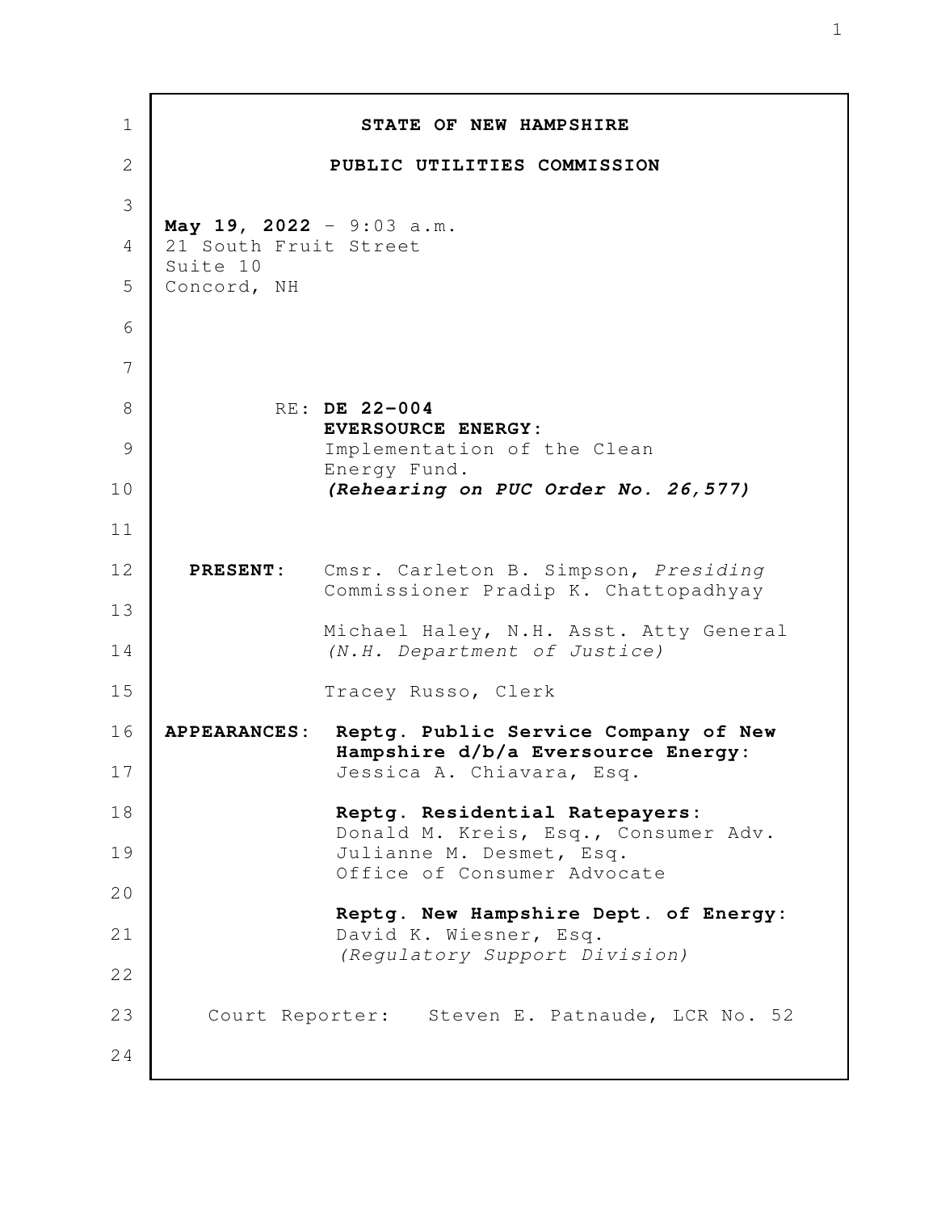**STATE OF NEW HAMPSHIRE**

**PUBLIC UTILITIES COMMISSION**

**May 19, 2022** - 9:03 a.m.
21 South Fruit Street
Suite 10
Concord, NH

RE: **DE 22-004**
**EVERSOURCE ENERGY:**
Implementation of the Clean Energy Fund.
***(Rehearing on PUC Order No. 26,577)***

**PRESENT:** Cmsr. Carleton B. Simpson, *Presiding*
Commissioner Pradip K. Chattopadhyay

Michael Haley, N.H. Asst. Atty General
*(N.H. Department of Justice)*

Tracey Russo, Clerk

**APPEARANCES:** **Reptg. Public Service Company of New Hampshire d/b/a Eversource Energy:**
Jessica A. Chiavara, Esq.

**Reptg. Residential Ratepayers:**
Donald M. Kreis, Esq., Consumer Adv.
Julianne M. Desmet, Esq.
Office of Consumer Advocate

**Reptg. New Hampshire Dept. of Energy:**
David K. Wiesner, Esq.
*(Regulatory Support Division)*

Court Reporter: Steven E. Patnaude, LCR No. 52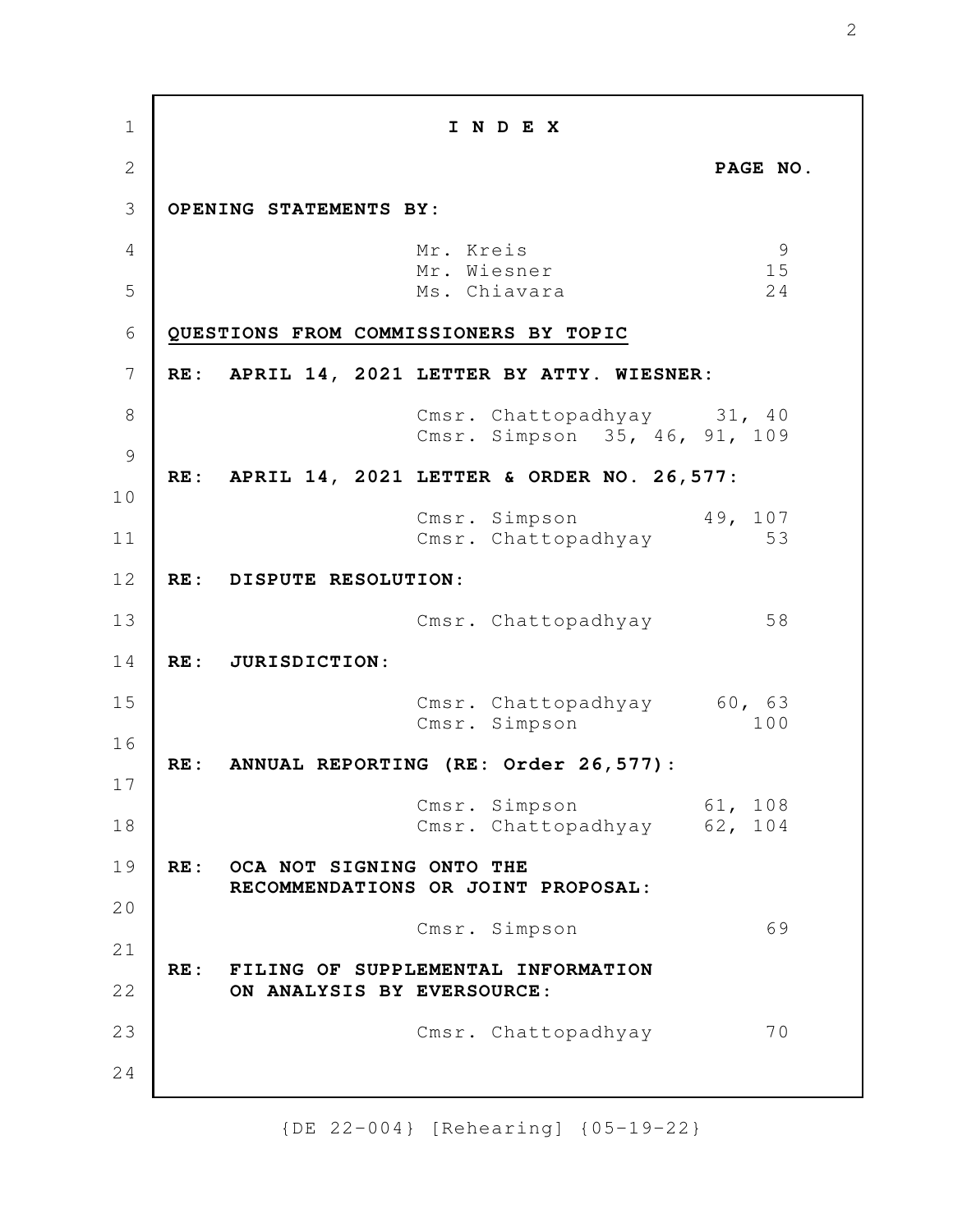# I N D E X

**PAGE NO.**

**OPENING STATEMENTS BY:**

| | |
|---|---|
| Mr. Kreis | 9 |
| Mr. Wiesner | 15 |
| Ms. Chiavara | 24 |

**QUESTIONS FROM COMMISSIONERS BY TOPIC**

**RE: APRIL 14, 2021 LETTER BY ATTY. WIESNER:**

| | |
|---|---|
| Cmsr. Chattopadhyay | 31, 40 |
| Cmsr. Simpson | 35, 46, 91, 109 |

**RE: APRIL 14, 2021 LETTER & ORDER NO. 26,577:**

| | |
|---|---|
| Cmsr. Simpson | 49, 107 |
| Cmsr. Chattopadhyay | 53 |

**RE: DISPUTE RESOLUTION:**

| | |
|---|---|
| Cmsr. Chattopadhyay | 58 |

**RE: JURISDICTION:**

| | |
|---|---|
| Cmsr. Chattopadhyay | 60, 63 |
| Cmsr. Simpson | 100 |

**RE: ANNUAL REPORTING (RE: Order 26,577):**

| | |
|---|---|
| Cmsr. Simpson | 61, 108 |
| Cmsr. Chattopadhyay | 62, 104 |

**RE: OCA NOT SIGNING ONTO THE RECOMMENDATIONS OR JOINT PROPOSAL:**

| | |
|---|---|
| Cmsr. Simpson | 69 |

**RE: FILING OF SUPPLEMENTAL INFORMATION ON ANALYSIS BY EVERSOURCE:**

| | |
|---|---|
| Cmsr. Chattopadhyay | 70 |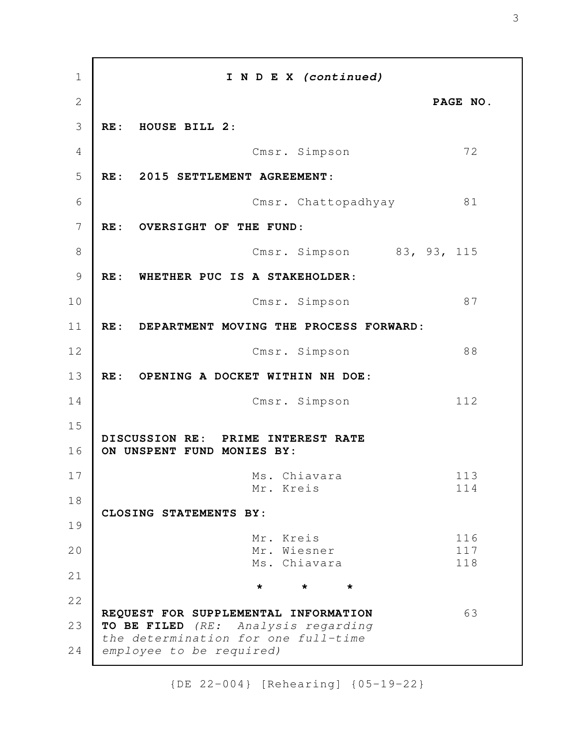**I N D E X *(continued)***

| | PAGE NO. |
|---|---|
| **RE: HOUSE BILL 2:** | |
| Cmsr. Simpson | 72 |
| **RE: 2015 SETTLEMENT AGREEMENT:** | |
| Cmsr. Chattopadhyay | 81 |
| **RE: OVERSIGHT OF THE FUND:** | |
| Cmsr. Simpson | 83, 93, 115 |
| **RE: WHETHER PUC IS A STAKEHOLDER:** | |
| Cmsr. Simpson | 87 |
| **RE: DEPARTMENT MOVING THE PROCESS FORWARD:** | |
| Cmsr. Simpson | 88 |
| **RE: OPENING A DOCKET WITHIN NH DOE:** | |
| Cmsr. Simpson | 112 |
| **DISCUSSION RE: PRIME INTEREST RATE ON UNSPENT FUND MONIES BY:** | |
| Ms. Chiavara | 113 |
| Mr. Kreis | 114 |
| **CLOSING STATEMENTS BY:** | |
| Mr. Kreis | 116 |
| Mr. Wiesner | 117 |
| Ms. Chiavara | 118 |

\* \* \*

| | |
|---|---|
| **REQUEST FOR SUPPLEMENTAL INFORMATION TO BE FILED** *(RE: Analysis regarding the determination for one full-time employee to be required)* | 63 |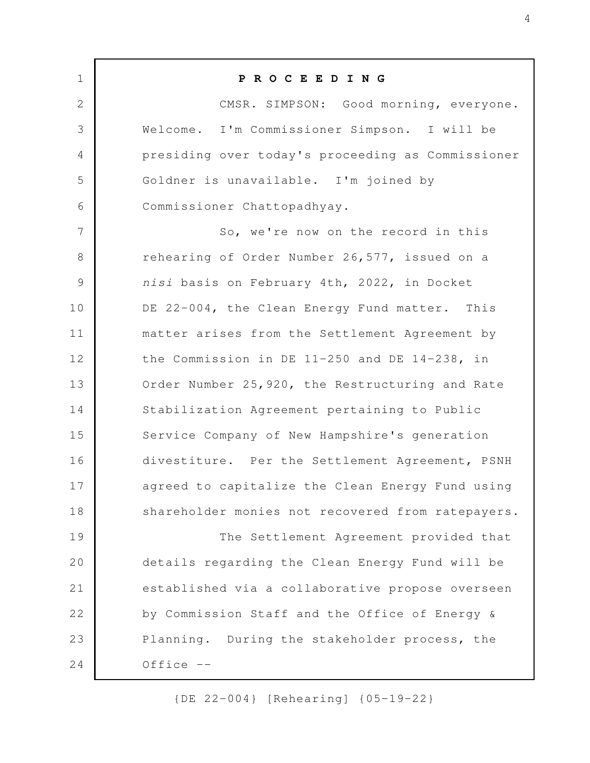**P R O C E E D I N G**

CMSR. SIMPSON: Good morning, everyone. Welcome. I'm Commissioner Simpson. I will be presiding over today's proceeding as Commissioner Goldner is unavailable. I'm joined by Commissioner Chattopadhyay.

So, we're now on the record in this rehearing of Order Number 26,577, issued on a *nisi* basis on February 4th, 2022, in Docket DE 22-004, the Clean Energy Fund matter. This matter arises from the Settlement Agreement by the Commission in DE 11-250 and DE 14-238, in Order Number 25,920, the Restructuring and Rate Stabilization Agreement pertaining to Public Service Company of New Hampshire's generation divestiture. Per the Settlement Agreement, PSNH agreed to capitalize the Clean Energy Fund using shareholder monies not recovered from ratepayers.

The Settlement Agreement provided that details regarding the Clean Energy Fund will be established via a collaborative propose overseen by Commission Staff and the Office of Energy & Planning. During the stakeholder process, the Office --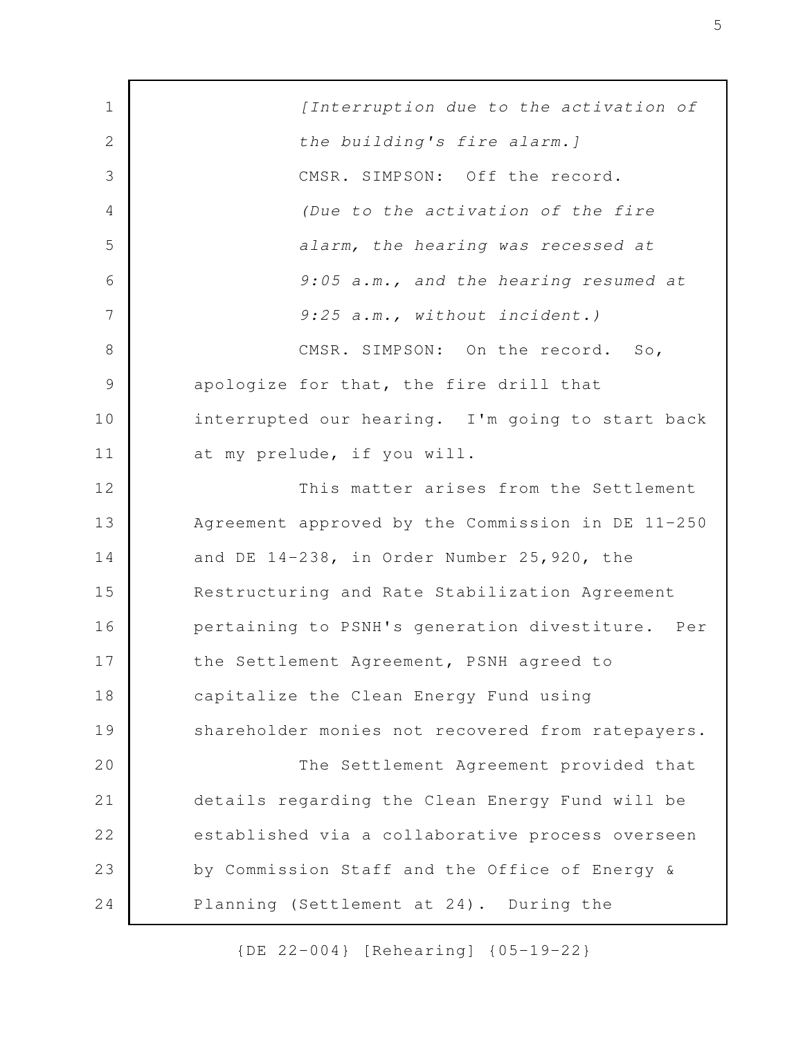*[Interruption due to the activation of the building's fire alarm.]*

CMSR. SIMPSON: Off the record.

*(Due to the activation of the fire alarm, the hearing was recessed at 9:05 a.m., and the hearing resumed at 9:25 a.m., without incident.)*

CMSR. SIMPSON: On the record. So, apologize for that, the fire drill that interrupted our hearing. I'm going to start back at my prelude, if you will.

This matter arises from the Settlement Agreement approved by the Commission in DE 11-250 and DE 14-238, in Order Number 25,920, the Restructuring and Rate Stabilization Agreement pertaining to PSNH's generation divestiture. Per the Settlement Agreement, PSNH agreed to capitalize the Clean Energy Fund using shareholder monies not recovered from ratepayers.

The Settlement Agreement provided that details regarding the Clean Energy Fund will be established via a collaborative process overseen by Commission Staff and the Office of Energy & Planning (Settlement at 24). During the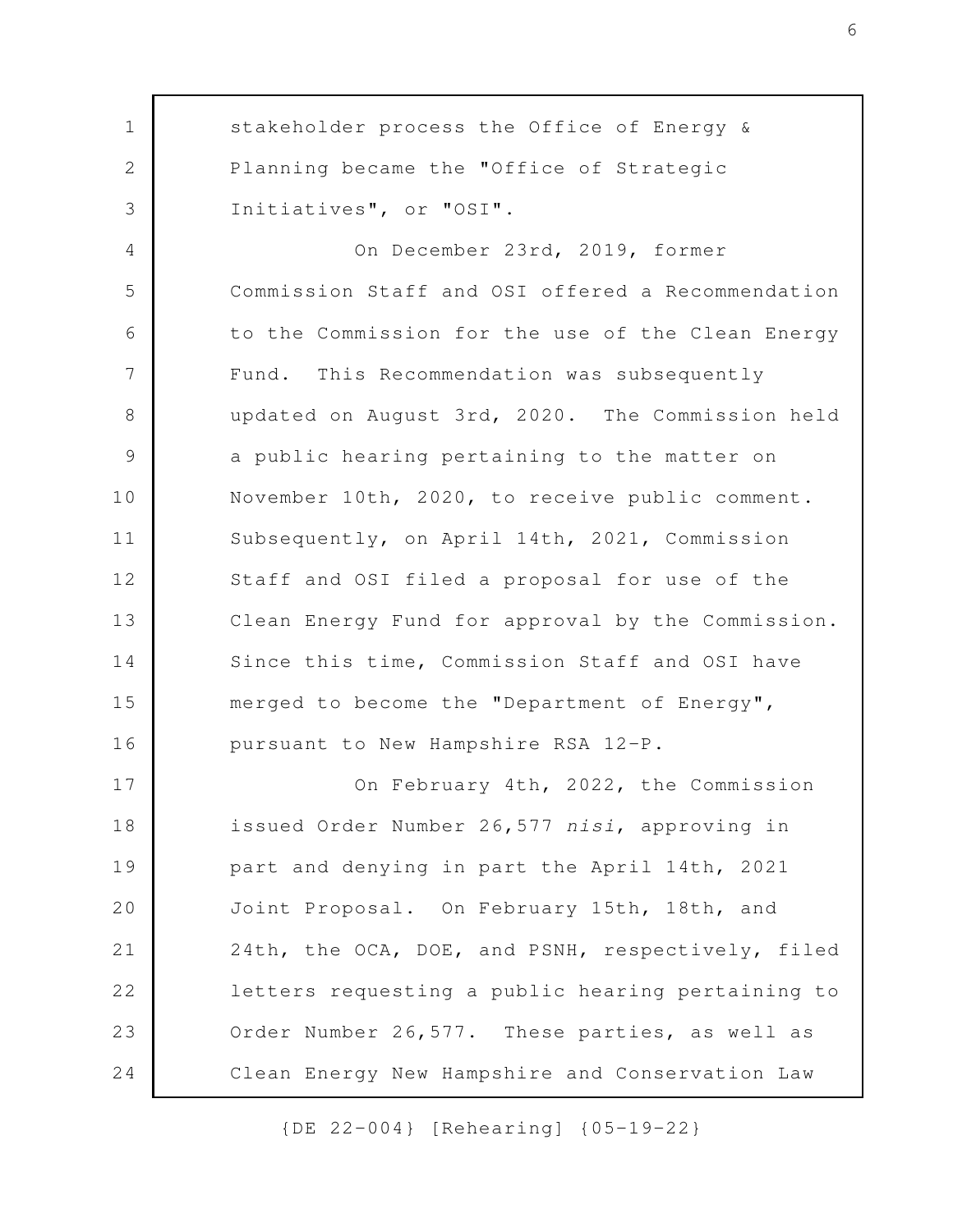stakeholder process the Office of Energy & Planning became the "Office of Strategic Initiatives", or "OSI".

On December 23rd, 2019, former Commission Staff and OSI offered a Recommendation to the Commission for the use of the Clean Energy Fund. This Recommendation was subsequently updated on August 3rd, 2020. The Commission held a public hearing pertaining to the matter on November 10th, 2020, to receive public comment. Subsequently, on April 14th, 2021, Commission Staff and OSI filed a proposal for use of the Clean Energy Fund for approval by the Commission. Since this time, Commission Staff and OSI have merged to become the "Department of Energy", pursuant to New Hampshire RSA 12-P.

On February 4th, 2022, the Commission issued Order Number 26,577 *nisi*, approving in part and denying in part the April 14th, 2021 Joint Proposal. On February 15th, 18th, and 24th, the OCA, DOE, and PSNH, respectively, filed letters requesting a public hearing pertaining to Order Number 26,577. These parties, as well as Clean Energy New Hampshire and Conservation Law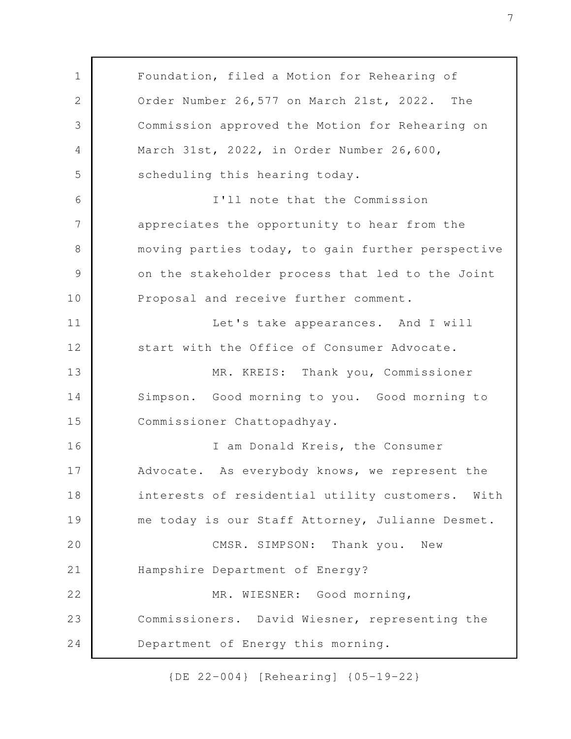Foundation, filed a Motion for Rehearing of Order Number 26,577 on March 21st, 2022. The Commission approved the Motion for Rehearing on March 31st, 2022, in Order Number 26,600, scheduling this hearing today.

I'll note that the Commission appreciates the opportunity to hear from the moving parties today, to gain further perspective on the stakeholder process that led to the Joint Proposal and receive further comment.

Let's take appearances. And I will start with the Office of Consumer Advocate.

MR. KREIS: Thank you, Commissioner Simpson. Good morning to you. Good morning to Commissioner Chattopadhyay.

I am Donald Kreis, the Consumer Advocate. As everybody knows, we represent the interests of residential utility customers. With me today is our Staff Attorney, Julianne Desmet.

CMSR. SIMPSON: Thank you. New Hampshire Department of Energy?

MR. WIESNER: Good morning, Commissioners. David Wiesner, representing the Department of Energy this morning.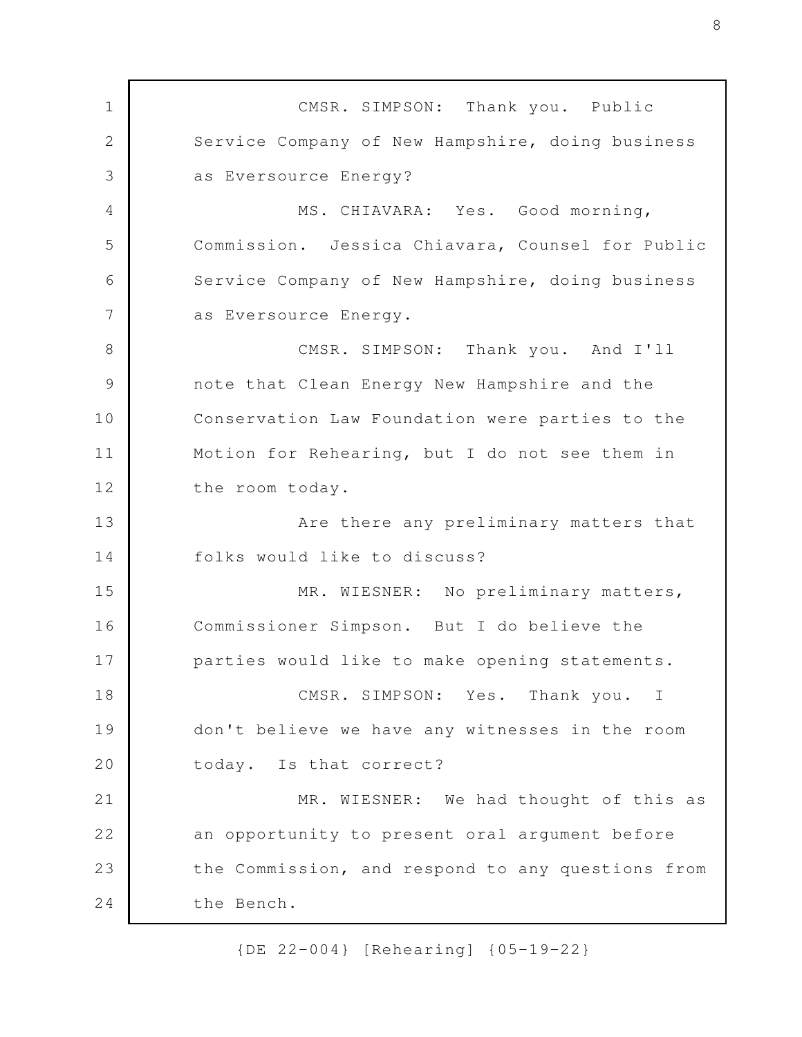CMSR. SIMPSON: Thank you. Public Service Company of New Hampshire, doing business as Eversource Energy?

MS. CHIAVARA: Yes. Good morning, Commission. Jessica Chiavara, Counsel for Public Service Company of New Hampshire, doing business as Eversource Energy.

CMSR. SIMPSON: Thank you. And I'll note that Clean Energy New Hampshire and the Conservation Law Foundation were parties to the Motion for Rehearing, but I do not see them in the room today.

Are there any preliminary matters that folks would like to discuss?

MR. WIESNER: No preliminary matters, Commissioner Simpson. But I do believe the parties would like to make opening statements.

CMSR. SIMPSON: Yes. Thank you. I don't believe we have any witnesses in the room today. Is that correct?

MR. WIESNER: We had thought of this as an opportunity to present oral argument before the Commission, and respond to any questions from the Bench.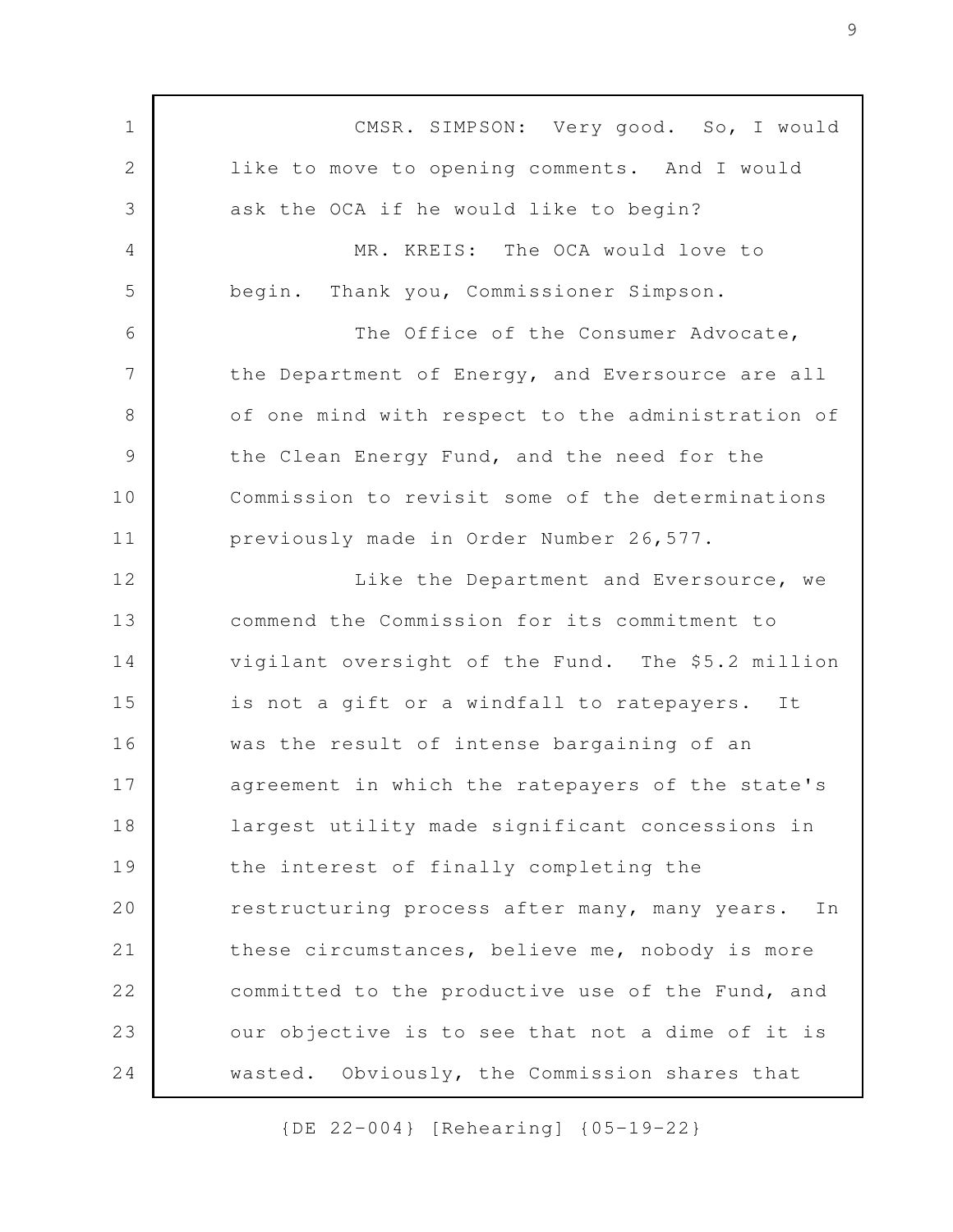CMSR. SIMPSON: Very good. So, I would like to move to opening comments. And I would ask the OCA if he would like to begin?

MR. KREIS: The OCA would love to begin. Thank you, Commissioner Simpson.

The Office of the Consumer Advocate, the Department of Energy, and Eversource are all of one mind with respect to the administration of the Clean Energy Fund, and the need for the Commission to revisit some of the determinations previously made in Order Number 26,577.

Like the Department and Eversource, we commend the Commission for its commitment to vigilant oversight of the Fund. The $5.2 million is not a gift or a windfall to ratepayers. It was the result of intense bargaining of an agreement in which the ratepayers of the state's largest utility made significant concessions in the interest of finally completing the restructuring process after many, many years. In these circumstances, believe me, nobody is more committed to the productive use of the Fund, and our objective is to see that not a dime of it is wasted. Obviously, the Commission shares that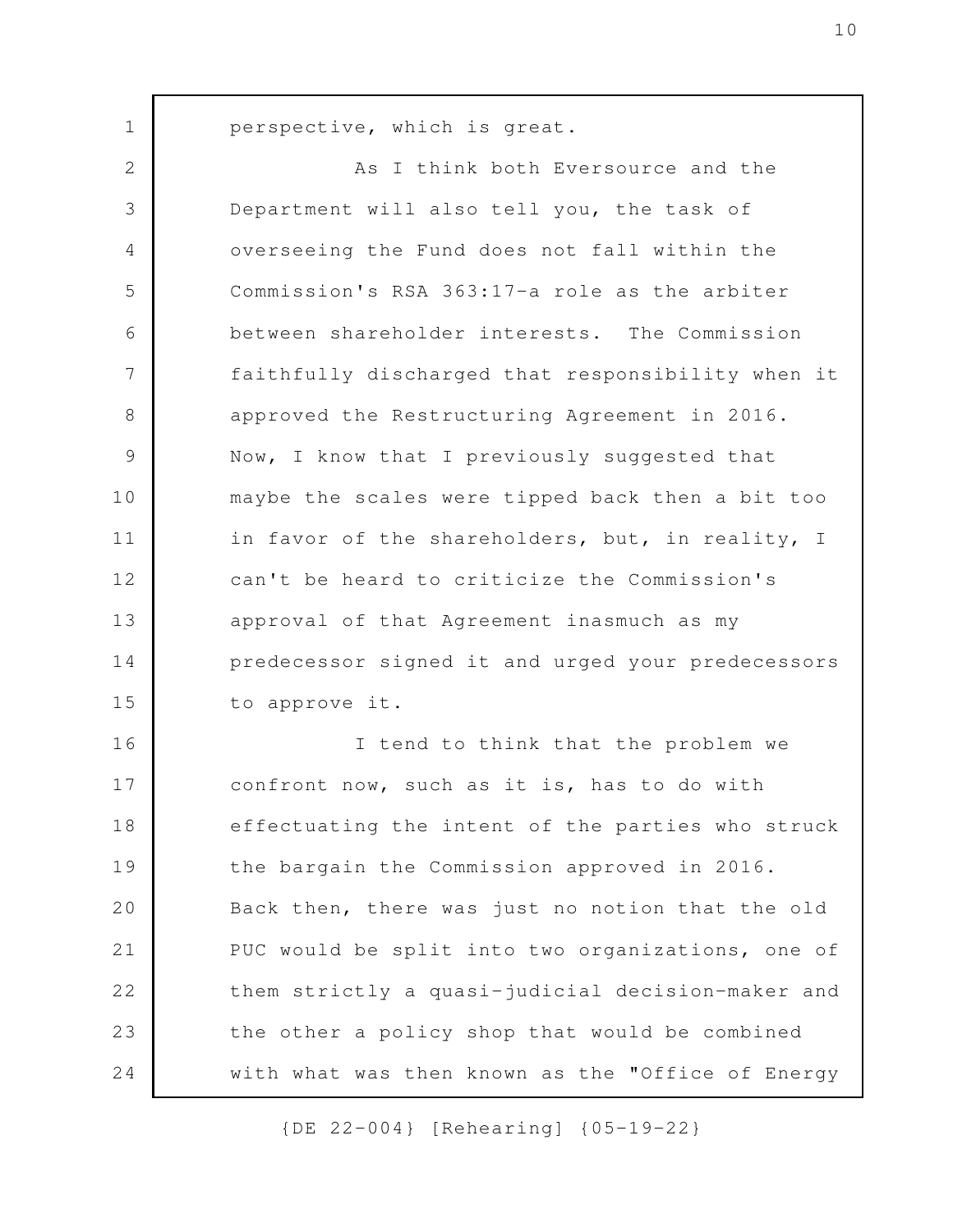perspective, which is great.

As I think both Eversource and the Department will also tell you, the task of overseeing the Fund does not fall within the Commission's RSA 363:17-a role as the arbiter between shareholder interests. The Commission faithfully discharged that responsibility when it approved the Restructuring Agreement in 2016. Now, I know that I previously suggested that maybe the scales were tipped back then a bit too in favor of the shareholders, but, in reality, I can't be heard to criticize the Commission's approval of that Agreement inasmuch as my predecessor signed it and urged your predecessors to approve it.

I tend to think that the problem we confront now, such as it is, has to do with effectuating the intent of the parties who struck the bargain the Commission approved in 2016. Back then, there was just no notion that the old PUC would be split into two organizations, one of them strictly a quasi-judicial decision-maker and the other a policy shop that would be combined with what was then known as the "Office of Energy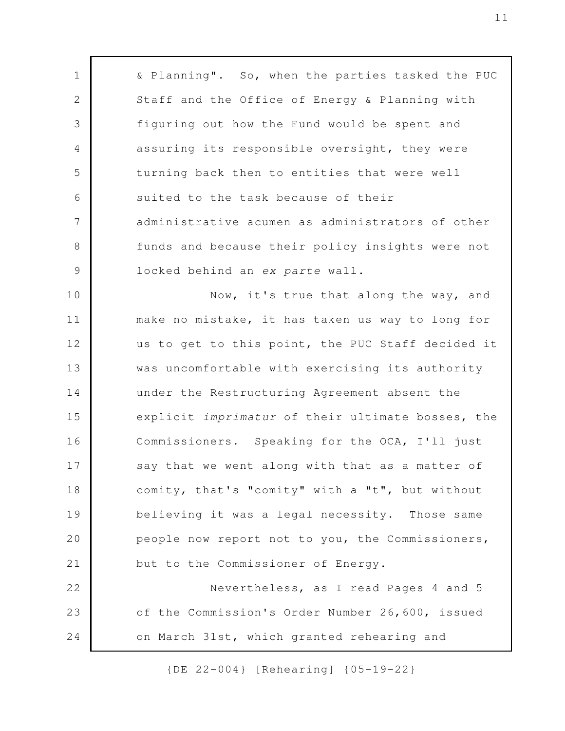& Planning". So, when the parties tasked the PUC Staff and the Office of Energy & Planning with figuring out how the Fund would be spent and assuring its responsible oversight, they were turning back then to entities that were well suited to the task because of their administrative acumen as administrators of other funds and because their policy insights were not locked behind an *ex parte* wall.

Now, it's true that along the way, and make no mistake, it has taken us way to long for us to get to this point, the PUC Staff decided it was uncomfortable with exercising its authority under the Restructuring Agreement absent the explicit *imprimatur* of their ultimate bosses, the Commissioners. Speaking for the OCA, I'll just say that we went along with that as a matter of comity, that's "comity" with a "t", but without believing it was a legal necessity. Those same people now report not to you, the Commissioners, but to the Commissioner of Energy.

Nevertheless, as I read Pages 4 and 5 of the Commission's Order Number 26,600, issued on March 31st, which granted rehearing and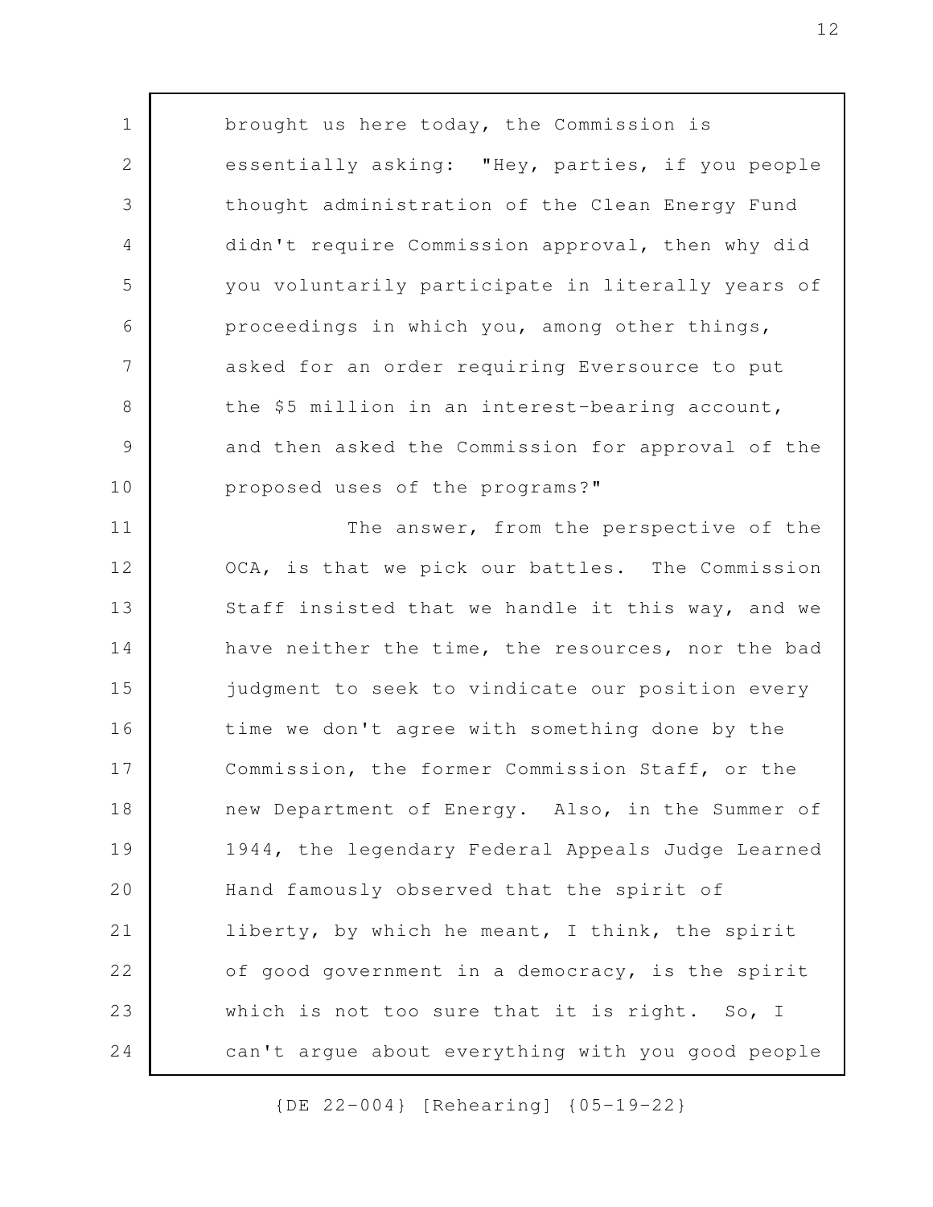brought us here today, the Commission is essentially asking: "Hey, parties, if you people thought administration of the Clean Energy Fund didn't require Commission approval, then why did you voluntarily participate in literally years of proceedings in which you, among other things, asked for an order requiring Eversource to put the $5 million in an interest-bearing account, and then asked the Commission for approval of the proposed uses of the programs?"

The answer, from the perspective of the OCA, is that we pick our battles. The Commission Staff insisted that we handle it this way, and we have neither the time, the resources, nor the bad judgment to seek to vindicate our position every time we don't agree with something done by the Commission, the former Commission Staff, or the new Department of Energy. Also, in the Summer of 1944, the legendary Federal Appeals Judge Learned Hand famously observed that the spirit of liberty, by which he meant, I think, the spirit of good government in a democracy, is the spirit which is not too sure that it is right. So, I can't argue about everything with you good people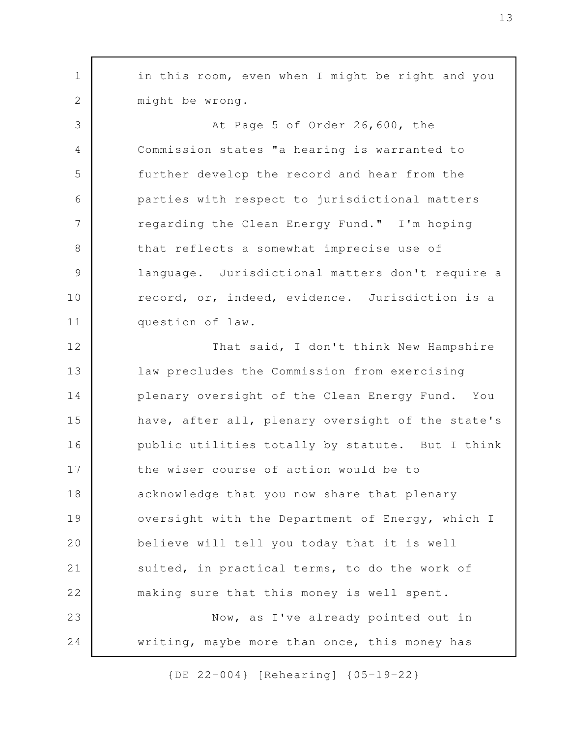in this room, even when I might be right and you might be wrong.

At Page 5 of Order 26,600, the Commission states "a hearing is warranted to further develop the record and hear from the parties with respect to jurisdictional matters regarding the Clean Energy Fund." I'm hoping that reflects a somewhat imprecise use of language. Jurisdictional matters don't require a record, or, indeed, evidence. Jurisdiction is a question of law.

That said, I don't think New Hampshire law precludes the Commission from exercising plenary oversight of the Clean Energy Fund. You have, after all, plenary oversight of the state's public utilities totally by statute. But I think the wiser course of action would be to acknowledge that you now share that plenary oversight with the Department of Energy, which I believe will tell you today that it is well suited, in practical terms, to do the work of making sure that this money is well spent.

Now, as I've already pointed out in writing, maybe more than once, this money has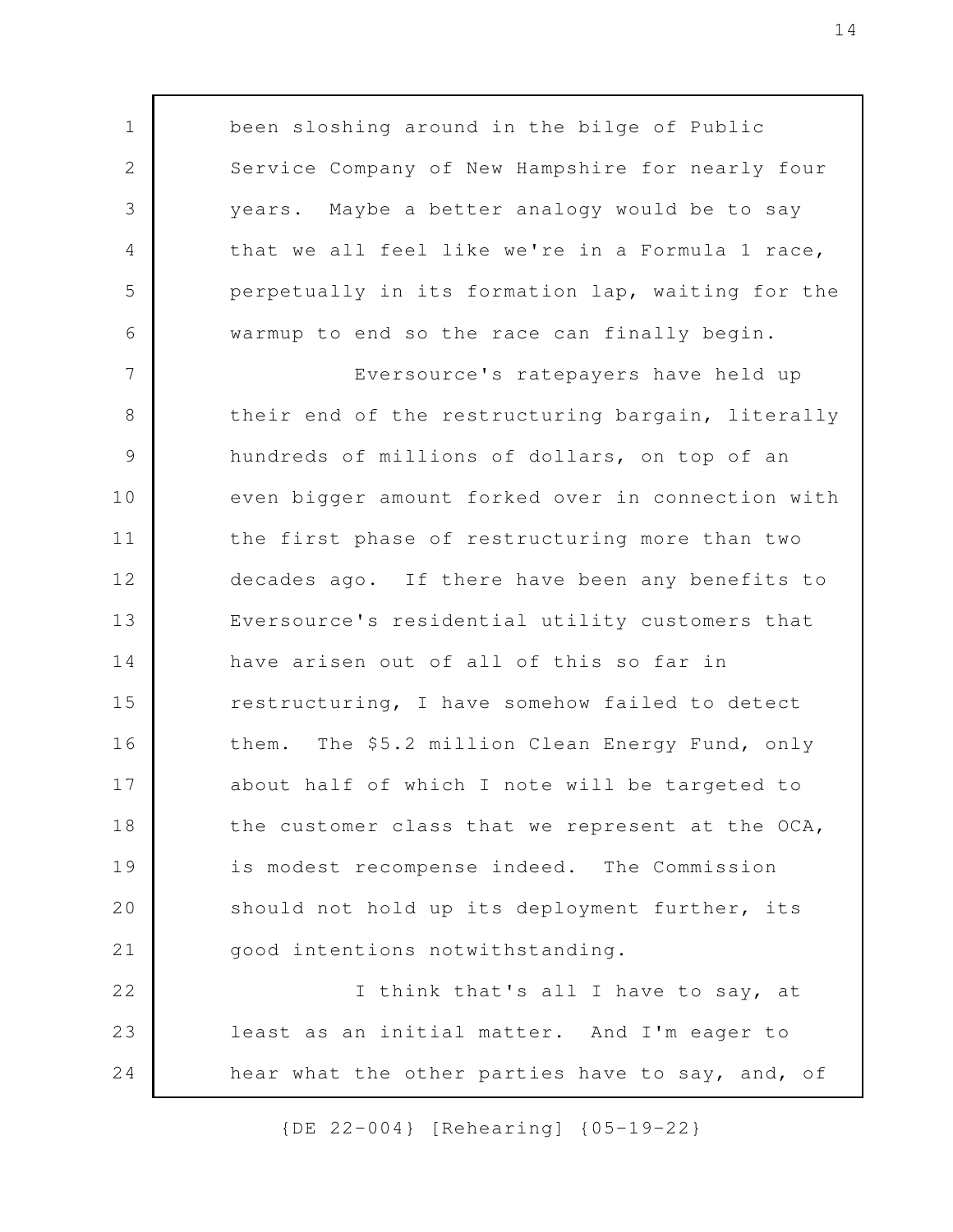been sloshing around in the bilge of Public Service Company of New Hampshire for nearly four years. Maybe a better analogy would be to say that we all feel like we're in a Formula 1 race, perpetually in its formation lap, waiting for the warmup to end so the race can finally begin.

Eversource's ratepayers have held up their end of the restructuring bargain, literally hundreds of millions of dollars, on top of an even bigger amount forked over in connection with the first phase of restructuring more than two decades ago. If there have been any benefits to Eversource's residential utility customers that have arisen out of all of this so far in restructuring, I have somehow failed to detect them. The $5.2 million Clean Energy Fund, only about half of which I note will be targeted to the customer class that we represent at the OCA, is modest recompense indeed. The Commission should not hold up its deployment further, its good intentions notwithstanding.

I think that's all I have to say, at least as an initial matter. And I'm eager to hear what the other parties have to say, and, of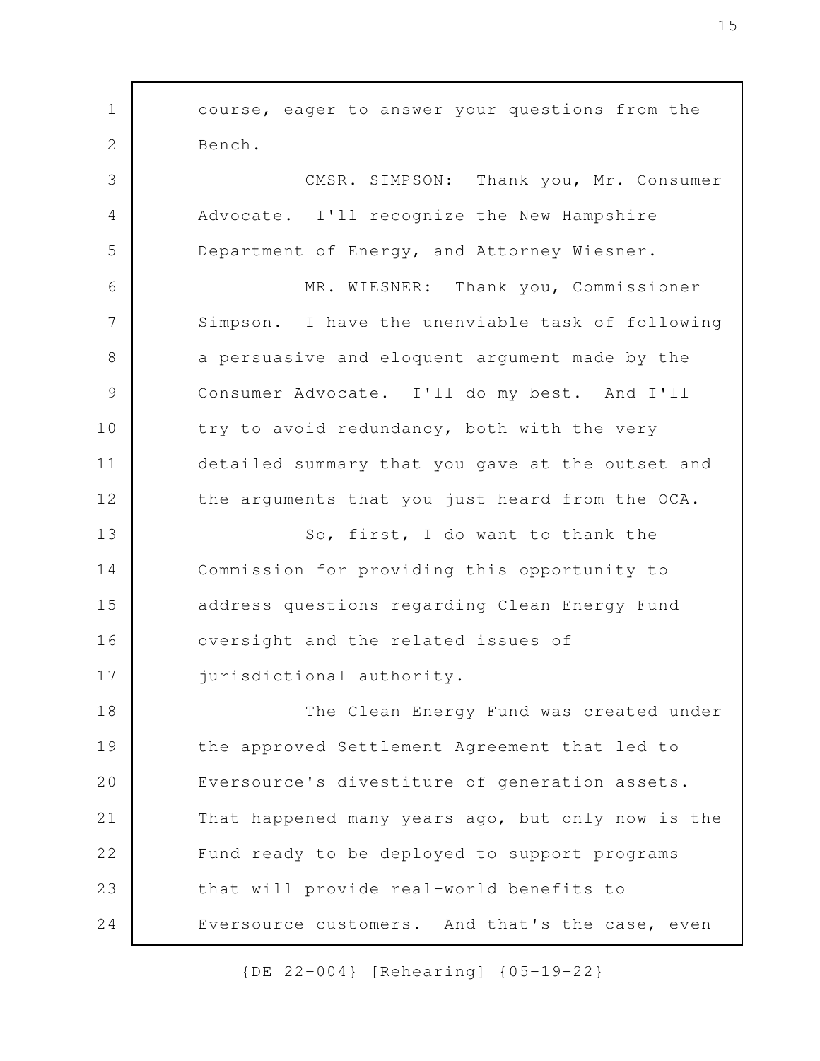course, eager to answer your questions from the Bench.

CMSR. SIMPSON: Thank you, Mr. Consumer Advocate. I'll recognize the New Hampshire Department of Energy, and Attorney Wiesner.

MR. WIESNER: Thank you, Commissioner Simpson. I have the unenviable task of following a persuasive and eloquent argument made by the Consumer Advocate. I'll do my best. And I'll try to avoid redundancy, both with the very detailed summary that you gave at the outset and the arguments that you just heard from the OCA.

So, first, I do want to thank the Commission for providing this opportunity to address questions regarding Clean Energy Fund oversight and the related issues of jurisdictional authority.

The Clean Energy Fund was created under the approved Settlement Agreement that led to Eversource's divestiture of generation assets. That happened many years ago, but only now is the Fund ready to be deployed to support programs that will provide real-world benefits to Eversource customers. And that's the case, even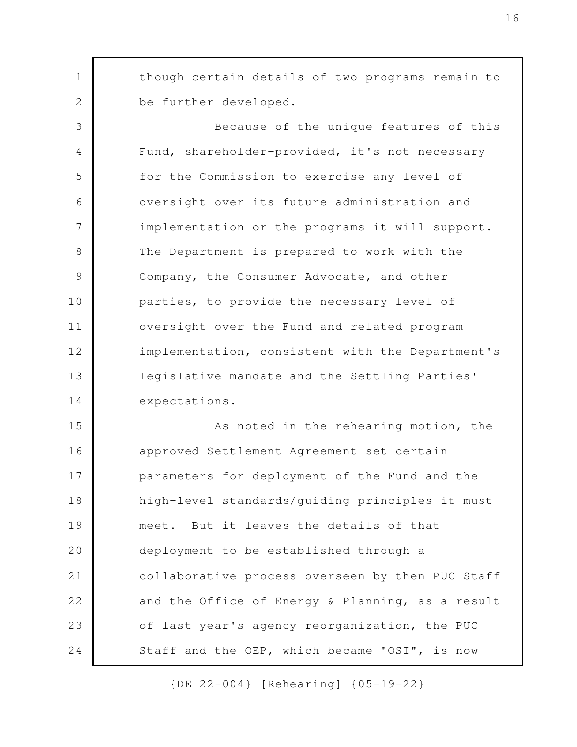though certain details of two programs remain to be further developed.

Because of the unique features of this Fund, shareholder-provided, it's not necessary for the Commission to exercise any level of oversight over its future administration and implementation or the programs it will support. The Department is prepared to work with the Company, the Consumer Advocate, and other parties, to provide the necessary level of oversight over the Fund and related program implementation, consistent with the Department's legislative mandate and the Settling Parties' expectations.

As noted in the rehearing motion, the approved Settlement Agreement set certain parameters for deployment of the Fund and the high-level standards/guiding principles it must meet. But it leaves the details of that deployment to be established through a collaborative process overseen by then PUC Staff and the Office of Energy & Planning, as a result of last year's agency reorganization, the PUC Staff and the OEP, which became "OSI", is now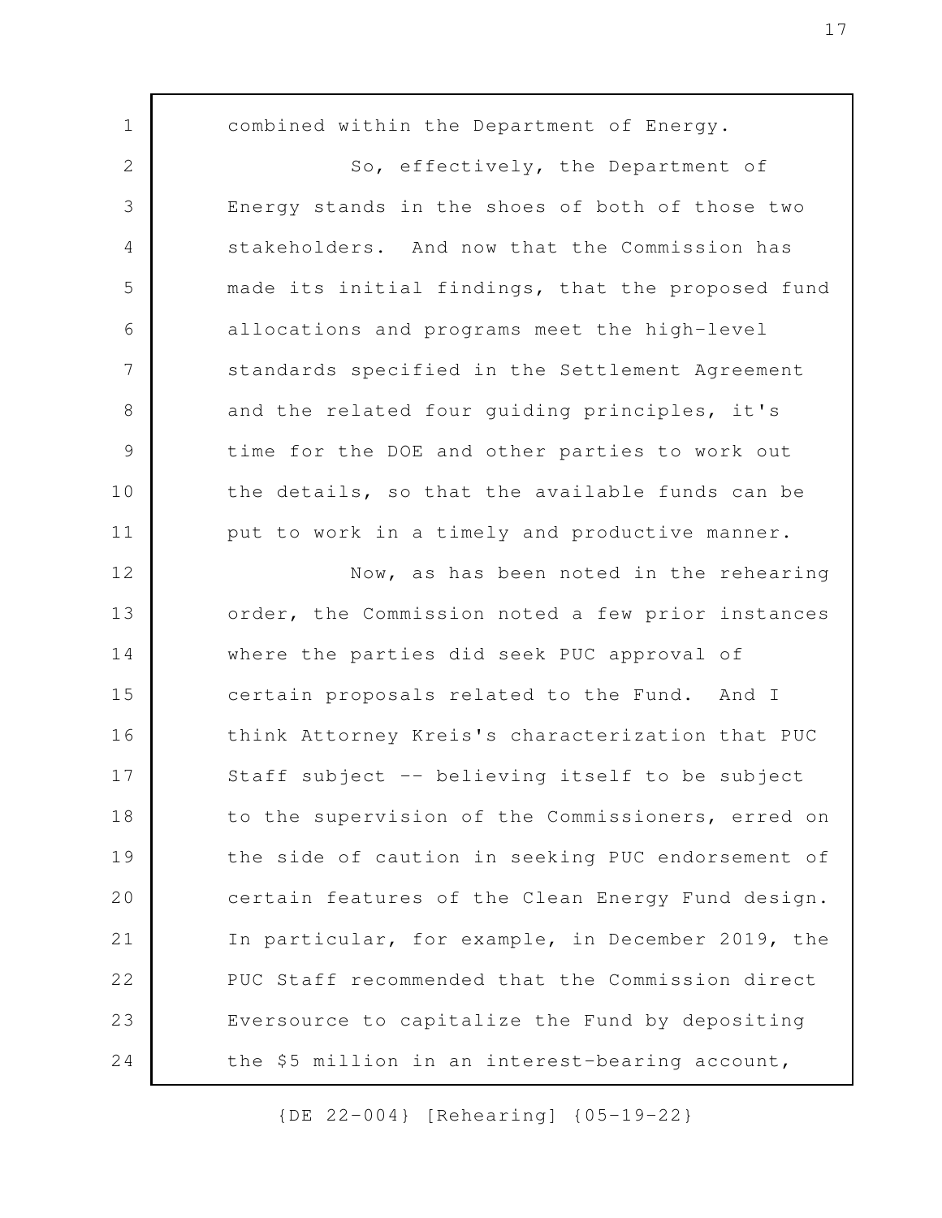combined within the Department of Energy.

So, effectively, the Department of Energy stands in the shoes of both of those two stakeholders. And now that the Commission has made its initial findings, that the proposed fund allocations and programs meet the high-level standards specified in the Settlement Agreement and the related four guiding principles, it's time for the DOE and other parties to work out the details, so that the available funds can be put to work in a timely and productive manner.

Now, as has been noted in the rehearing order, the Commission noted a few prior instances where the parties did seek PUC approval of certain proposals related to the Fund. And I think Attorney Kreis's characterization that PUC Staff subject -- believing itself to be subject to the supervision of the Commissioners, erred on the side of caution in seeking PUC endorsement of certain features of the Clean Energy Fund design. In particular, for example, in December 2019, the PUC Staff recommended that the Commission direct Eversource to capitalize the Fund by depositing the $5 million in an interest-bearing account,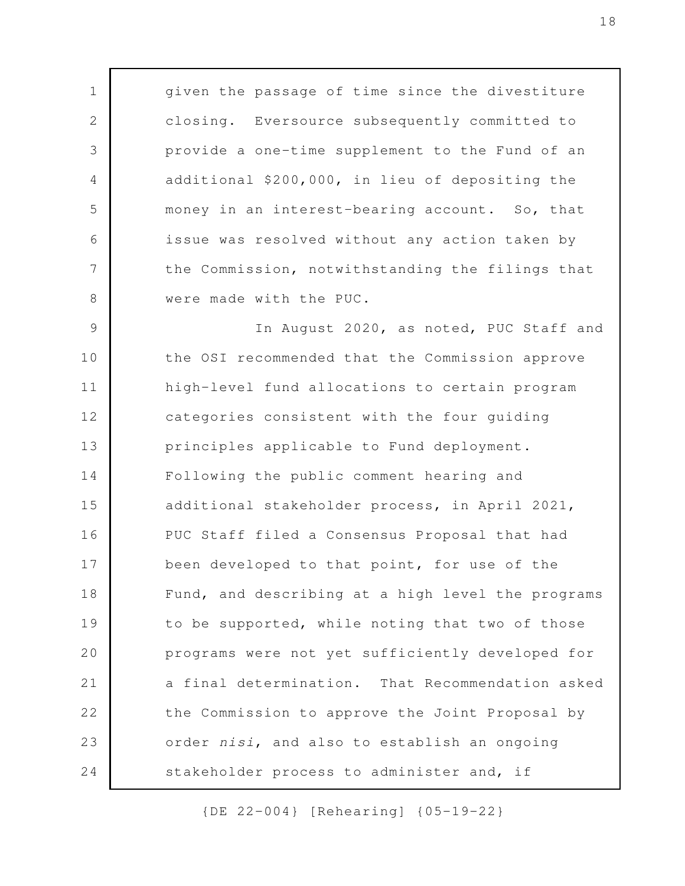given the passage of time since the divestiture closing. Eversource subsequently committed to provide a one-time supplement to the Fund of an additional $200,000, in lieu of depositing the money in an interest-bearing account. So, that issue was resolved without any action taken by the Commission, notwithstanding the filings that were made with the PUC.

In August 2020, as noted, PUC Staff and the OSI recommended that the Commission approve high-level fund allocations to certain program categories consistent with the four guiding principles applicable to Fund deployment. Following the public comment hearing and additional stakeholder process, in April 2021, PUC Staff filed a Consensus Proposal that had been developed to that point, for use of the Fund, and describing at a high level the programs to be supported, while noting that two of those programs were not yet sufficiently developed for a final determination. That Recommendation asked the Commission to approve the Joint Proposal by order *nisi*, and also to establish an ongoing stakeholder process to administer and, if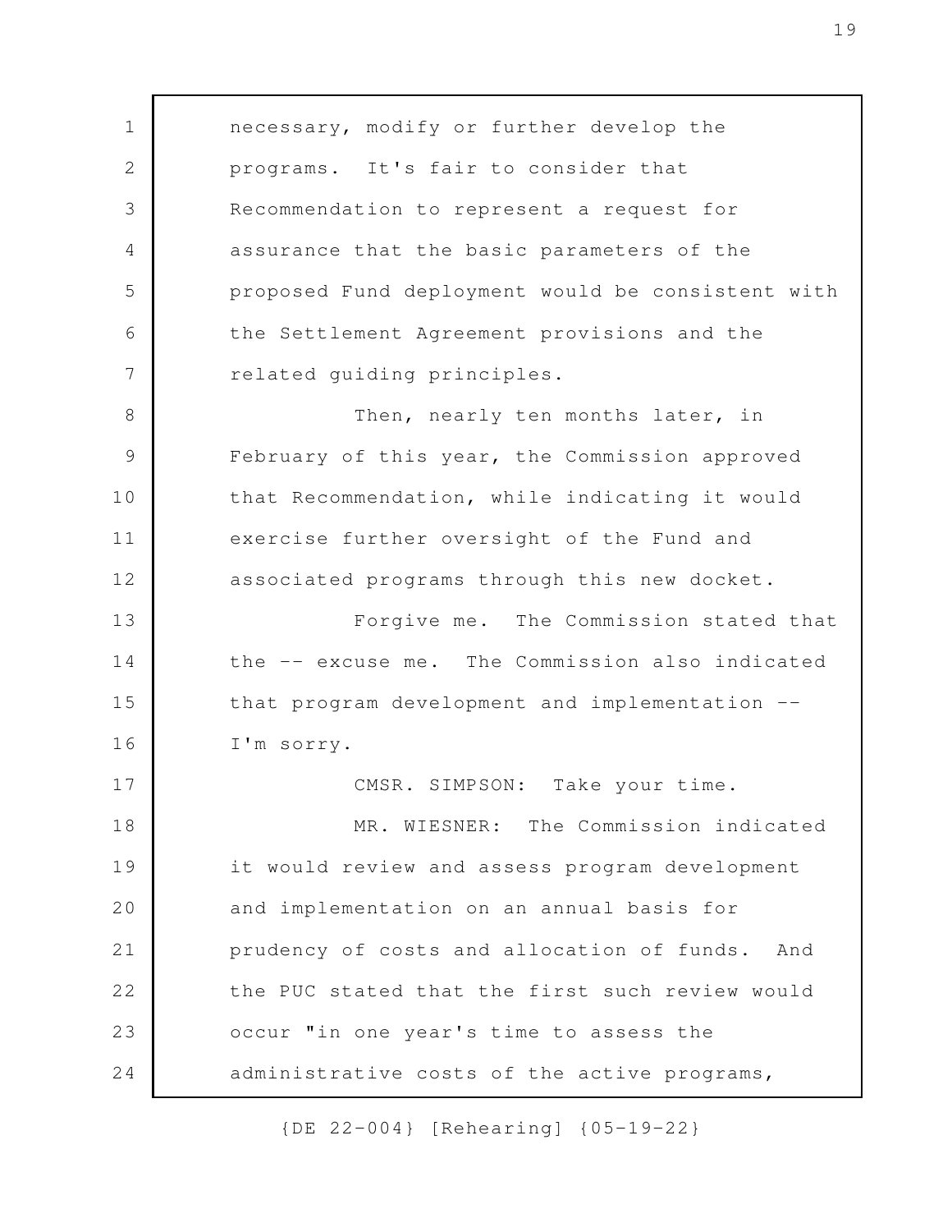necessary, modify or further develop the programs. It's fair to consider that Recommendation to represent a request for assurance that the basic parameters of the proposed Fund deployment would be consistent with the Settlement Agreement provisions and the related guiding principles.

Then, nearly ten months later, in February of this year, the Commission approved that Recommendation, while indicating it would exercise further oversight of the Fund and associated programs through this new docket.

Forgive me. The Commission stated that the -- excuse me. The Commission also indicated that program development and implementation -- I'm sorry.

CMSR. SIMPSON: Take your time.

MR. WIESNER: The Commission indicated it would review and assess program development and implementation on an annual basis for prudency of costs and allocation of funds. And the PUC stated that the first such review would occur "in one year's time to assess the administrative costs of the active programs,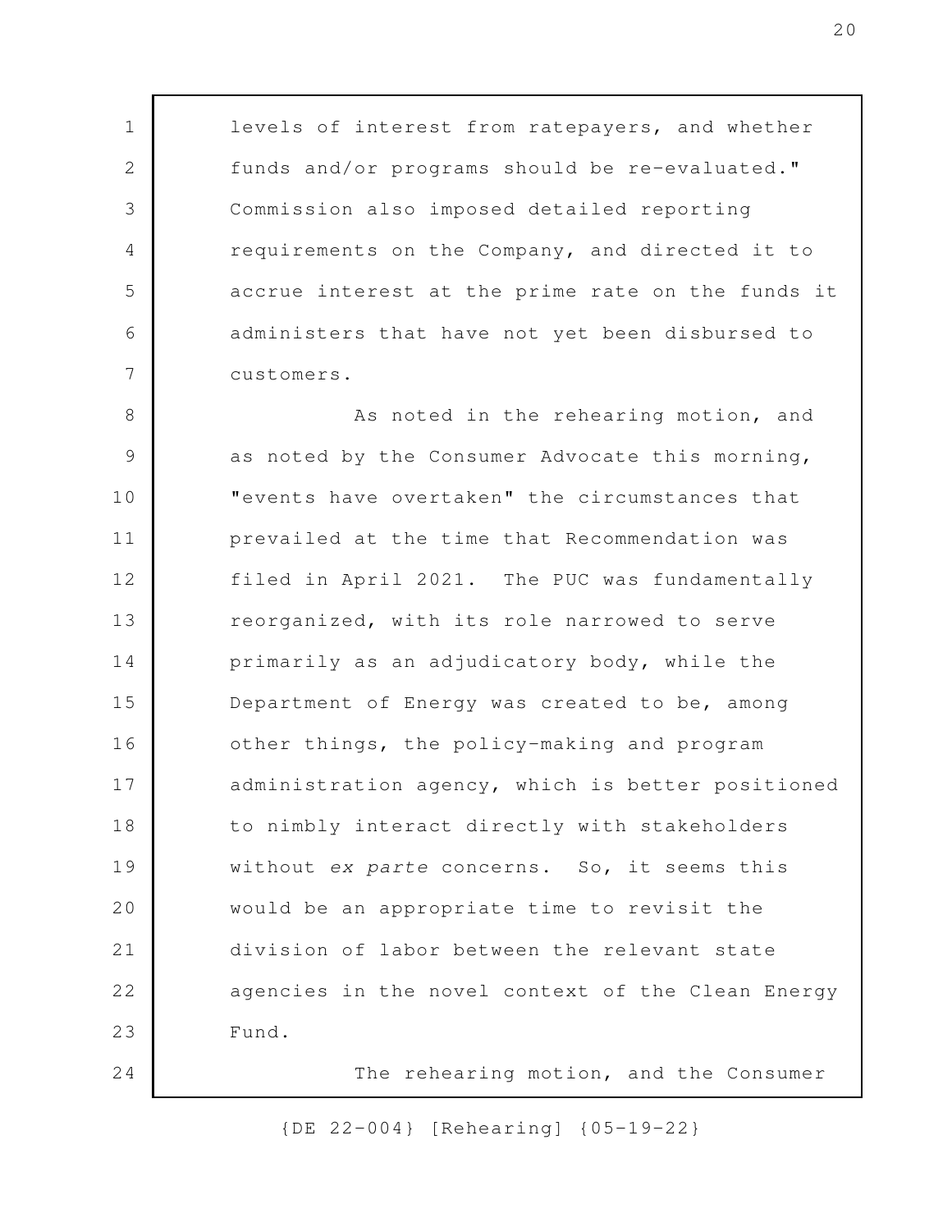levels of interest from ratepayers, and whether funds and/or programs should be re-evaluated." Commission also imposed detailed reporting requirements on the Company, and directed it to accrue interest at the prime rate on the funds it administers that have not yet been disbursed to customers.

As noted in the rehearing motion, and as noted by the Consumer Advocate this morning, "events have overtaken" the circumstances that prevailed at the time that Recommendation was filed in April 2021. The PUC was fundamentally reorganized, with its role narrowed to serve primarily as an adjudicatory body, while the Department of Energy was created to be, among other things, the policy-making and program administration agency, which is better positioned to nimbly interact directly with stakeholders without *ex parte* concerns. So, it seems this would be an appropriate time to revisit the division of labor between the relevant state agencies in the novel context of the Clean Energy Fund.

The rehearing motion, and the Consumer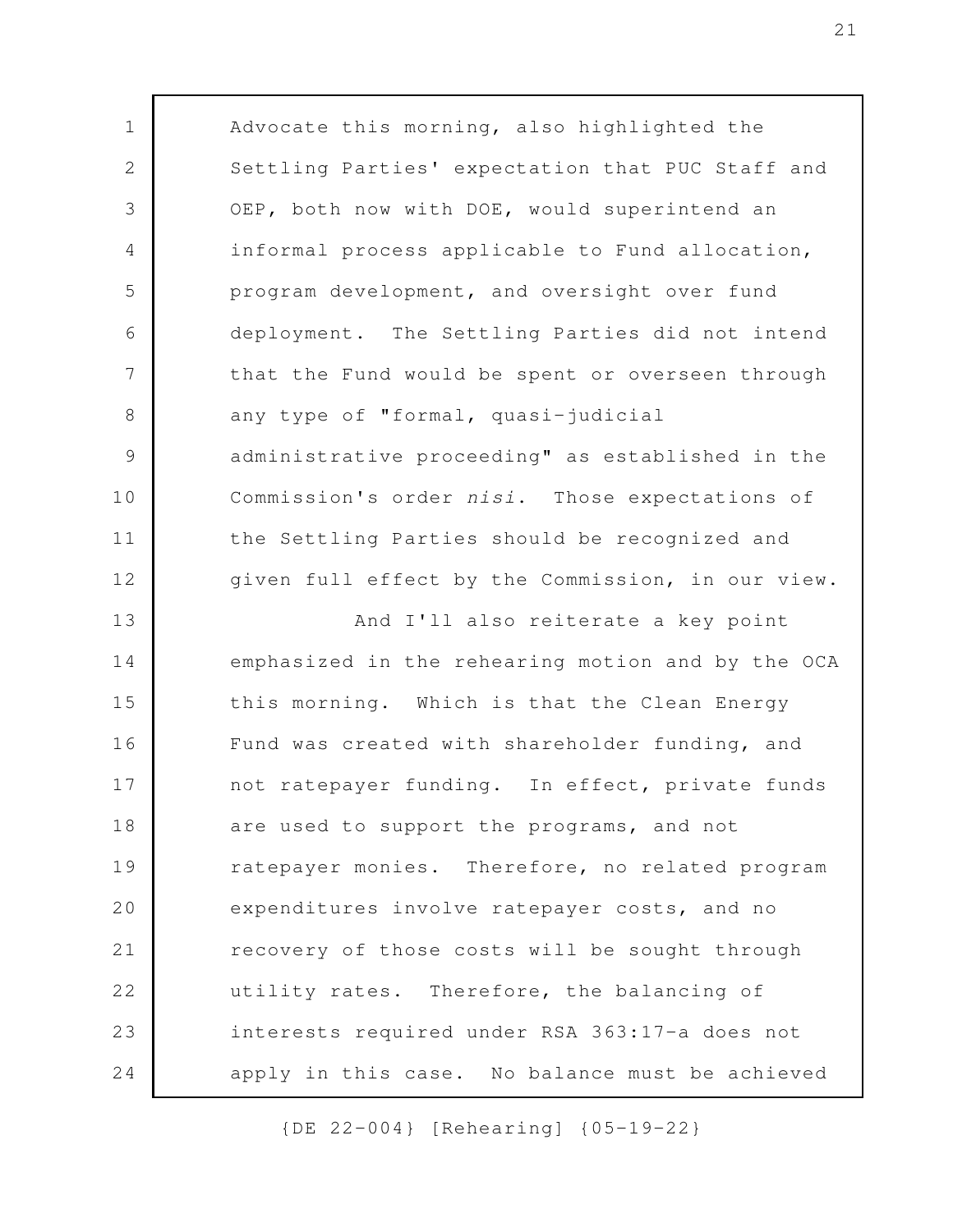Advocate this morning, also highlighted the Settling Parties' expectation that PUC Staff and OEP, both now with DOE, would superintend an informal process applicable to Fund allocation, program development, and oversight over fund deployment. The Settling Parties did not intend that the Fund would be spent or overseen through any type of "formal, quasi-judicial administrative proceeding" as established in the Commission's order *nisi*. Those expectations of the Settling Parties should be recognized and given full effect by the Commission, in our view.

And I'll also reiterate a key point emphasized in the rehearing motion and by the OCA this morning. Which is that the Clean Energy Fund was created with shareholder funding, and not ratepayer funding. In effect, private funds are used to support the programs, and not ratepayer monies. Therefore, no related program expenditures involve ratepayer costs, and no recovery of those costs will be sought through utility rates. Therefore, the balancing of interests required under RSA 363:17-a does not apply in this case. No balance must be achieved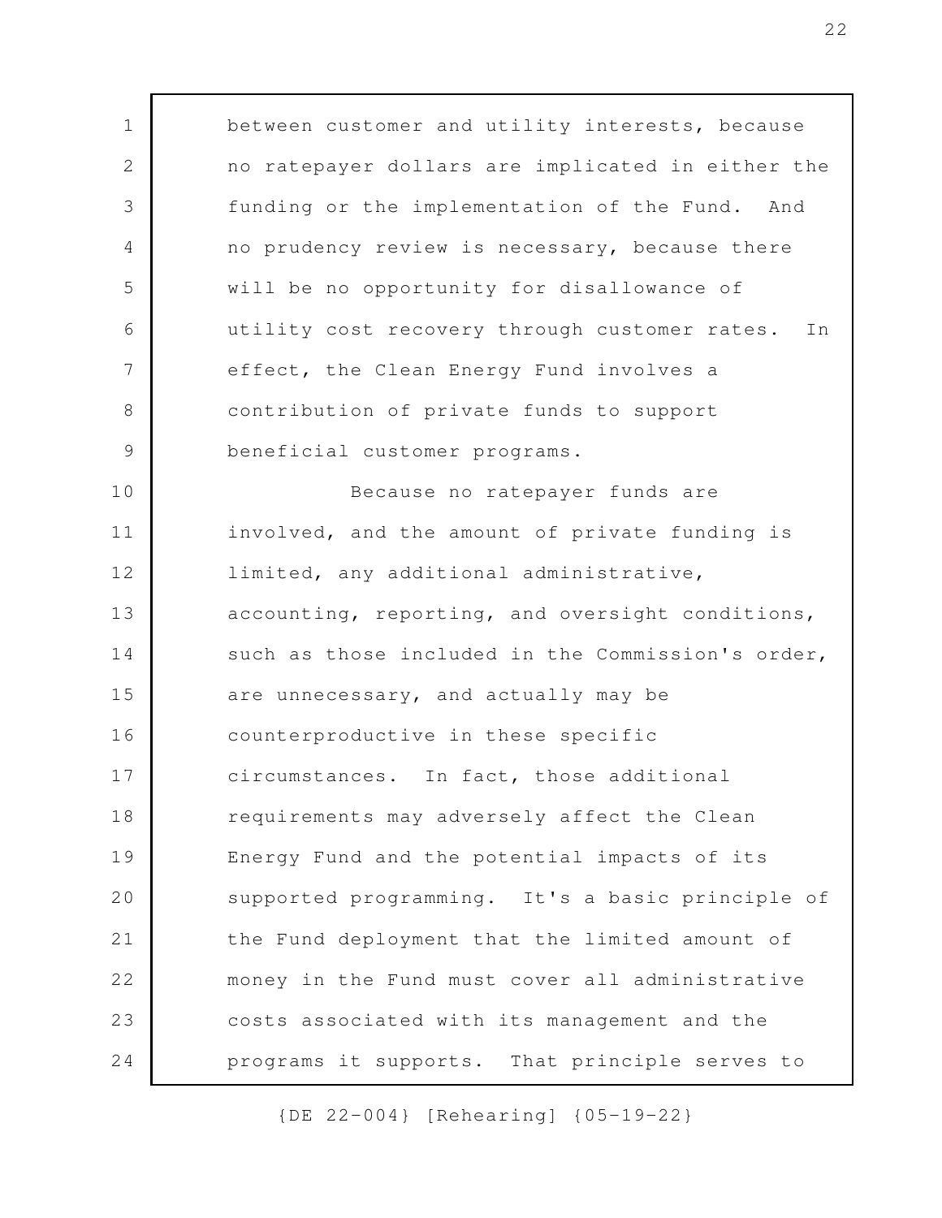between customer and utility interests, because no ratepayer dollars are implicated in either the funding or the implementation of the Fund. And no prudency review is necessary, because there will be no opportunity for disallowance of utility cost recovery through customer rates. In effect, the Clean Energy Fund involves a contribution of private funds to support beneficial customer programs.

Because no ratepayer funds are involved, and the amount of private funding is limited, any additional administrative, accounting, reporting, and oversight conditions, such as those included in the Commission's order, are unnecessary, and actually may be counterproductive in these specific circumstances. In fact, those additional requirements may adversely affect the Clean Energy Fund and the potential impacts of its supported programming. It's a basic principle of the Fund deployment that the limited amount of money in the Fund must cover all administrative costs associated with its management and the programs it supports. That principle serves to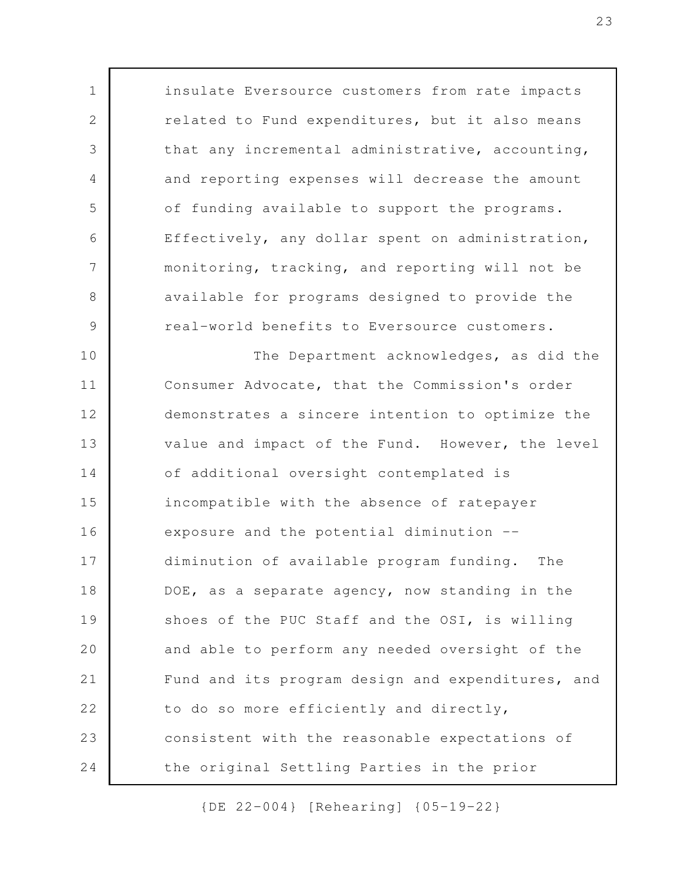insulate Eversource customers from rate impacts related to Fund expenditures, but it also means that any incremental administrative, accounting, and reporting expenses will decrease the amount of funding available to support the programs. Effectively, any dollar spent on administration, monitoring, tracking, and reporting will not be available for programs designed to provide the real-world benefits to Eversource customers.

The Department acknowledges, as did the Consumer Advocate, that the Commission's order demonstrates a sincere intention to optimize the value and impact of the Fund. However, the level of additional oversight contemplated is incompatible with the absence of ratepayer exposure and the potential diminution -- diminution of available program funding. The DOE, as a separate agency, now standing in the shoes of the PUC Staff and the OSI, is willing and able to perform any needed oversight of the Fund and its program design and expenditures, and to do so more efficiently and directly, consistent with the reasonable expectations of the original Settling Parties in the prior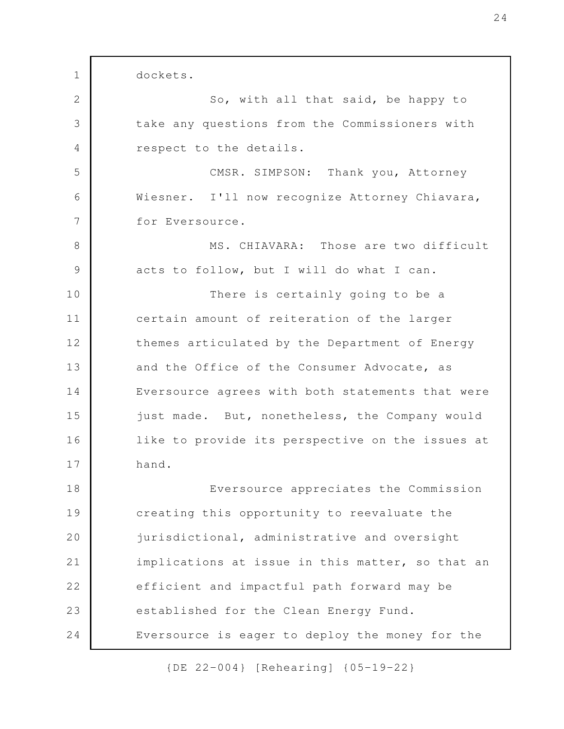dockets.

So, with all that said, be happy to take any questions from the Commissioners with respect to the details.

CMSR. SIMPSON: Thank you, Attorney Wiesner. I'll now recognize Attorney Chiavara, for Eversource.

MS. CHIAVARA: Those are two difficult acts to follow, but I will do what I can.

There is certainly going to be a certain amount of reiteration of the larger themes articulated by the Department of Energy and the Office of the Consumer Advocate, as Eversource agrees with both statements that were just made. But, nonetheless, the Company would like to provide its perspective on the issues at hand.

Eversource appreciates the Commission creating this opportunity to reevaluate the jurisdictional, administrative and oversight implications at issue in this matter, so that an efficient and impactful path forward may be established for the Clean Energy Fund. Eversource is eager to deploy the money for the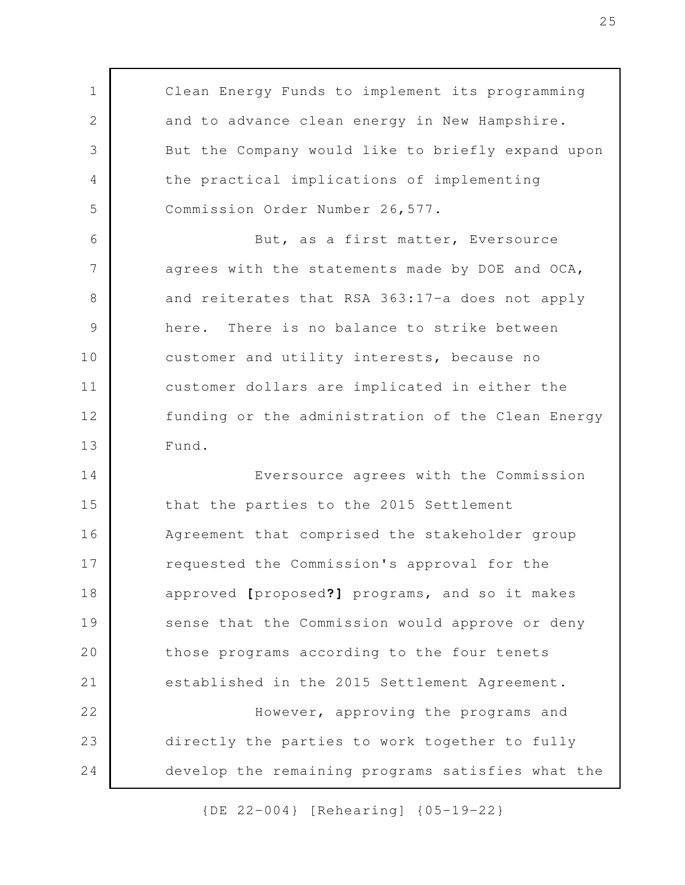Clean Energy Funds to implement its programming and to advance clean energy in New Hampshire. But the Company would like to briefly expand upon the practical implications of implementing Commission Order Number 26,577.

But, as a first matter, Eversource agrees with the statements made by DOE and OCA, and reiterates that RSA 363:17-a does not apply here. There is no balance to strike between customer and utility interests, because no customer dollars are implicated in either the funding or the administration of the Clean Energy Fund.

Eversource agrees with the Commission that the parties to the 2015 Settlement Agreement that comprised the stakeholder group requested the Commission's approval for the approved **[**proposed**?]** programs, and so it makes sense that the Commission would approve or deny those programs according to the four tenets established in the 2015 Settlement Agreement.

However, approving the programs and directly the parties to work together to fully develop the remaining programs satisfies what the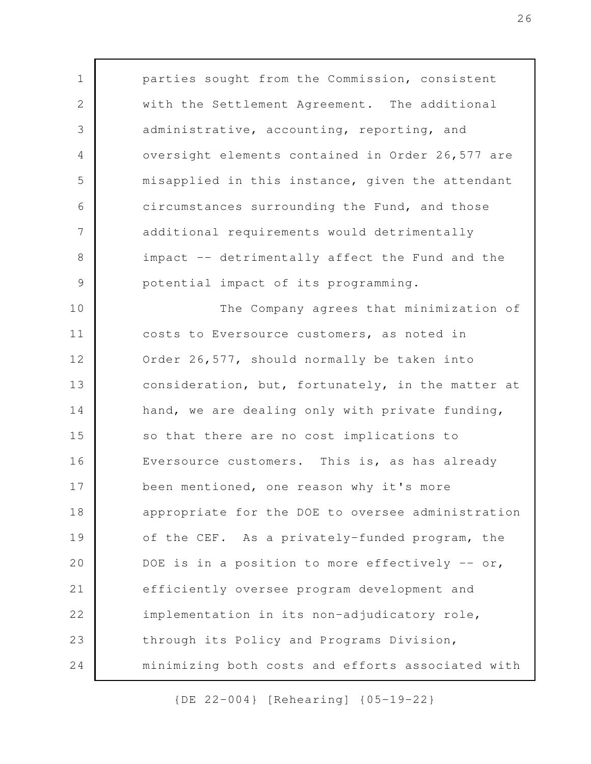parties sought from the Commission, consistent with the Settlement Agreement. The additional administrative, accounting, reporting, and oversight elements contained in Order 26,577 are misapplied in this instance, given the attendant circumstances surrounding the Fund, and those additional requirements would detrimentally impact -- detrimentally affect the Fund and the potential impact of its programming.

The Company agrees that minimization of costs to Eversource customers, as noted in Order 26,577, should normally be taken into consideration, but, fortunately, in the matter at hand, we are dealing only with private funding, so that there are no cost implications to Eversource customers. This is, as has already been mentioned, one reason why it's more appropriate for the DOE to oversee administration of the CEF. As a privately-funded program, the DOE is in a position to more effectively -- or, efficiently oversee program development and implementation in its non-adjudicatory role, through its Policy and Programs Division, minimizing both costs and efforts associated with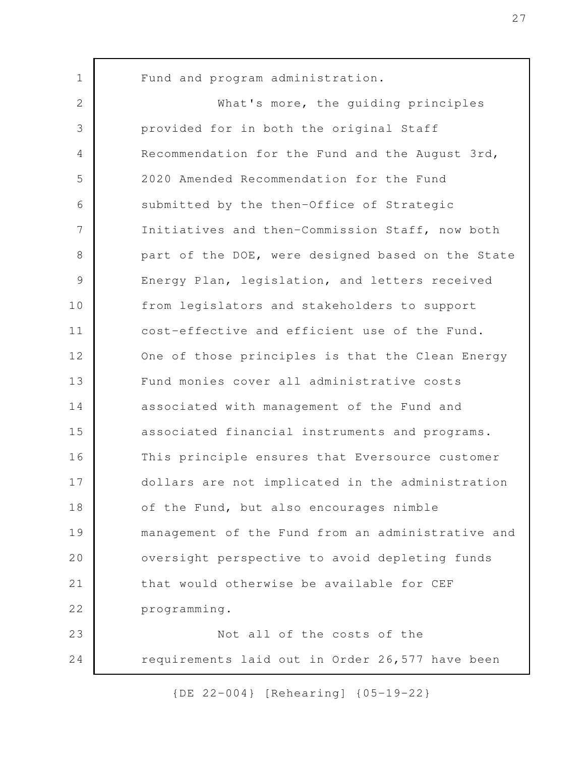Fund and program administration.

What's more, the guiding principles provided for in both the original Staff Recommendation for the Fund and the August 3rd, 2020 Amended Recommendation for the Fund submitted by the then-Office of Strategic Initiatives and then-Commission Staff, now both part of the DOE, were designed based on the State Energy Plan, legislation, and letters received from legislators and stakeholders to support cost-effective and efficient use of the Fund. One of those principles is that the Clean Energy Fund monies cover all administrative costs associated with management of the Fund and associated financial instruments and programs. This principle ensures that Eversource customer dollars are not implicated in the administration of the Fund, but also encourages nimble management of the Fund from an administrative and oversight perspective to avoid depleting funds that would otherwise be available for CEF programming.

Not all of the costs of the requirements laid out in Order 26,577 have been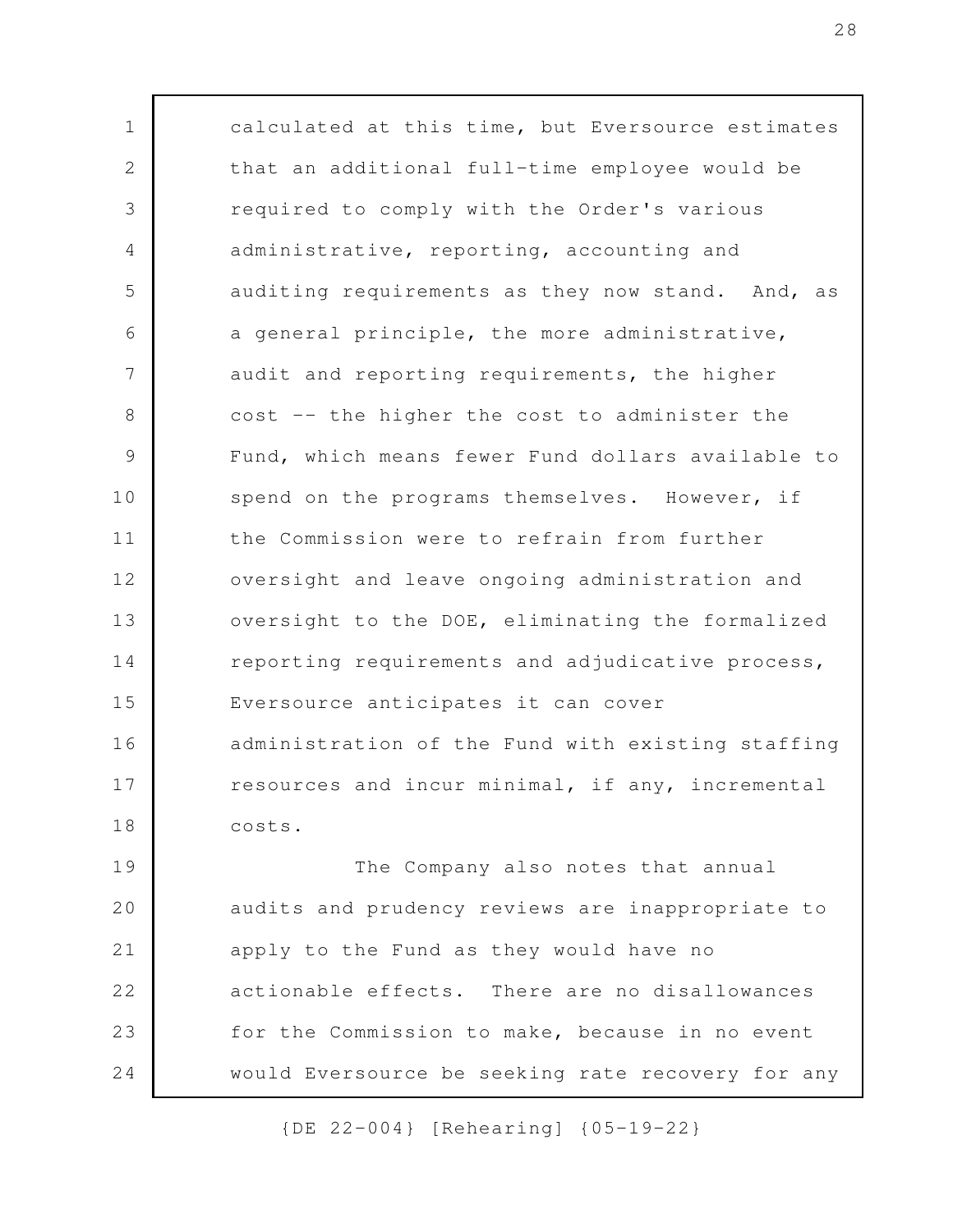calculated at this time, but Eversource estimates that an additional full-time employee would be required to comply with the Order's various administrative, reporting, accounting and auditing requirements as they now stand. And, as a general principle, the more administrative, audit and reporting requirements, the higher cost -- the higher the cost to administer the Fund, which means fewer Fund dollars available to spend on the programs themselves. However, if the Commission were to refrain from further oversight and leave ongoing administration and oversight to the DOE, eliminating the formalized reporting requirements and adjudicative process, Eversource anticipates it can cover administration of the Fund with existing staffing resources and incur minimal, if any, incremental costs.

The Company also notes that annual audits and prudency reviews are inappropriate to apply to the Fund as they would have no actionable effects. There are no disallowances for the Commission to make, because in no event would Eversource be seeking rate recovery for any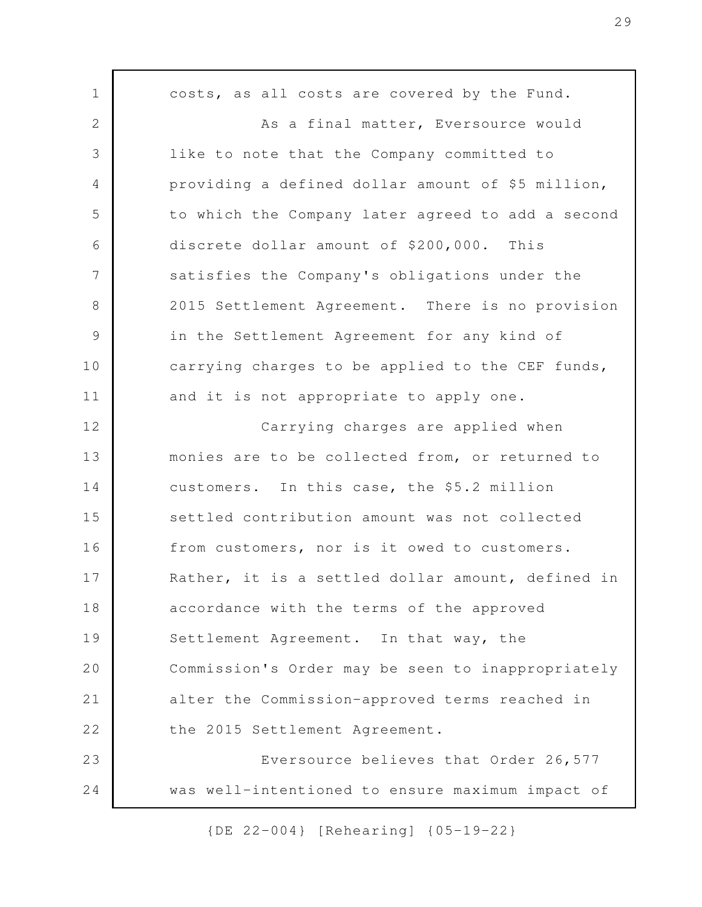costs, as all costs are covered by the Fund.

As a final matter, Eversource would like to note that the Company committed to providing a defined dollar amount of $5 million, to which the Company later agreed to add a second discrete dollar amount of $200,000. This satisfies the Company's obligations under the 2015 Settlement Agreement. There is no provision in the Settlement Agreement for any kind of carrying charges to be applied to the CEF funds, and it is not appropriate to apply one.

Carrying charges are applied when monies are to be collected from, or returned to customers. In this case, the $5.2 million settled contribution amount was not collected from customers, nor is it owed to customers. Rather, it is a settled dollar amount, defined in accordance with the terms of the approved Settlement Agreement. In that way, the Commission's Order may be seen to inappropriately alter the Commission-approved terms reached in the 2015 Settlement Agreement.

Eversource believes that Order 26,577 was well-intentioned to ensure maximum impact of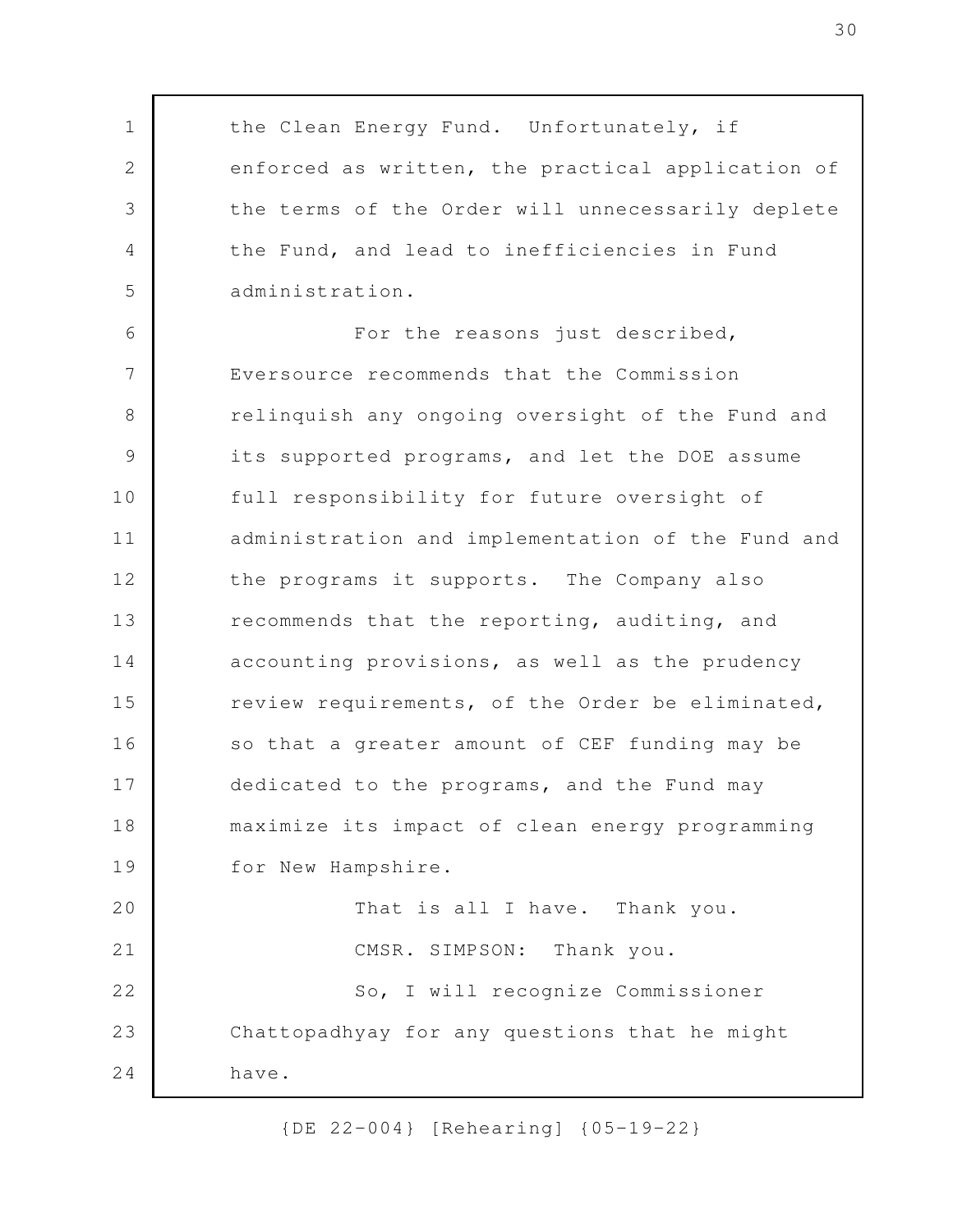the Clean Energy Fund. Unfortunately, if enforced as written, the practical application of the terms of the Order will unnecessarily deplete the Fund, and lead to inefficiencies in Fund administration.

For the reasons just described, Eversource recommends that the Commission relinquish any ongoing oversight of the Fund and its supported programs, and let the DOE assume full responsibility for future oversight of administration and implementation of the Fund and the programs it supports. The Company also recommends that the reporting, auditing, and accounting provisions, as well as the prudency review requirements, of the Order be eliminated, so that a greater amount of CEF funding may be dedicated to the programs, and the Fund may maximize its impact of clean energy programming for New Hampshire.

That is all I have. Thank you.

CMSR. SIMPSON: Thank you.

So, I will recognize Commissioner Chattopadhyay for any questions that he might have.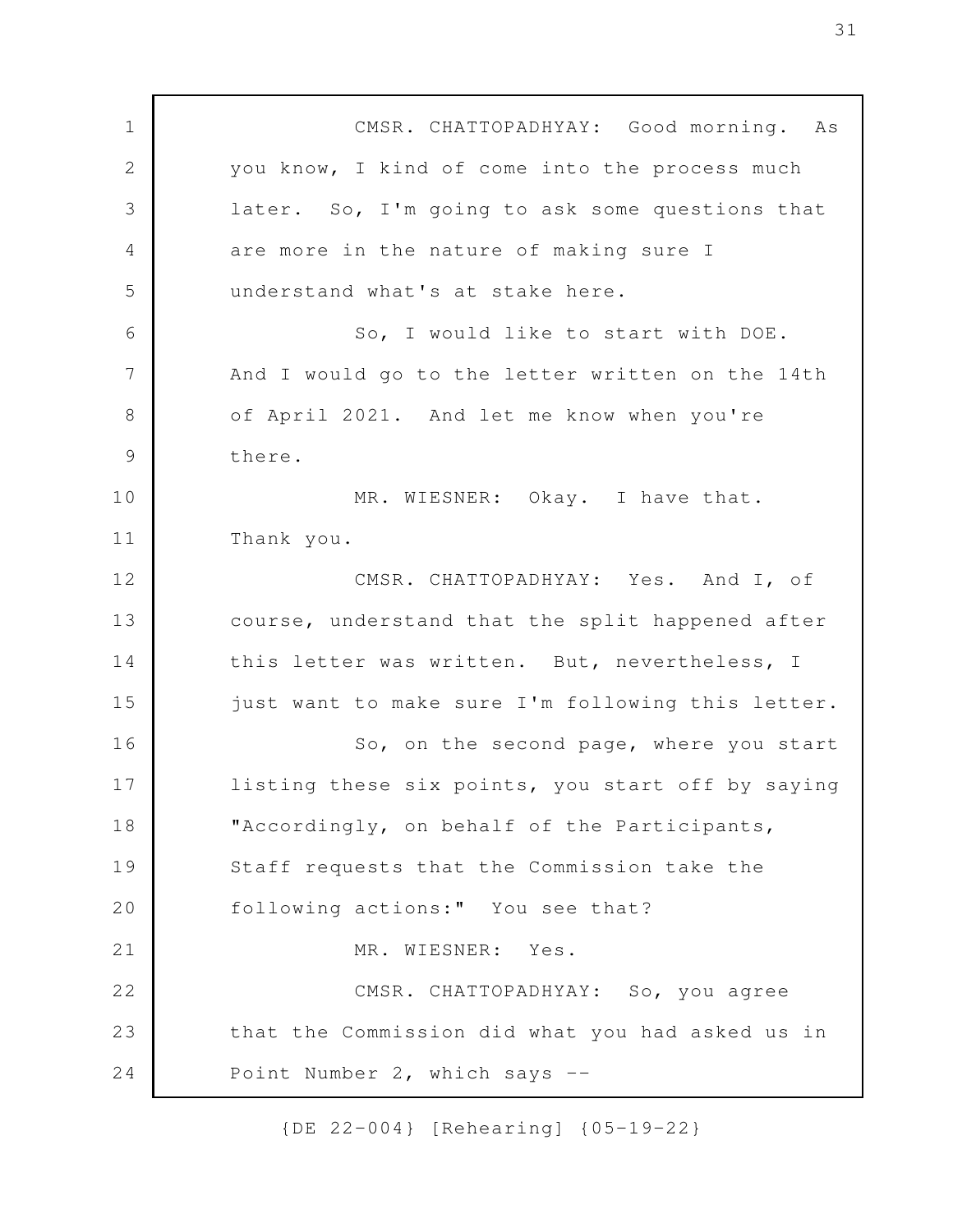CMSR. CHATTOPADHYAY: Good morning. As you know, I kind of come into the process much later. So, I'm going to ask some questions that are more in the nature of making sure I understand what's at stake here.

So, I would like to start with DOE. And I would go to the letter written on the 14th of April 2021. And let me know when you're there.

MR. WIESNER: Okay. I have that. Thank you.

CMSR. CHATTOPADHYAY: Yes. And I, of course, understand that the split happened after this letter was written. But, nevertheless, I just want to make sure I'm following this letter.

So, on the second page, where you start listing these six points, you start off by saying "Accordingly, on behalf of the Participants, Staff requests that the Commission take the following actions:" You see that?

MR. WIESNER: Yes.

CMSR. CHATTOPADHYAY: So, you agree that the Commission did what you had asked us in Point Number 2, which says --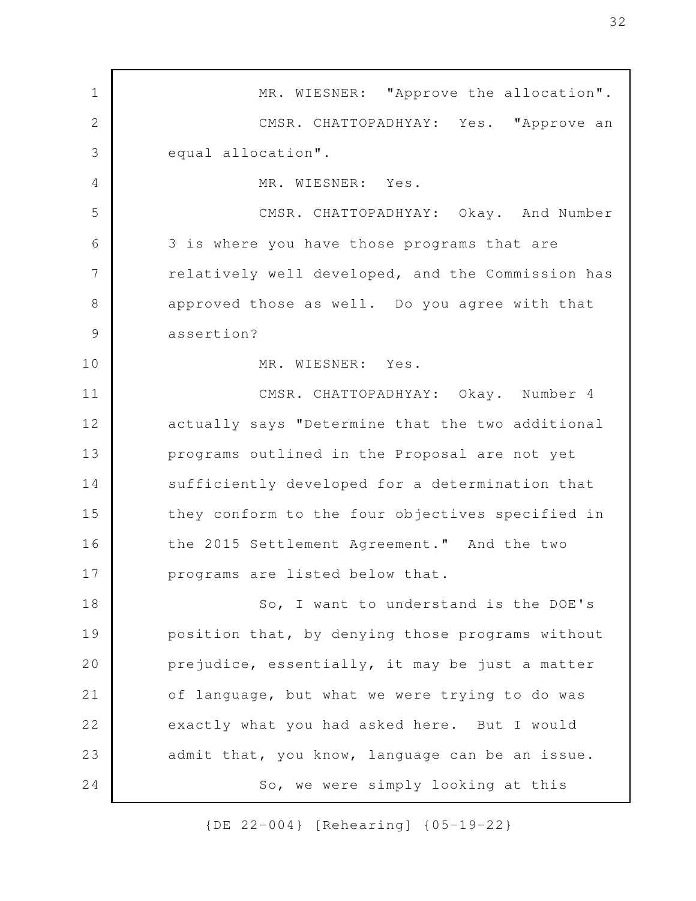MR. WIESNER: "Approve the allocation".

CMSR. CHATTOPADHYAY: Yes. "Approve an equal allocation".

MR. WIESNER: Yes.

CMSR. CHATTOPADHYAY: Okay. And Number 3 is where you have those programs that are relatively well developed, and the Commission has approved those as well. Do you agree with that assertion?

MR. WIESNER: Yes.

CMSR. CHATTOPADHYAY: Okay. Number 4 actually says "Determine that the two additional programs outlined in the Proposal are not yet sufficiently developed for a determination that they conform to the four objectives specified in the 2015 Settlement Agreement." And the two programs are listed below that.

So, I want to understand is the DOE's position that, by denying those programs without prejudice, essentially, it may be just a matter of language, but what we were trying to do was exactly what you had asked here. But I would admit that, you know, language can be an issue.

So, we were simply looking at this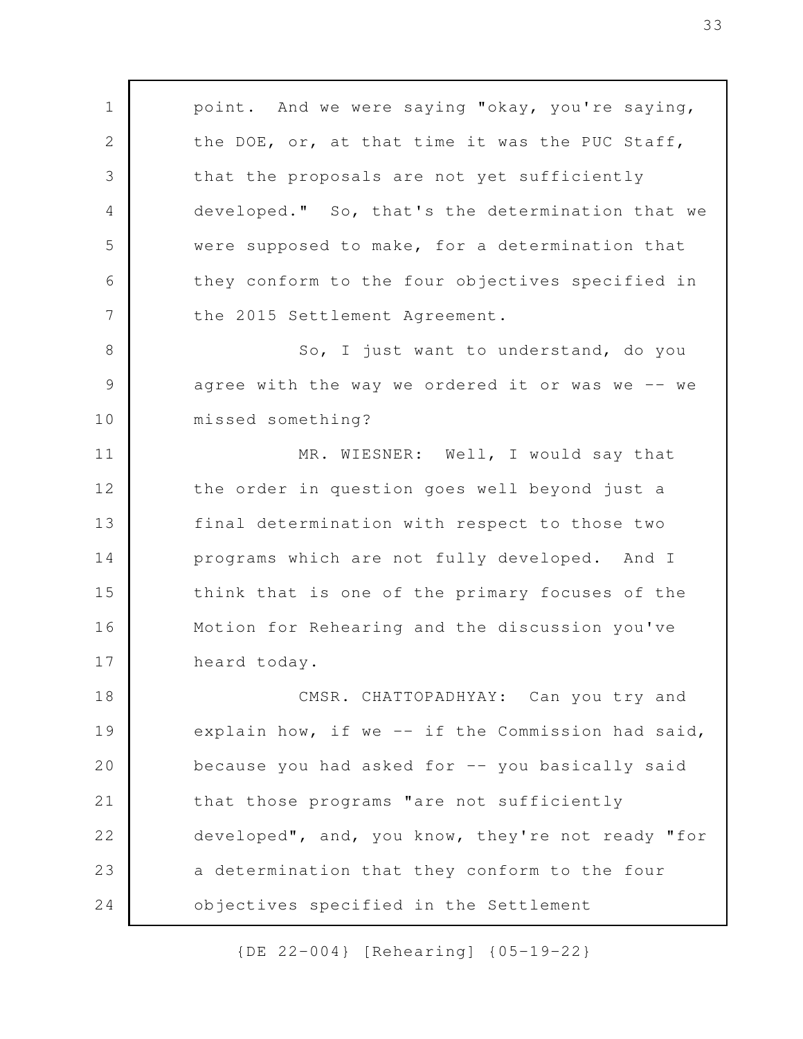point. And we were saying "okay, you're saying, the DOE, or, at that time it was the PUC Staff, that the proposals are not yet sufficiently developed." So, that's the determination that we were supposed to make, for a determination that they conform to the four objectives specified in the 2015 Settlement Agreement.

So, I just want to understand, do you agree with the way we ordered it or was we -- we missed something?

MR. WIESNER: Well, I would say that the order in question goes well beyond just a final determination with respect to those two programs which are not fully developed. And I think that is one of the primary focuses of the Motion for Rehearing and the discussion you've heard today.

CMSR. CHATTOPADHYAY: Can you try and explain how, if we -- if the Commission had said, because you had asked for -- you basically said that those programs "are not sufficiently developed", and, you know, they're not ready "for a determination that they conform to the four objectives specified in the Settlement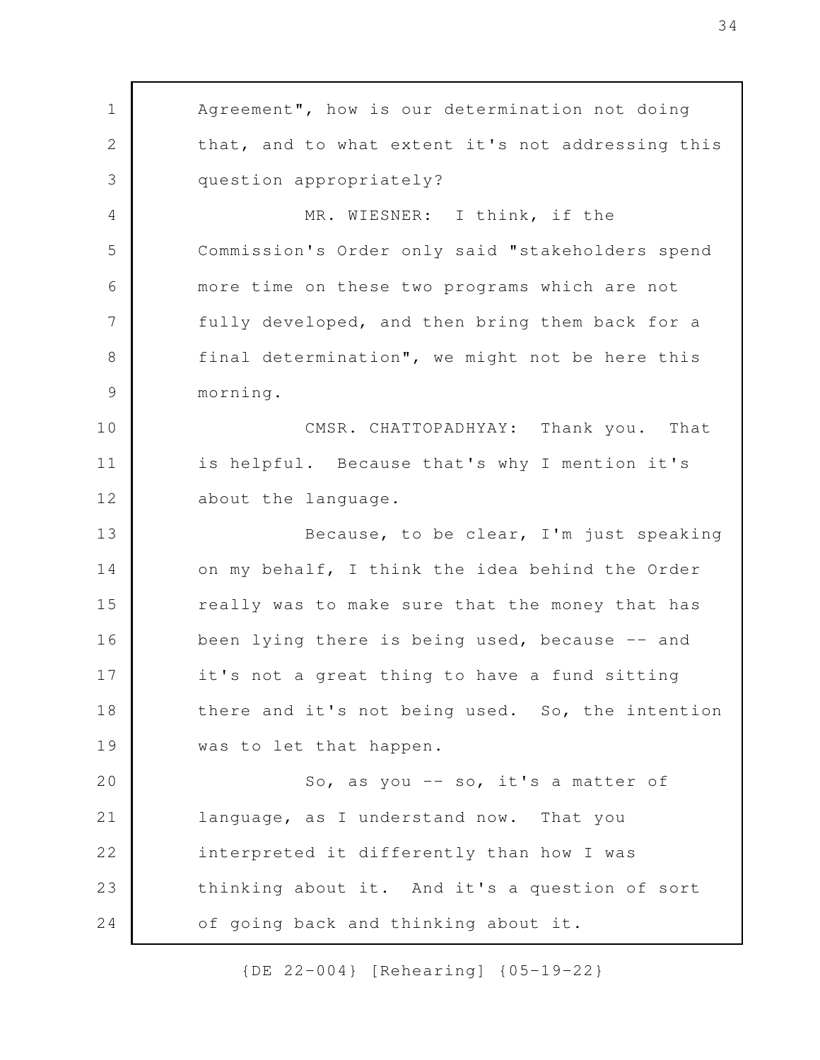Agreement", how is our determination not doing that, and to what extent it's not addressing this question appropriately?

MR. WIESNER: I think, if the Commission's Order only said "stakeholders spend more time on these two programs which are not fully developed, and then bring them back for a final determination", we might not be here this morning.

CMSR. CHATTOPADHYAY: Thank you. That is helpful. Because that's why I mention it's about the language.

Because, to be clear, I'm just speaking on my behalf, I think the idea behind the Order really was to make sure that the money that has been lying there is being used, because -- and it's not a great thing to have a fund sitting there and it's not being used. So, the intention was to let that happen.

So, as you -- so, it's a matter of language, as I understand now. That you interpreted it differently than how I was thinking about it. And it's a question of sort of going back and thinking about it.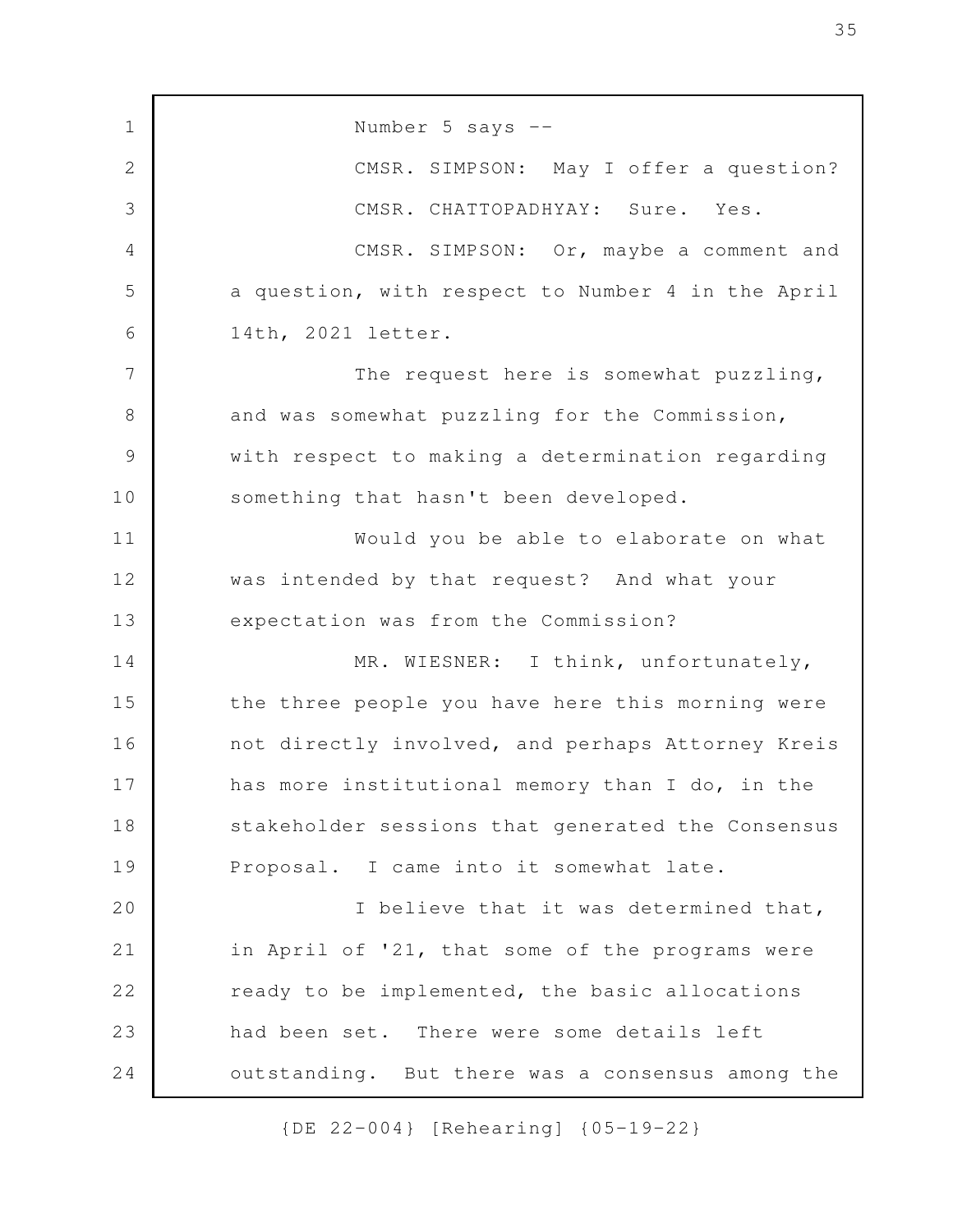Number 5 says --

CMSR. SIMPSON: May I offer a question?

CMSR. CHATTOPADHYAY: Sure. Yes.

CMSR. SIMPSON: Or, maybe a comment and a question, with respect to Number 4 in the April 14th, 2021 letter.

The request here is somewhat puzzling, and was somewhat puzzling for the Commission, with respect to making a determination regarding something that hasn't been developed.

Would you be able to elaborate on what was intended by that request? And what your expectation was from the Commission?

MR. WIESNER: I think, unfortunately, the three people you have here this morning were not directly involved, and perhaps Attorney Kreis has more institutional memory than I do, in the stakeholder sessions that generated the Consensus Proposal. I came into it somewhat late.

I believe that it was determined that, in April of '21, that some of the programs were ready to be implemented, the basic allocations had been set. There were some details left outstanding. But there was a consensus among the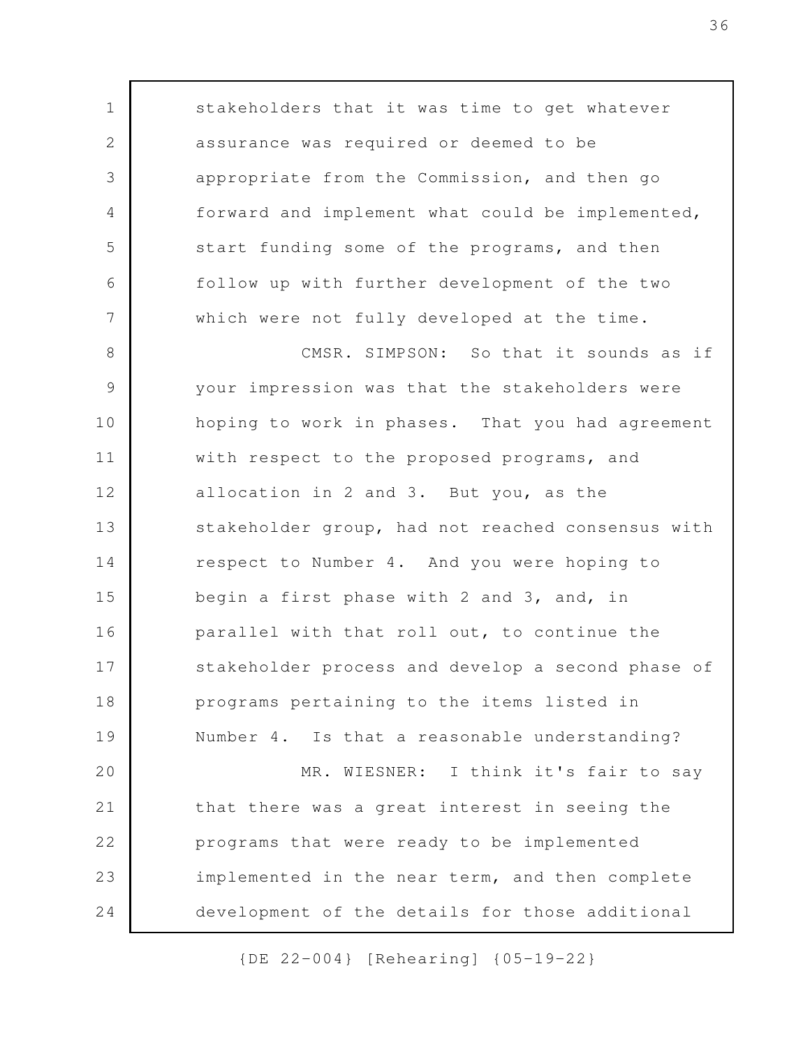stakeholders that it was time to get whatever assurance was required or deemed to be appropriate from the Commission, and then go forward and implement what could be implemented, start funding some of the programs, and then follow up with further development of the two which were not fully developed at the time.

CMSR. SIMPSON: So that it sounds as if your impression was that the stakeholders were hoping to work in phases. That you had agreement with respect to the proposed programs, and allocation in 2 and 3. But you, as the stakeholder group, had not reached consensus with respect to Number 4. And you were hoping to begin a first phase with 2 and 3, and, in parallel with that roll out, to continue the stakeholder process and develop a second phase of programs pertaining to the items listed in Number 4. Is that a reasonable understanding?

MR. WIESNER: I think it's fair to say that there was a great interest in seeing the programs that were ready to be implemented implemented in the near term, and then complete development of the details for those additional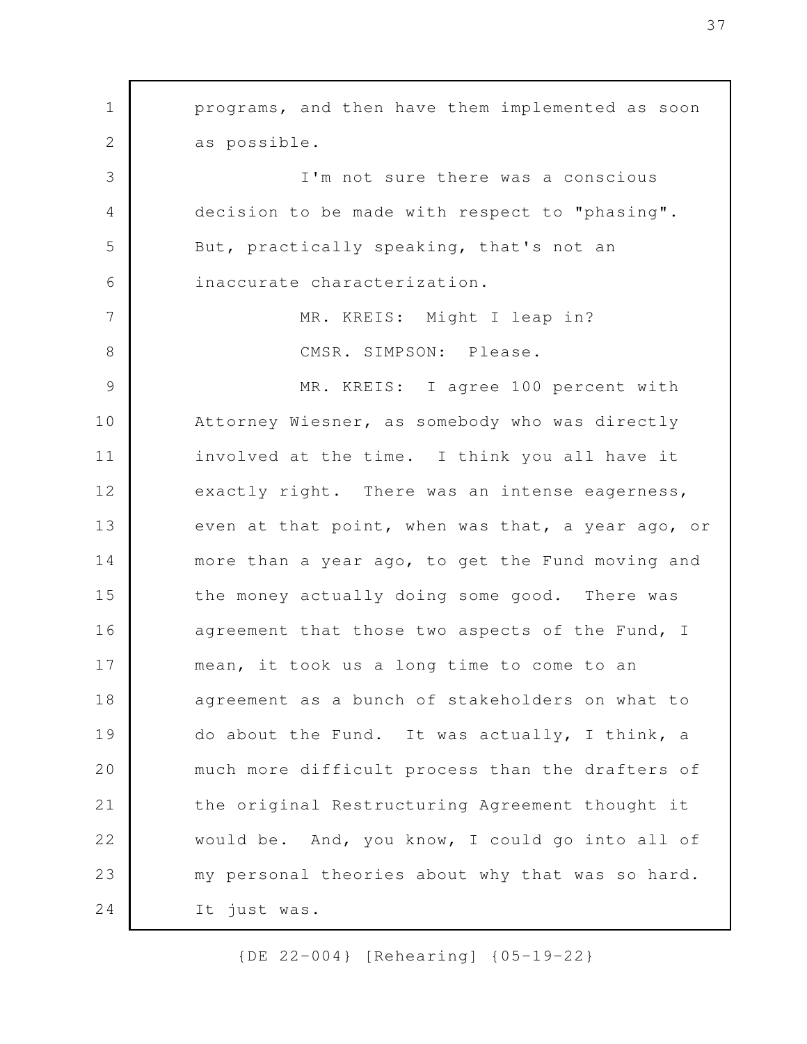programs, and then have them implemented as soon as possible.

I'm not sure there was a conscious decision to be made with respect to "phasing". But, practically speaking, that's not an inaccurate characterization.

MR. KREIS: Might I leap in?

CMSR. SIMPSON: Please.

MR. KREIS: I agree 100 percent with Attorney Wiesner, as somebody who was directly involved at the time. I think you all have it exactly right. There was an intense eagerness, even at that point, when was that, a year ago, or more than a year ago, to get the Fund moving and the money actually doing some good. There was agreement that those two aspects of the Fund, I mean, it took us a long time to come to an agreement as a bunch of stakeholders on what to do about the Fund. It was actually, I think, a much more difficult process than the drafters of the original Restructuring Agreement thought it would be. And, you know, I could go into all of my personal theories about why that was so hard. It just was.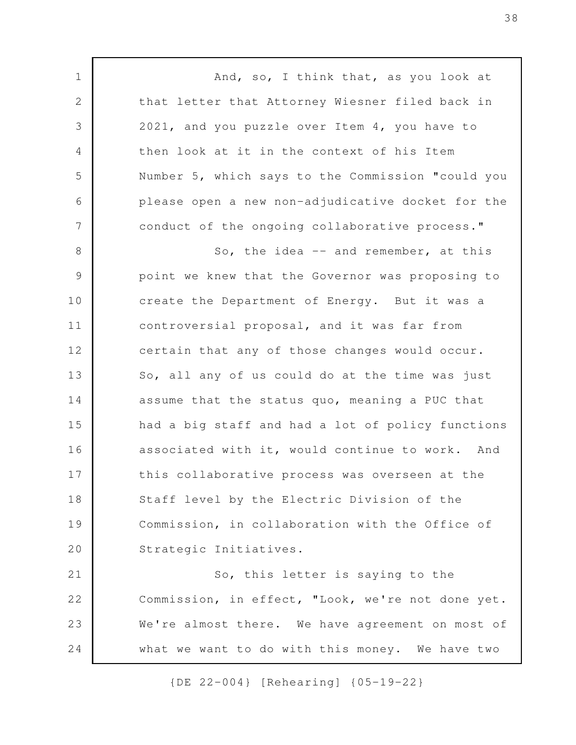And, so, I think that, as you look at that letter that Attorney Wiesner filed back in 2021, and you puzzle over Item 4, you have to then look at it in the context of his Item Number 5, which says to the Commission "could you please open a new non-adjudicative docket for the conduct of the ongoing collaborative process."

So, the idea -- and remember, at this point we knew that the Governor was proposing to create the Department of Energy. But it was a controversial proposal, and it was far from certain that any of those changes would occur. So, all any of us could do at the time was just assume that the status quo, meaning a PUC that had a big staff and had a lot of policy functions associated with it, would continue to work. And this collaborative process was overseen at the Staff level by the Electric Division of the Commission, in collaboration with the Office of Strategic Initiatives.

So, this letter is saying to the Commission, in effect, "Look, we're not done yet. We're almost there. We have agreement on most of what we want to do with this money. We have two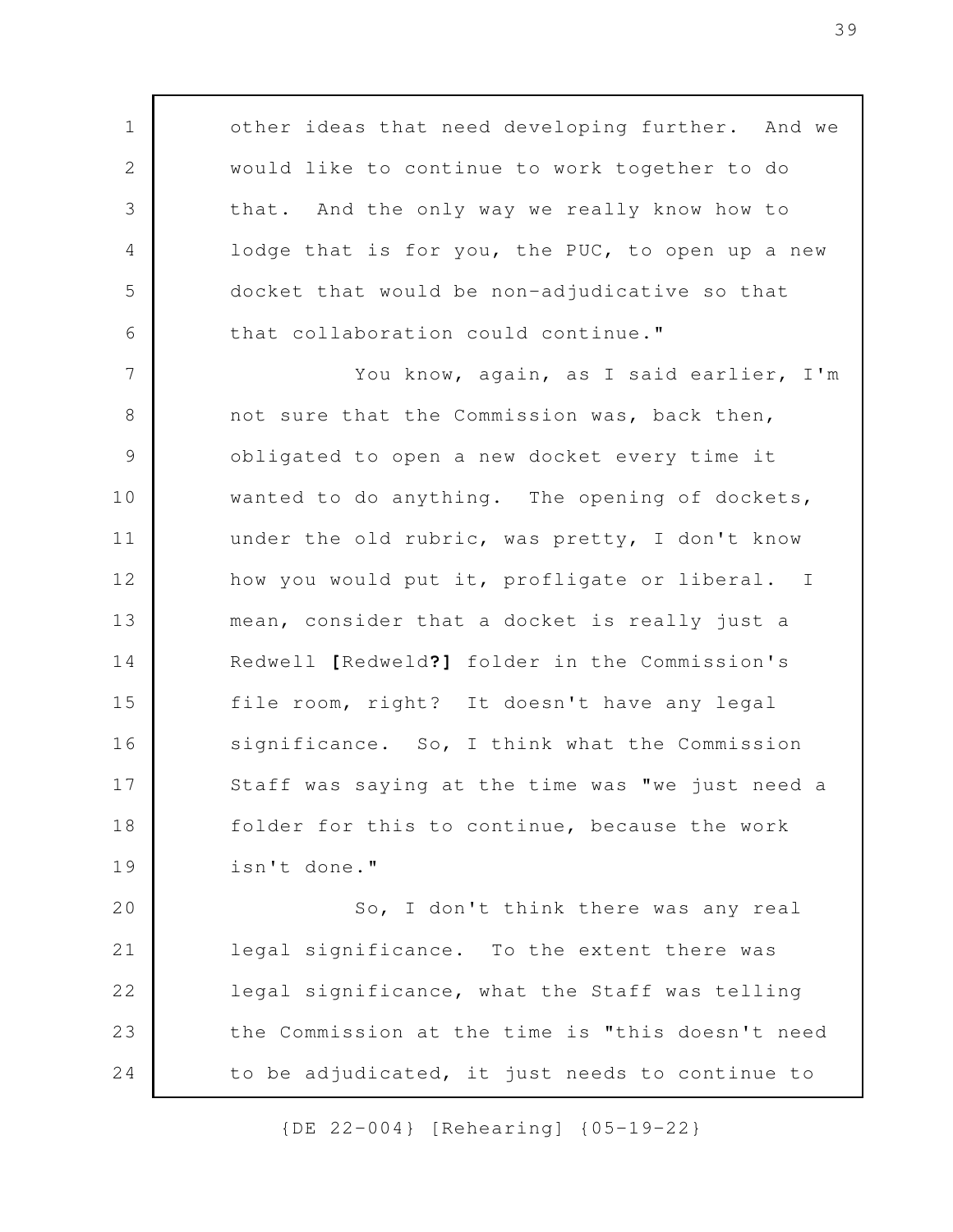other ideas that need developing further. And we would like to continue to work together to do that. And the only way we really know how to lodge that is for you, the PUC, to open up a new docket that would be non-adjudicative so that that collaboration could continue."

You know, again, as I said earlier, I'm not sure that the Commission was, back then, obligated to open a new docket every time it wanted to do anything. The opening of dockets, under the old rubric, was pretty, I don't know how you would put it, profligate or liberal. I mean, consider that a docket is really just a Redwell **[**Redweld**?]** folder in the Commission's file room, right? It doesn't have any legal significance. So, I think what the Commission Staff was saying at the time was "we just need a folder for this to continue, because the work isn't done."

So, I don't think there was any real legal significance. To the extent there was legal significance, what the Staff was telling the Commission at the time is "this doesn't need to be adjudicated, it just needs to continue to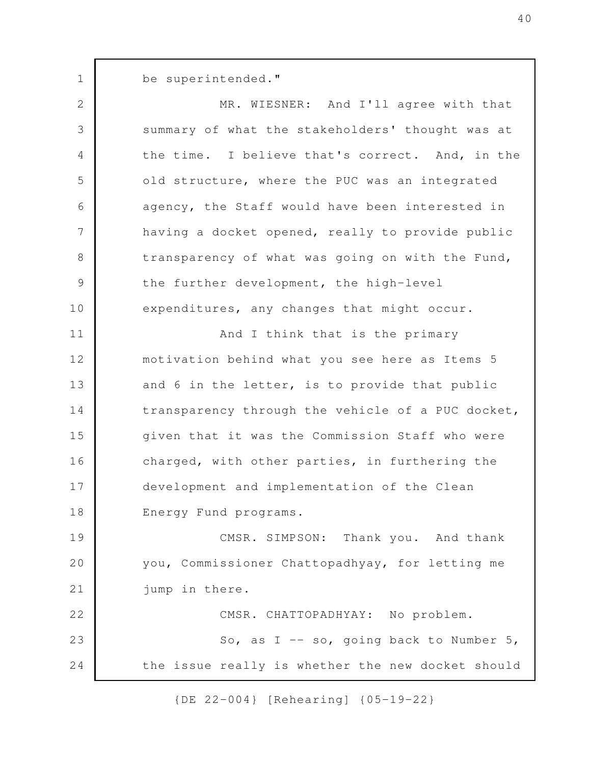be superintended."

MR. WIESNER: And I'll agree with that summary of what the stakeholders' thought was at the time. I believe that's correct. And, in the old structure, where the PUC was an integrated agency, the Staff would have been interested in having a docket opened, really to provide public transparency of what was going on with the Fund, the further development, the high-level expenditures, any changes that might occur.

And I think that is the primary motivation behind what you see here as Items 5 and 6 in the letter, is to provide that public transparency through the vehicle of a PUC docket, given that it was the Commission Staff who were charged, with other parties, in furthering the development and implementation of the Clean Energy Fund programs.

CMSR. SIMPSON: Thank you. And thank you, Commissioner Chattopadhyay, for letting me jump in there.

CMSR. CHATTOPADHYAY: No problem.

So, as I -- so, going back to Number 5, the issue really is whether the new docket should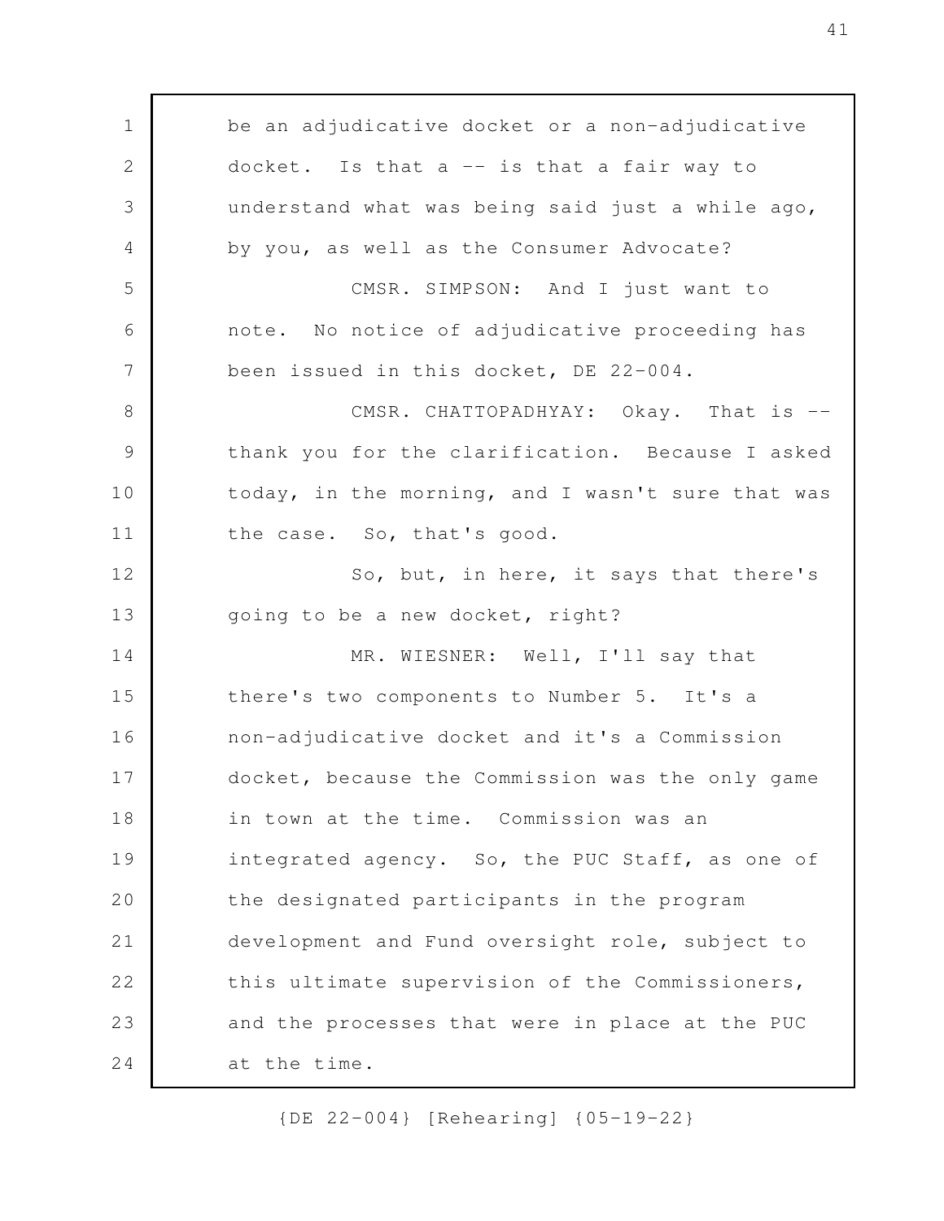be an adjudicative docket or a non-adjudicative docket. Is that a -- is that a fair way to understand what was being said just a while ago, by you, as well as the Consumer Advocate?

CMSR. SIMPSON: And I just want to note. No notice of adjudicative proceeding has been issued in this docket, DE 22-004.

CMSR. CHATTOPADHYAY: Okay. That is -- thank you for the clarification. Because I asked today, in the morning, and I wasn't sure that was the case. So, that's good.

So, but, in here, it says that there's going to be a new docket, right?

MR. WIESNER: Well, I'll say that there's two components to Number 5. It's a non-adjudicative docket and it's a Commission docket, because the Commission was the only game in town at the time. Commission was an integrated agency. So, the PUC Staff, as one of the designated participants in the program development and Fund oversight role, subject to this ultimate supervision of the Commissioners, and the processes that were in place at the PUC at the time.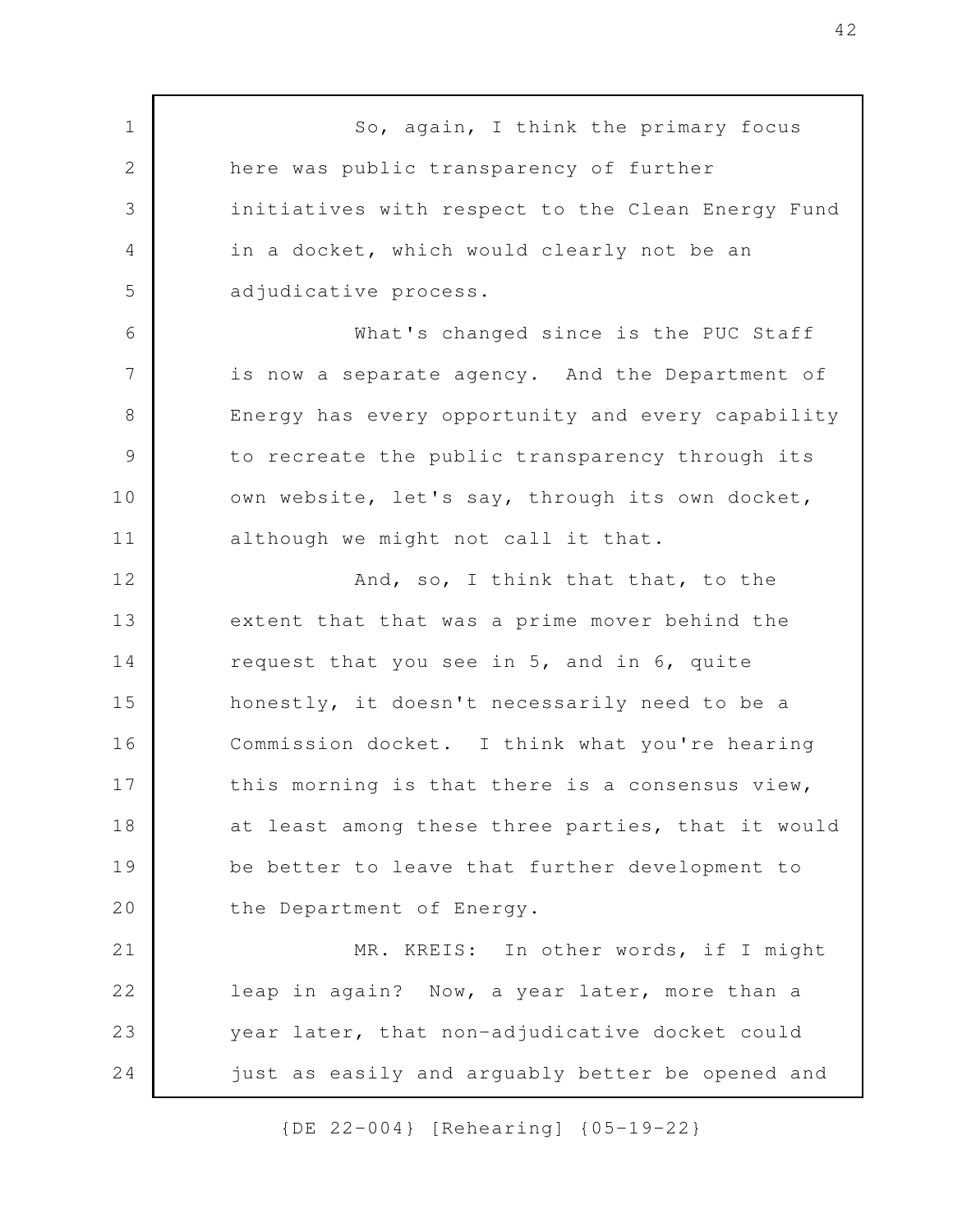So, again, I think the primary focus here was public transparency of further initiatives with respect to the Clean Energy Fund in a docket, which would clearly not be an adjudicative process.

What's changed since is the PUC Staff is now a separate agency. And the Department of Energy has every opportunity and every capability to recreate the public transparency through its own website, let's say, through its own docket, although we might not call it that.

And, so, I think that that, to the extent that that was a prime mover behind the request that you see in 5, and in 6, quite honestly, it doesn't necessarily need to be a Commission docket. I think what you're hearing this morning is that there is a consensus view, at least among these three parties, that it would be better to leave that further development to the Department of Energy.

MR. KREIS: In other words, if I might leap in again? Now, a year later, more than a year later, that non-adjudicative docket could just as easily and arguably better be opened and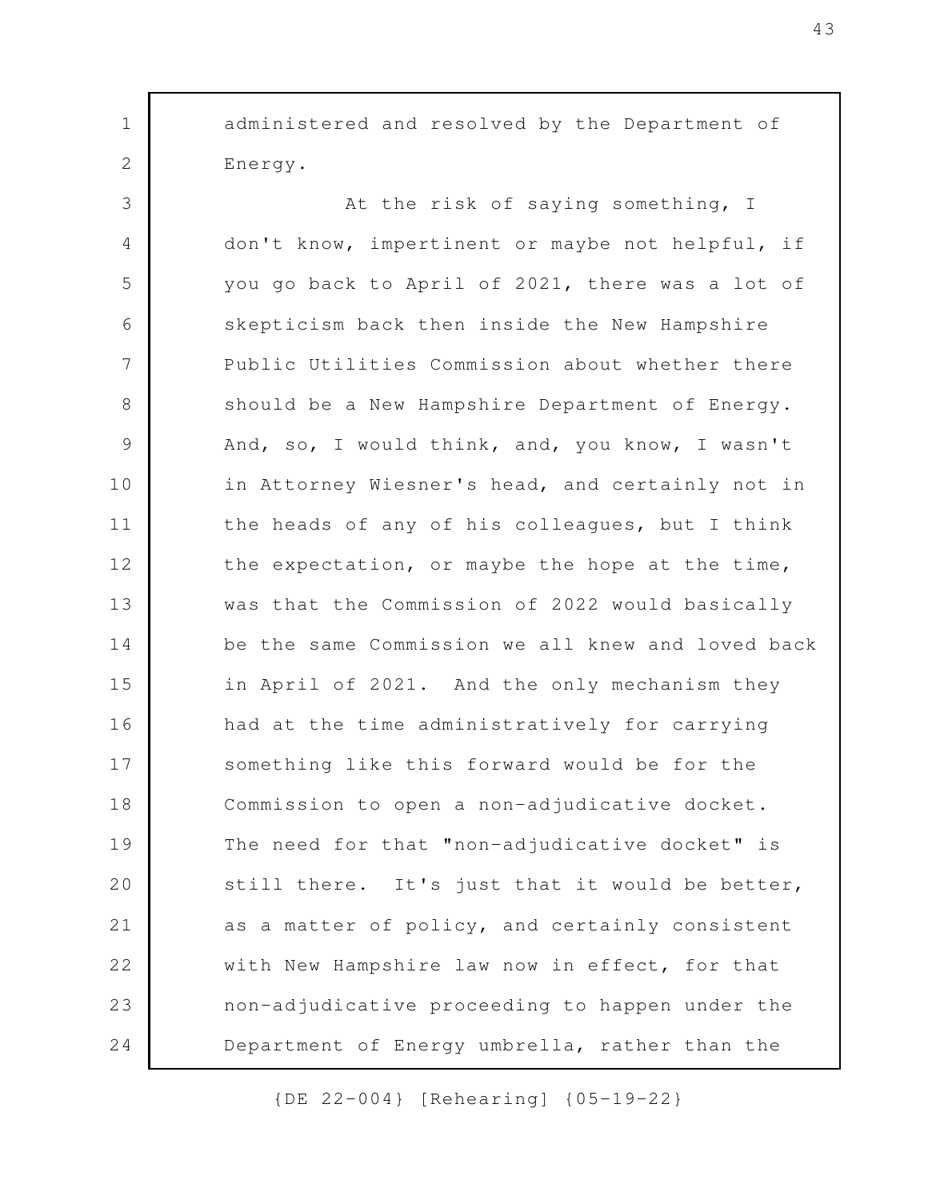administered and resolved by the Department of Energy.

At the risk of saying something, I don't know, impertinent or maybe not helpful, if you go back to April of 2021, there was a lot of skepticism back then inside the New Hampshire Public Utilities Commission about whether there should be a New Hampshire Department of Energy. And, so, I would think, and, you know, I wasn't in Attorney Wiesner's head, and certainly not in the heads of any of his colleagues, but I think the expectation, or maybe the hope at the time, was that the Commission of 2022 would basically be the same Commission we all knew and loved back in April of 2021. And the only mechanism they had at the time administratively for carrying something like this forward would be for the Commission to open a non-adjudicative docket. The need for that "non-adjudicative docket" is still there. It's just that it would be better, as a matter of policy, and certainly consistent with New Hampshire law now in effect, for that non-adjudicative proceeding to happen under the Department of Energy umbrella, rather than the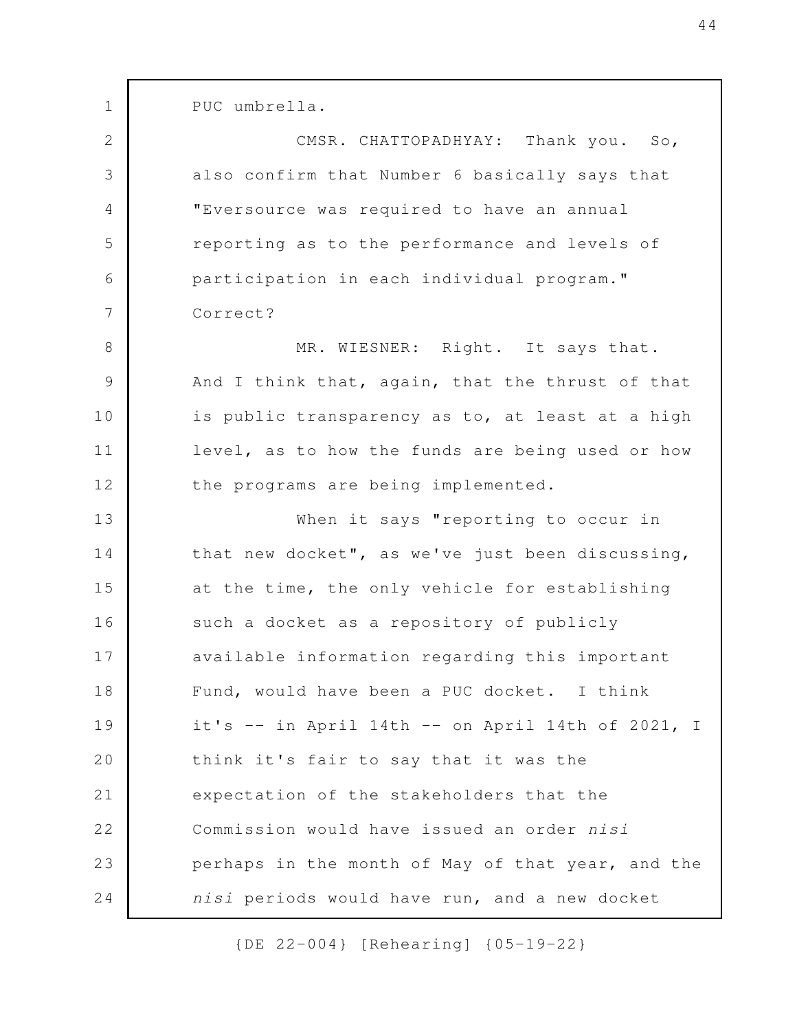PUC umbrella.

CMSR. CHATTOPADHYAY: Thank you. So, also confirm that Number 6 basically says that "Eversource was required to have an annual reporting as to the performance and levels of participation in each individual program." Correct?

MR. WIESNER: Right. It says that. And I think that, again, that the thrust of that is public transparency as to, at least at a high level, as to how the funds are being used or how the programs are being implemented.

When it says "reporting to occur in that new docket", as we've just been discussing, at the time, the only vehicle for establishing such a docket as a repository of publicly available information regarding this important Fund, would have been a PUC docket. I think it's -- in April 14th -- on April 14th of 2021, I think it's fair to say that it was the expectation of the stakeholders that the Commission would have issued an order *nisi* perhaps in the month of May of that year, and the *nisi* periods would have run, and a new docket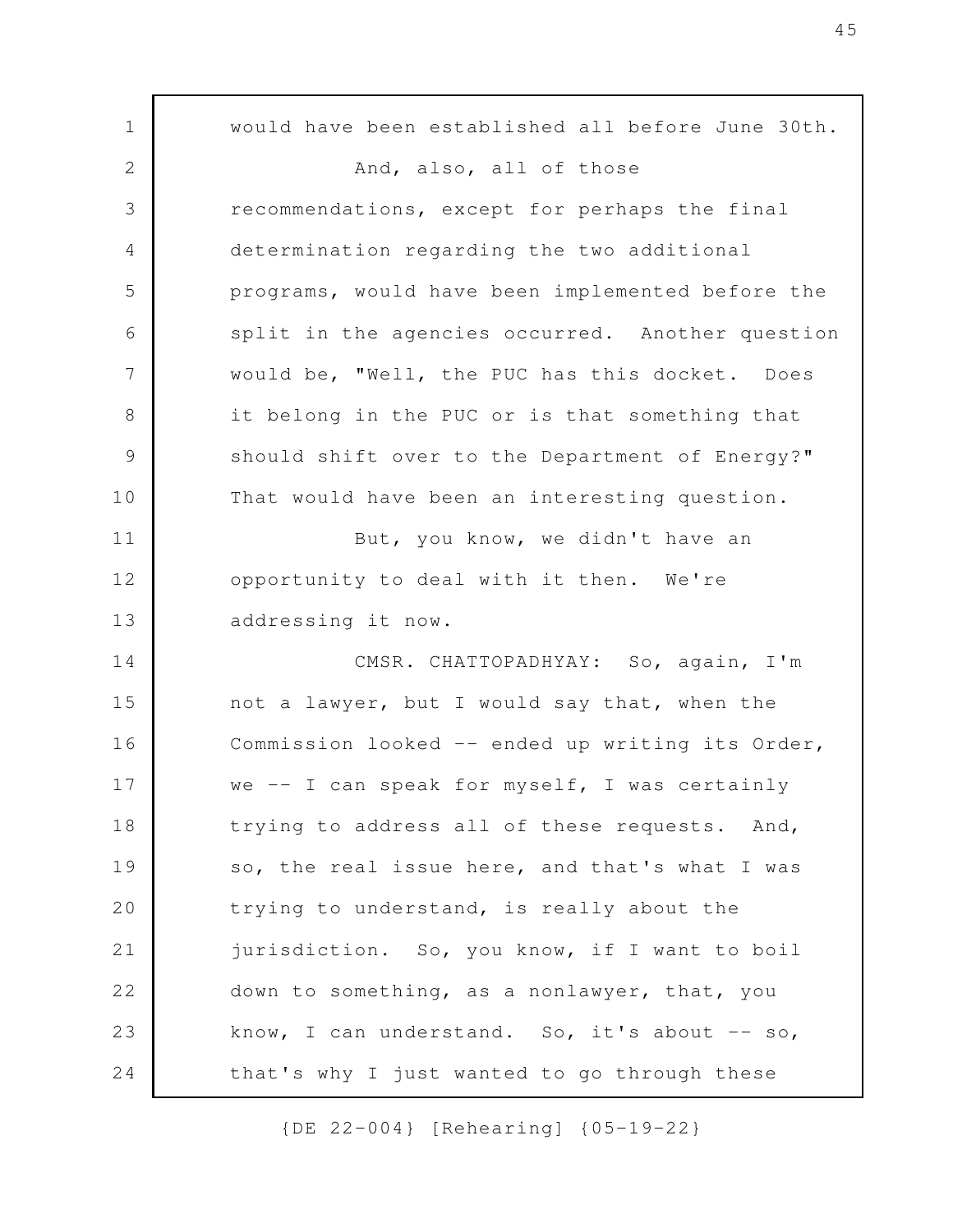would have been established all before June 30th.

And, also, all of those recommendations, except for perhaps the final determination regarding the two additional programs, would have been implemented before the split in the agencies occurred. Another question would be, "Well, the PUC has this docket. Does it belong in the PUC or is that something that should shift over to the Department of Energy?" That would have been an interesting question.

But, you know, we didn't have an opportunity to deal with it then. We're addressing it now.

CMSR. CHATTOPADHYAY: So, again, I'm not a lawyer, but I would say that, when the Commission looked -- ended up writing its Order, we -- I can speak for myself, I was certainly trying to address all of these requests. And, so, the real issue here, and that's what I was trying to understand, is really about the jurisdiction. So, you know, if I want to boil down to something, as a nonlawyer, that, you know, I can understand. So, it's about -- so, that's why I just wanted to go through these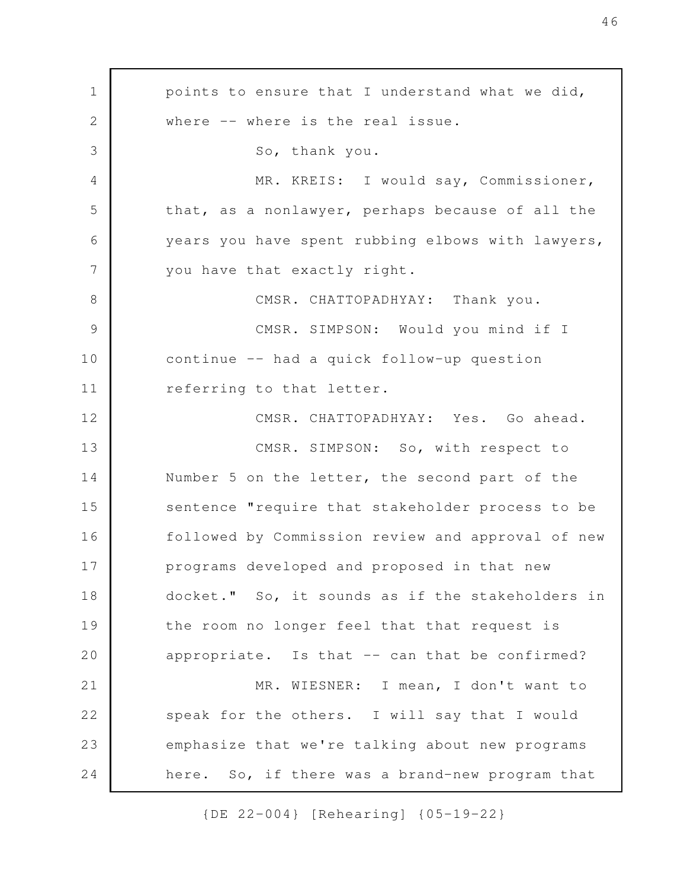points to ensure that I understand what we did, where -- where is the real issue.

So, thank you.

MR. KREIS: I would say, Commissioner, that, as a nonlawyer, perhaps because of all the years you have spent rubbing elbows with lawyers, you have that exactly right.

CMSR. CHATTOPADHYAY: Thank you.

CMSR. SIMPSON: Would you mind if I continue -- had a quick follow-up question referring to that letter.

CMSR. CHATTOPADHYAY: Yes. Go ahead.

CMSR. SIMPSON: So, with respect to Number 5 on the letter, the second part of the sentence "require that stakeholder process to be followed by Commission review and approval of new programs developed and proposed in that new docket." So, it sounds as if the stakeholders in the room no longer feel that that request is appropriate. Is that -- can that be confirmed?

MR. WIESNER: I mean, I don't want to speak for the others. I will say that I would emphasize that we're talking about new programs here. So, if there was a brand-new program that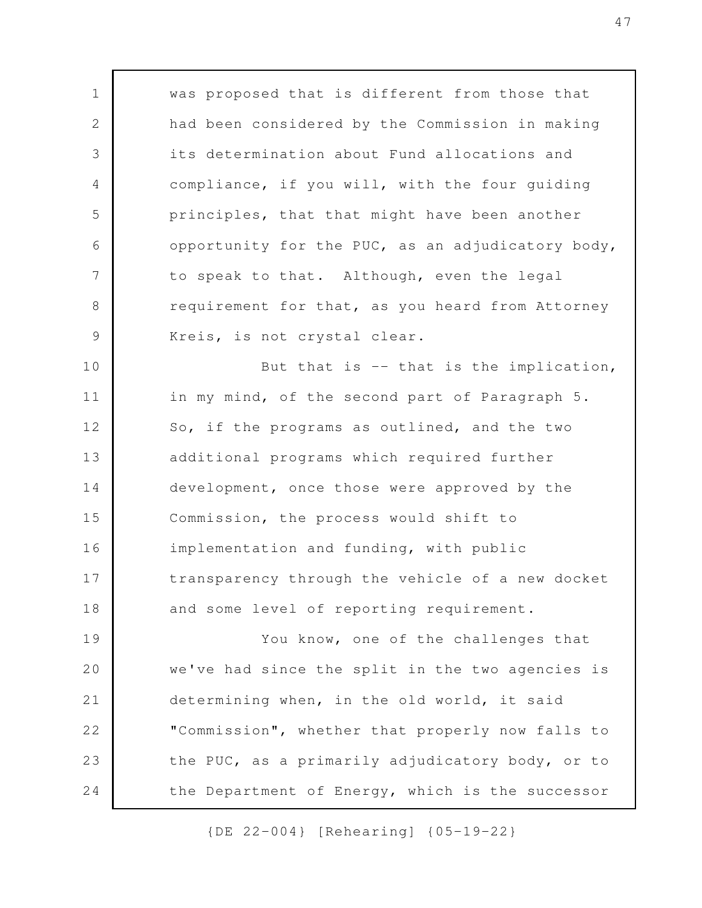was proposed that is different from those that had been considered by the Commission in making its determination about Fund allocations and compliance, if you will, with the four guiding principles, that that might have been another opportunity for the PUC, as an adjudicatory body, to speak to that. Although, even the legal requirement for that, as you heard from Attorney Kreis, is not crystal clear.

But that is -- that is the implication, in my mind, of the second part of Paragraph 5. So, if the programs as outlined, and the two additional programs which required further development, once those were approved by the Commission, the process would shift to implementation and funding, with public transparency through the vehicle of a new docket and some level of reporting requirement.

You know, one of the challenges that we've had since the split in the two agencies is determining when, in the old world, it said "Commission", whether that properly now falls to the PUC, as a primarily adjudicatory body, or to the Department of Energy, which is the successor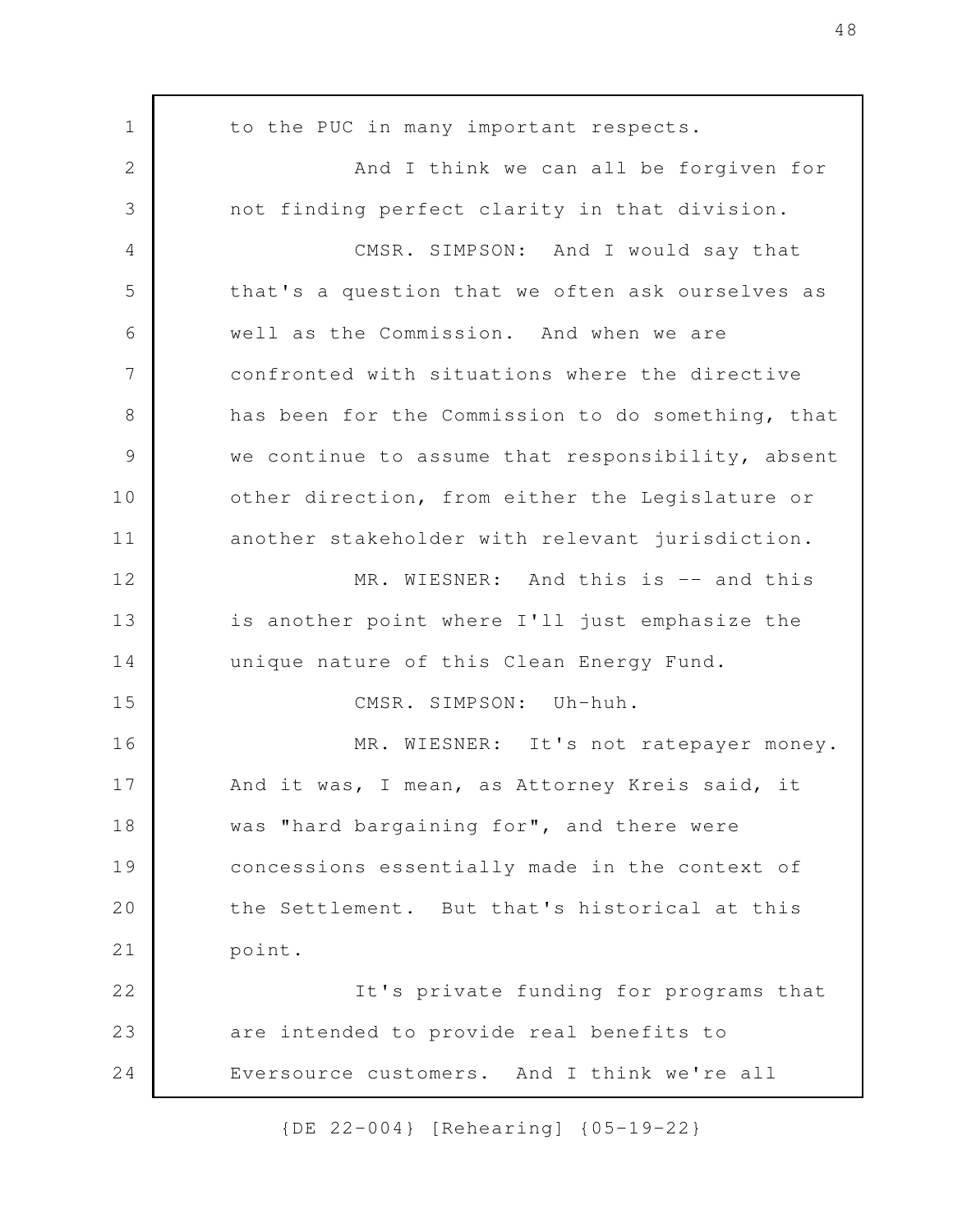to the PUC in many important respects.

And I think we can all be forgiven for not finding perfect clarity in that division.

CMSR. SIMPSON: And I would say that that's a question that we often ask ourselves as well as the Commission. And when we are confronted with situations where the directive has been for the Commission to do something, that we continue to assume that responsibility, absent other direction, from either the Legislature or another stakeholder with relevant jurisdiction.

MR. WIESNER: And this is -- and this is another point where I'll just emphasize the unique nature of this Clean Energy Fund.

CMSR. SIMPSON: Uh-huh.

MR. WIESNER: It's not ratepayer money. And it was, I mean, as Attorney Kreis said, it was "hard bargaining for", and there were concessions essentially made in the context of the Settlement. But that's historical at this point.

It's private funding for programs that are intended to provide real benefits to Eversource customers. And I think we're all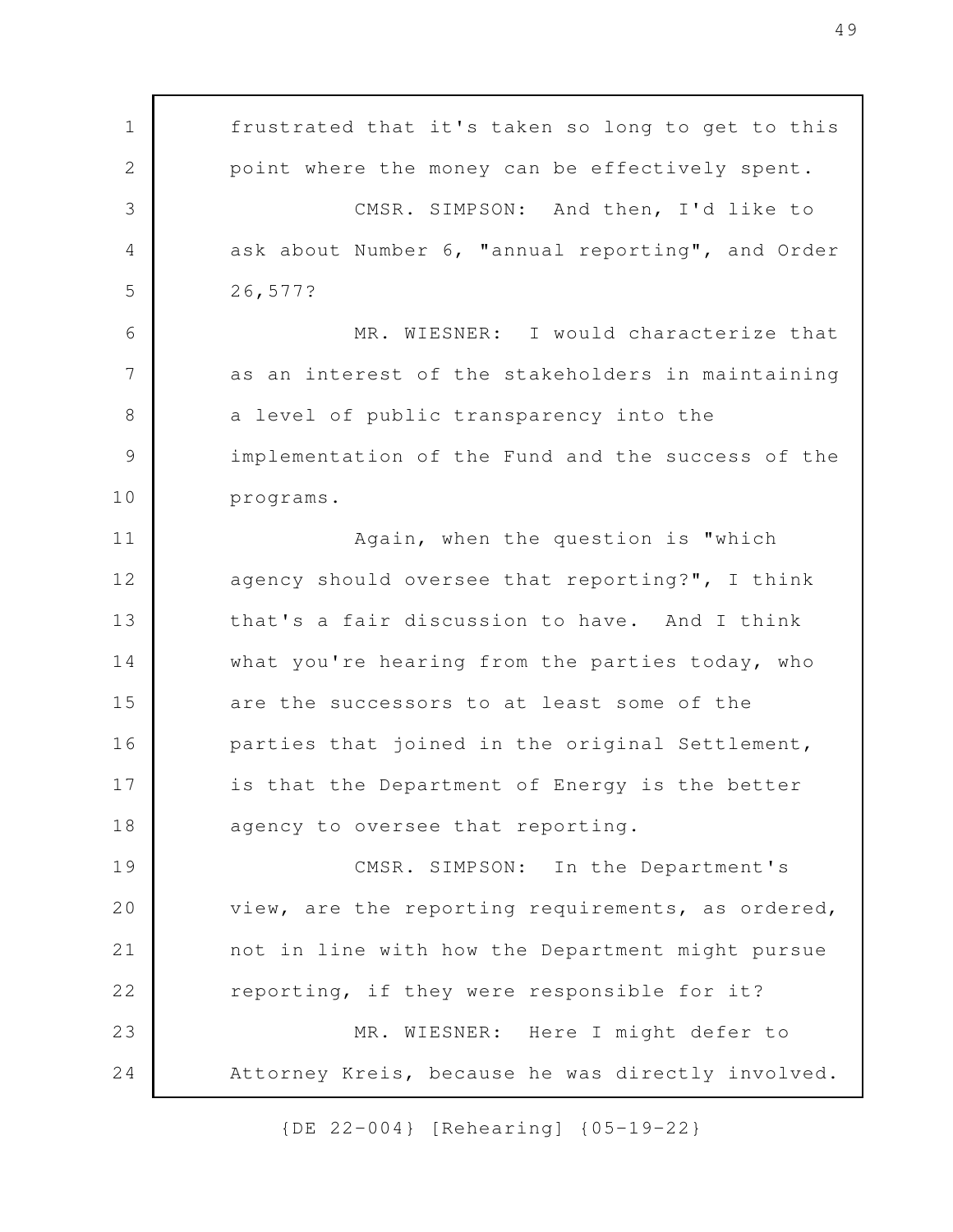frustrated that it's taken so long to get to this point where the money can be effectively spent.

CMSR. SIMPSON: And then, I'd like to ask about Number 6, "annual reporting", and Order 26,577?

MR. WIESNER: I would characterize that as an interest of the stakeholders in maintaining a level of public transparency into the implementation of the Fund and the success of the programs.

Again, when the question is "which agency should oversee that reporting?", I think that's a fair discussion to have. And I think what you're hearing from the parties today, who are the successors to at least some of the parties that joined in the original Settlement, is that the Department of Energy is the better agency to oversee that reporting.

CMSR. SIMPSON: In the Department's view, are the reporting requirements, as ordered, not in line with how the Department might pursue reporting, if they were responsible for it?

MR. WIESNER: Here I might defer to Attorney Kreis, because he was directly involved.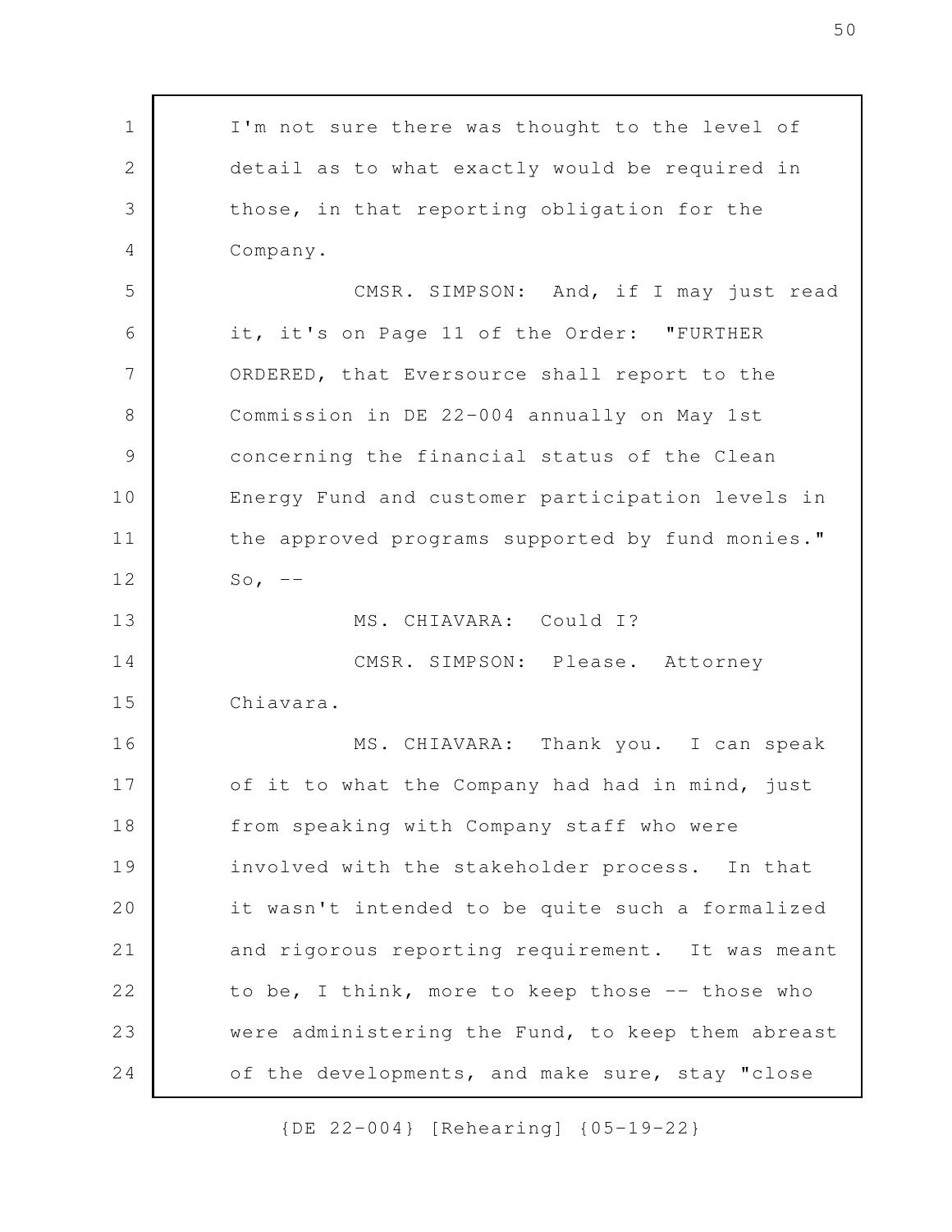I'm not sure there was thought to the level of detail as to what exactly would be required in those, in that reporting obligation for the Company.

CMSR. SIMPSON: And, if I may just read it, it's on Page 11 of the Order: "FURTHER ORDERED, that Eversource shall report to the Commission in DE 22-004 annually on May 1st concerning the financial status of the Clean Energy Fund and customer participation levels in the approved programs supported by fund monies." So, --

MS. CHIAVARA: Could I?

CMSR. SIMPSON: Please. Attorney Chiavara.

MS. CHIAVARA: Thank you. I can speak of it to what the Company had had in mind, just from speaking with Company staff who were involved with the stakeholder process. In that it wasn't intended to be quite such a formalized and rigorous reporting requirement. It was meant to be, I think, more to keep those -- those who were administering the Fund, to keep them abreast of the developments, and make sure, stay "close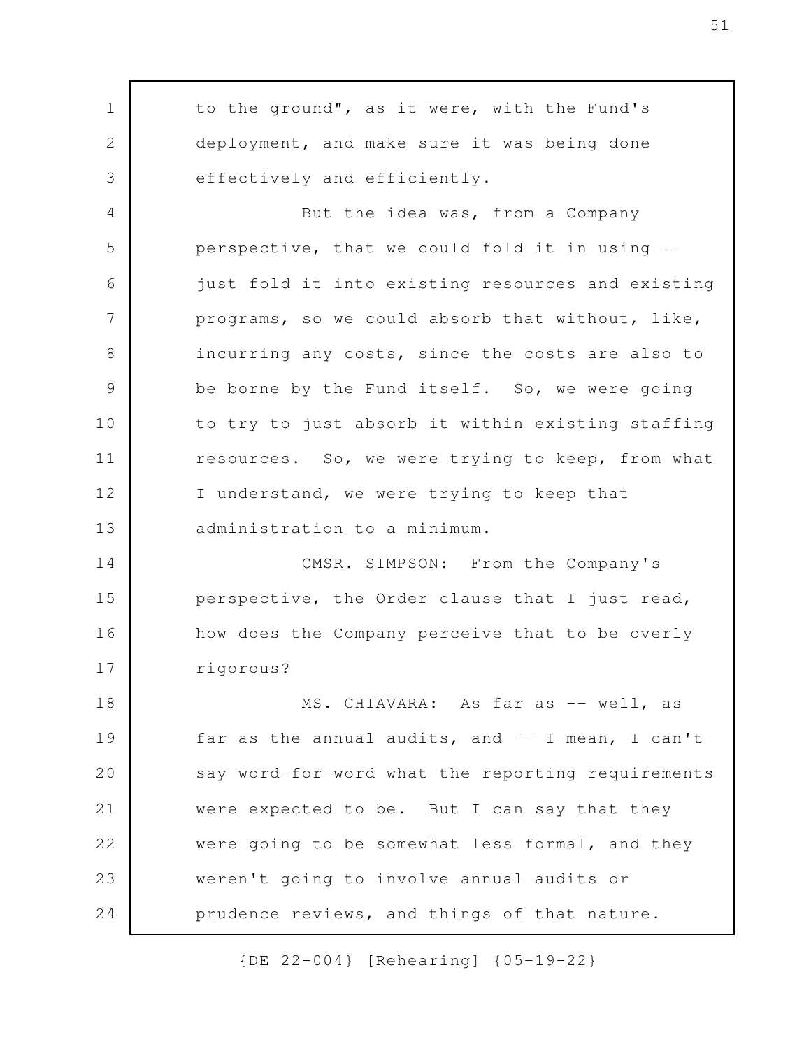to the ground", as it were, with the Fund's deployment, and make sure it was being done effectively and efficiently.

But the idea was, from a Company perspective, that we could fold it in using -- just fold it into existing resources and existing programs, so we could absorb that without, like, incurring any costs, since the costs are also to be borne by the Fund itself. So, we were going to try to just absorb it within existing staffing resources. So, we were trying to keep, from what I understand, we were trying to keep that administration to a minimum.

CMSR. SIMPSON: From the Company's perspective, the Order clause that I just read, how does the Company perceive that to be overly rigorous?

MS. CHIAVARA: As far as -- well, as far as the annual audits, and -- I mean, I can't say word-for-word what the reporting requirements were expected to be. But I can say that they were going to be somewhat less formal, and they weren't going to involve annual audits or prudence reviews, and things of that nature.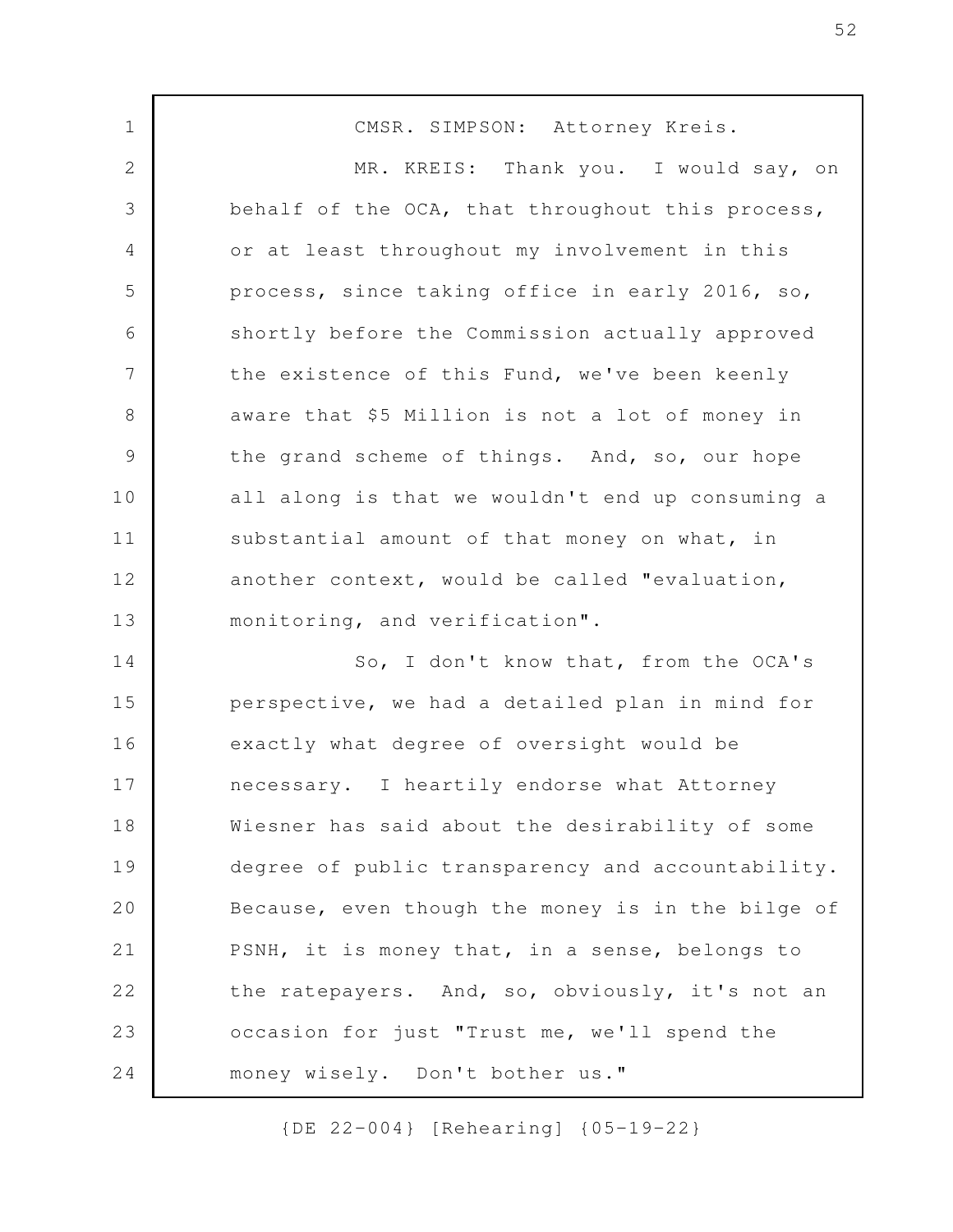CMSR. SIMPSON: Attorney Kreis.

MR. KREIS: Thank you. I would say, on behalf of the OCA, that throughout this process, or at least throughout my involvement in this process, since taking office in early 2016, so, shortly before the Commission actually approved the existence of this Fund, we've been keenly aware that $5 Million is not a lot of money in the grand scheme of things. And, so, our hope all along is that we wouldn't end up consuming a substantial amount of that money on what, in another context, would be called "evaluation, monitoring, and verification".

So, I don't know that, from the OCA's perspective, we had a detailed plan in mind for exactly what degree of oversight would be necessary. I heartily endorse what Attorney Wiesner has said about the desirability of some degree of public transparency and accountability. Because, even though the money is in the bilge of PSNH, it is money that, in a sense, belongs to the ratepayers. And, so, obviously, it's not an occasion for just "Trust me, we'll spend the money wisely. Don't bother us."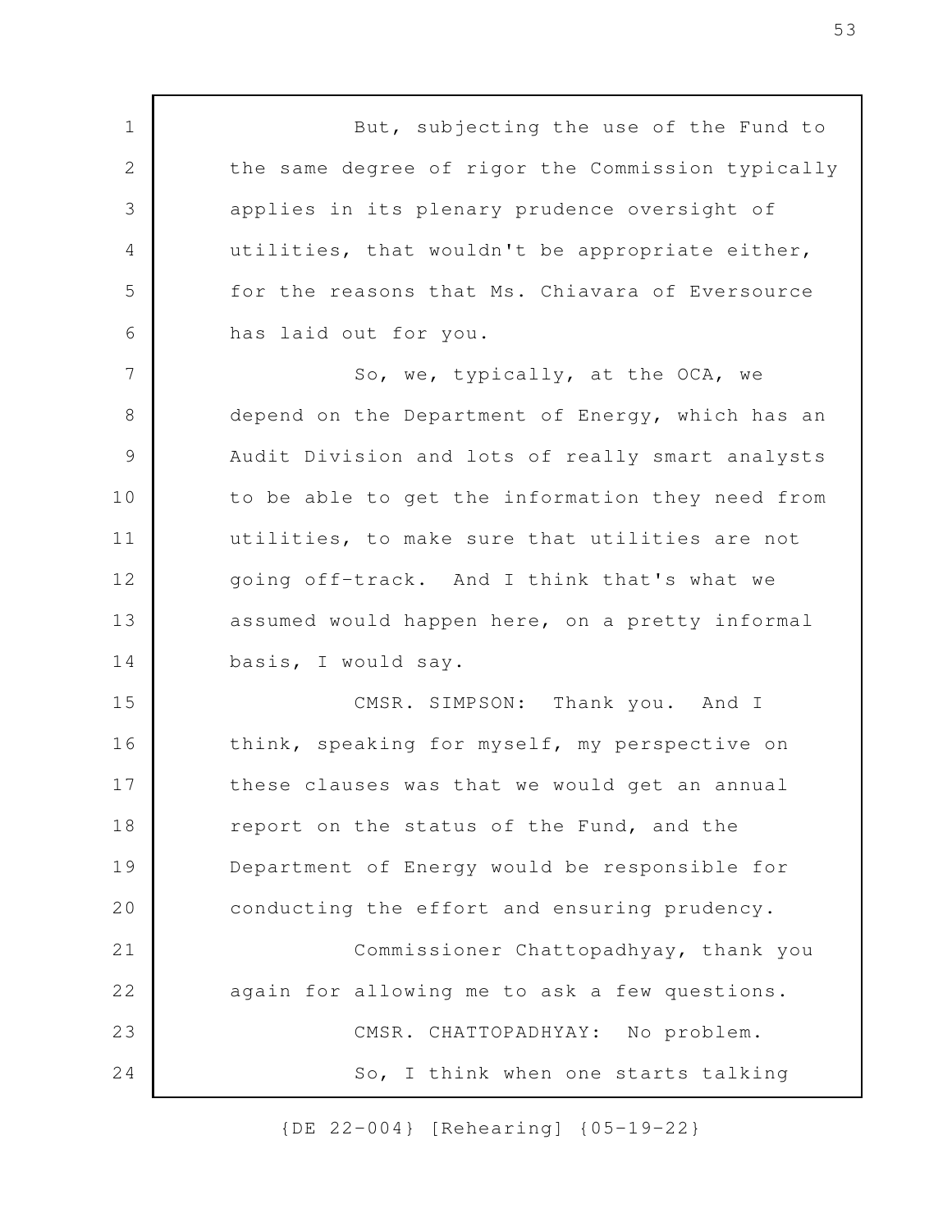But, subjecting the use of the Fund to the same degree of rigor the Commission typically applies in its plenary prudence oversight of utilities, that wouldn't be appropriate either, for the reasons that Ms. Chiavara of Eversource has laid out for you.

So, we, typically, at the OCA, we depend on the Department of Energy, which has an Audit Division and lots of really smart analysts to be able to get the information they need from utilities, to make sure that utilities are not going off-track. And I think that's what we assumed would happen here, on a pretty informal basis, I would say.

CMSR. SIMPSON: Thank you. And I think, speaking for myself, my perspective on these clauses was that we would get an annual report on the status of the Fund, and the Department of Energy would be responsible for conducting the effort and ensuring prudency.

Commissioner Chattopadhyay, thank you again for allowing me to ask a few questions.

CMSR. CHATTOPADHYAY: No problem.

So, I think when one starts talking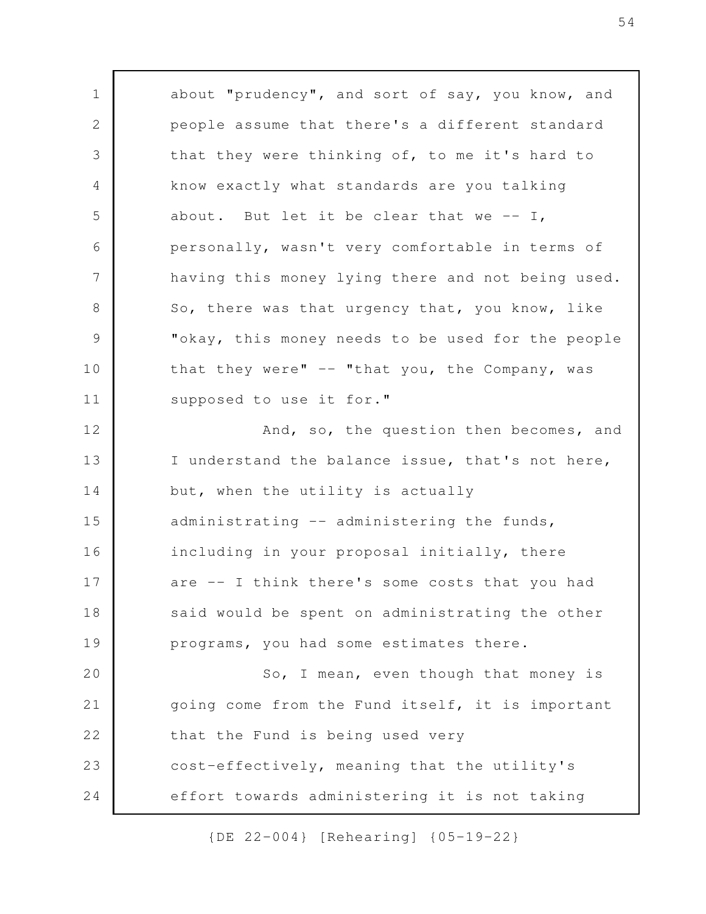about "prudency", and sort of say, you know, and people assume that there's a different standard that they were thinking of, to me it's hard to know exactly what standards are you talking about. But let it be clear that we -- I, personally, wasn't very comfortable in terms of having this money lying there and not being used. So, there was that urgency that, you know, like "okay, this money needs to be used for the people that they were" -- "that you, the Company, was supposed to use it for."

And, so, the question then becomes, and I understand the balance issue, that's not here, but, when the utility is actually administrating -- administering the funds, including in your proposal initially, there are -- I think there's some costs that you had said would be spent on administrating the other programs, you had some estimates there.

So, I mean, even though that money is going come from the Fund itself, it is important that the Fund is being used very cost-effectively, meaning that the utility's effort towards administering it is not taking

{DE 22-004} [Rehearing] {05-19-22}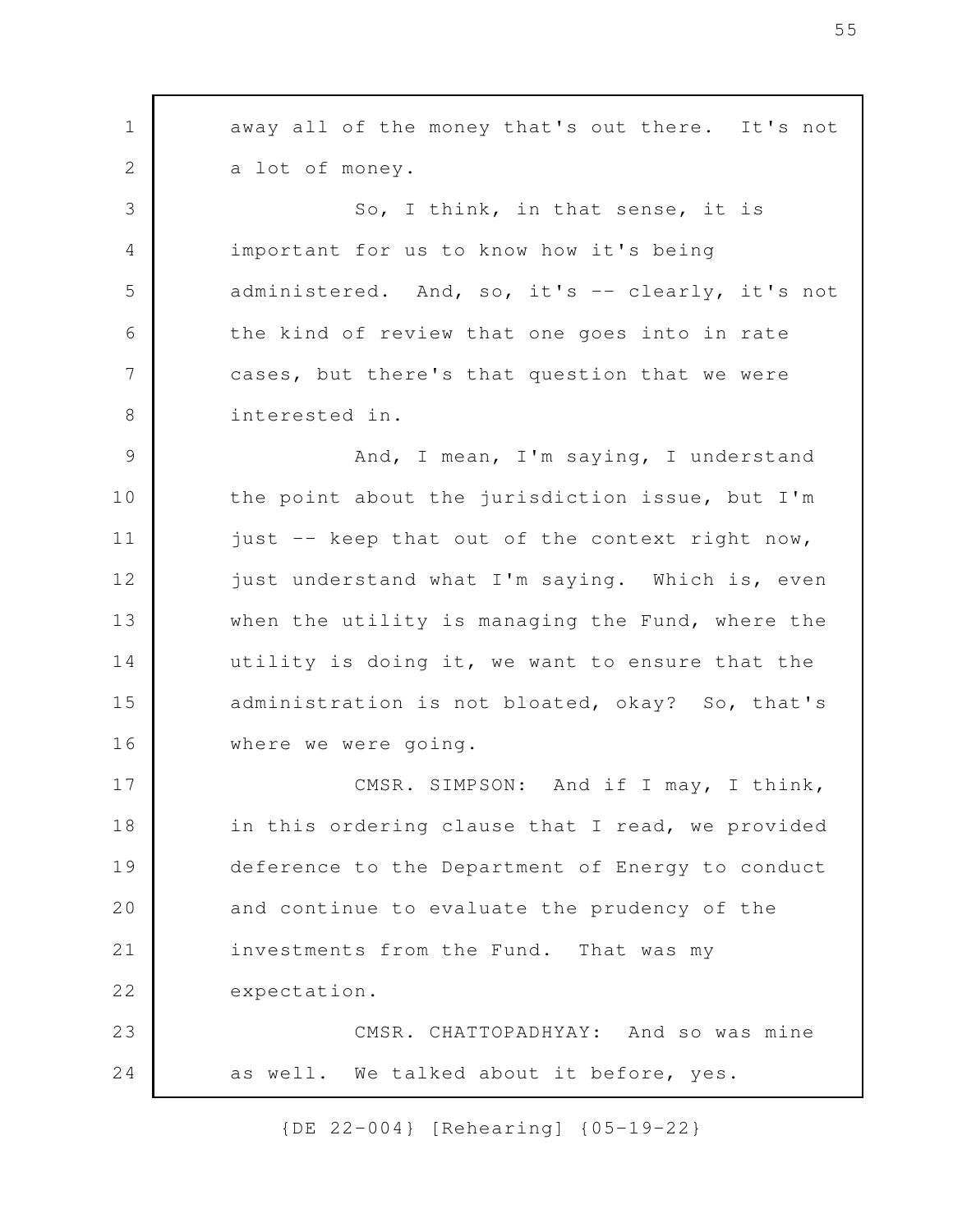away all of the money that's out there. It's not a lot of money.

So, I think, in that sense, it is important for us to know how it's being administered. And, so, it's -- clearly, it's not the kind of review that one goes into in rate cases, but there's that question that we were interested in.

And, I mean, I'm saying, I understand the point about the jurisdiction issue, but I'm just -- keep that out of the context right now, just understand what I'm saying. Which is, even when the utility is managing the Fund, where the utility is doing it, we want to ensure that the administration is not bloated, okay? So, that's where we were going.

CMSR. SIMPSON: And if I may, I think, in this ordering clause that I read, we provided deference to the Department of Energy to conduct and continue to evaluate the prudency of the investments from the Fund. That was my expectation.

CMSR. CHATTOPADHYAY: And so was mine as well. We talked about it before, yes.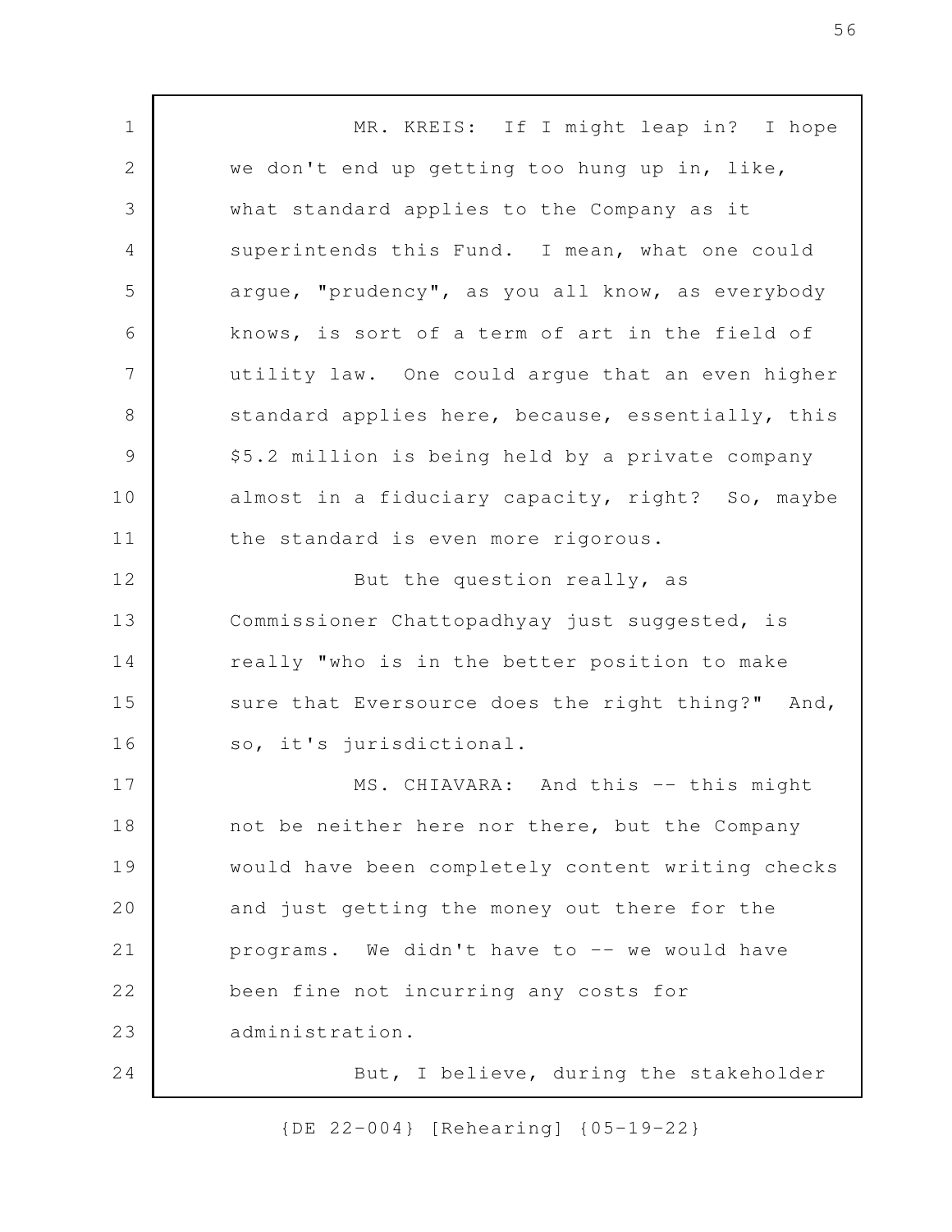MR. KREIS: If I might leap in? I hope we don't end up getting too hung up in, like, what standard applies to the Company as it superintends this Fund. I mean, what one could argue, "prudency", as you all know, as everybody knows, is sort of a term of art in the field of utility law. One could argue that an even higher standard applies here, because, essentially, this $5.2 million is being held by a private company almost in a fiduciary capacity, right? So, maybe the standard is even more rigorous.

But the question really, as Commissioner Chattopadhyay just suggested, is really "who is in the better position to make sure that Eversource does the right thing?" And, so, it's jurisdictional.

MS. CHIAVARA: And this -- this might not be neither here nor there, but the Company would have been completely content writing checks and just getting the money out there for the programs. We didn't have to -- we would have been fine not incurring any costs for administration.

But, I believe, during the stakeholder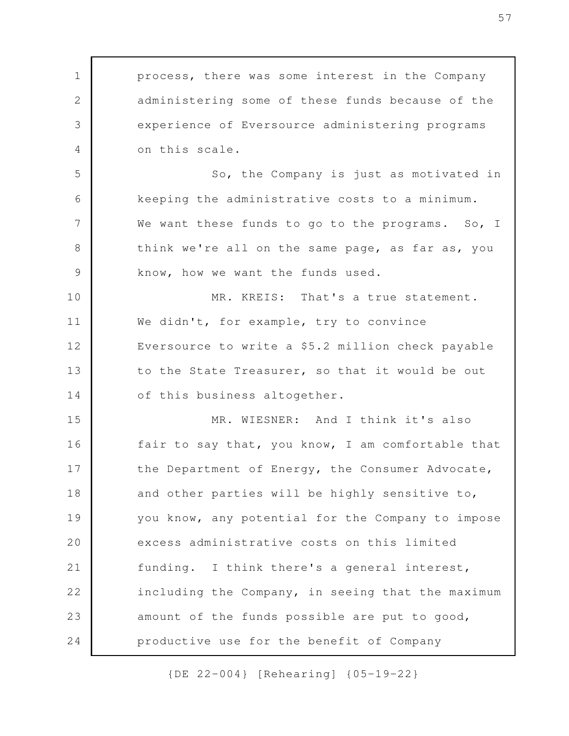process, there was some interest in the Company administering some of these funds because of the experience of Eversource administering programs on this scale.

So, the Company is just as motivated in keeping the administrative costs to a minimum. We want these funds to go to the programs. So, I think we're all on the same page, as far as, you know, how we want the funds used.

MR. KREIS: That's a true statement. We didn't, for example, try to convince Eversource to write a $5.2 million check payable to the State Treasurer, so that it would be out of this business altogether.

MR. WIESNER: And I think it's also fair to say that, you know, I am comfortable that the Department of Energy, the Consumer Advocate, and other parties will be highly sensitive to, you know, any potential for the Company to impose excess administrative costs on this limited funding. I think there's a general interest, including the Company, in seeing that the maximum amount of the funds possible are put to good, productive use for the benefit of Company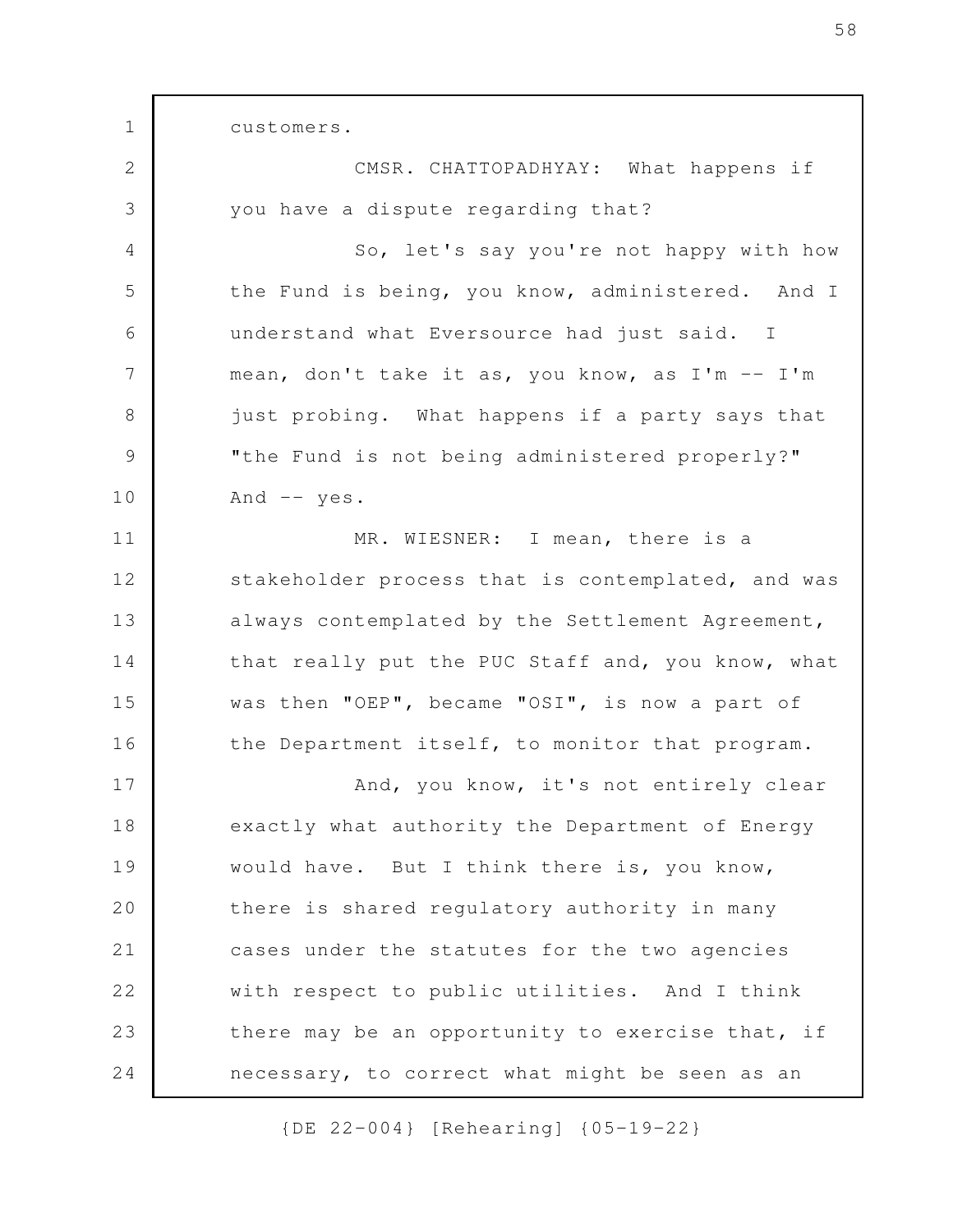customers.

CMSR. CHATTOPADHYAY: What happens if you have a dispute regarding that?

So, let's say you're not happy with how the Fund is being, you know, administered. And I understand what Eversource had just said. I mean, don't take it as, you know, as I'm -- I'm just probing. What happens if a party says that "the Fund is not being administered properly?" And -- yes.

MR. WIESNER: I mean, there is a stakeholder process that is contemplated, and was always contemplated by the Settlement Agreement, that really put the PUC Staff and, you know, what was then "OEP", became "OSI", is now a part of the Department itself, to monitor that program.

And, you know, it's not entirely clear exactly what authority the Department of Energy would have. But I think there is, you know, there is shared regulatory authority in many cases under the statutes for the two agencies with respect to public utilities. And I think there may be an opportunity to exercise that, if necessary, to correct what might be seen as an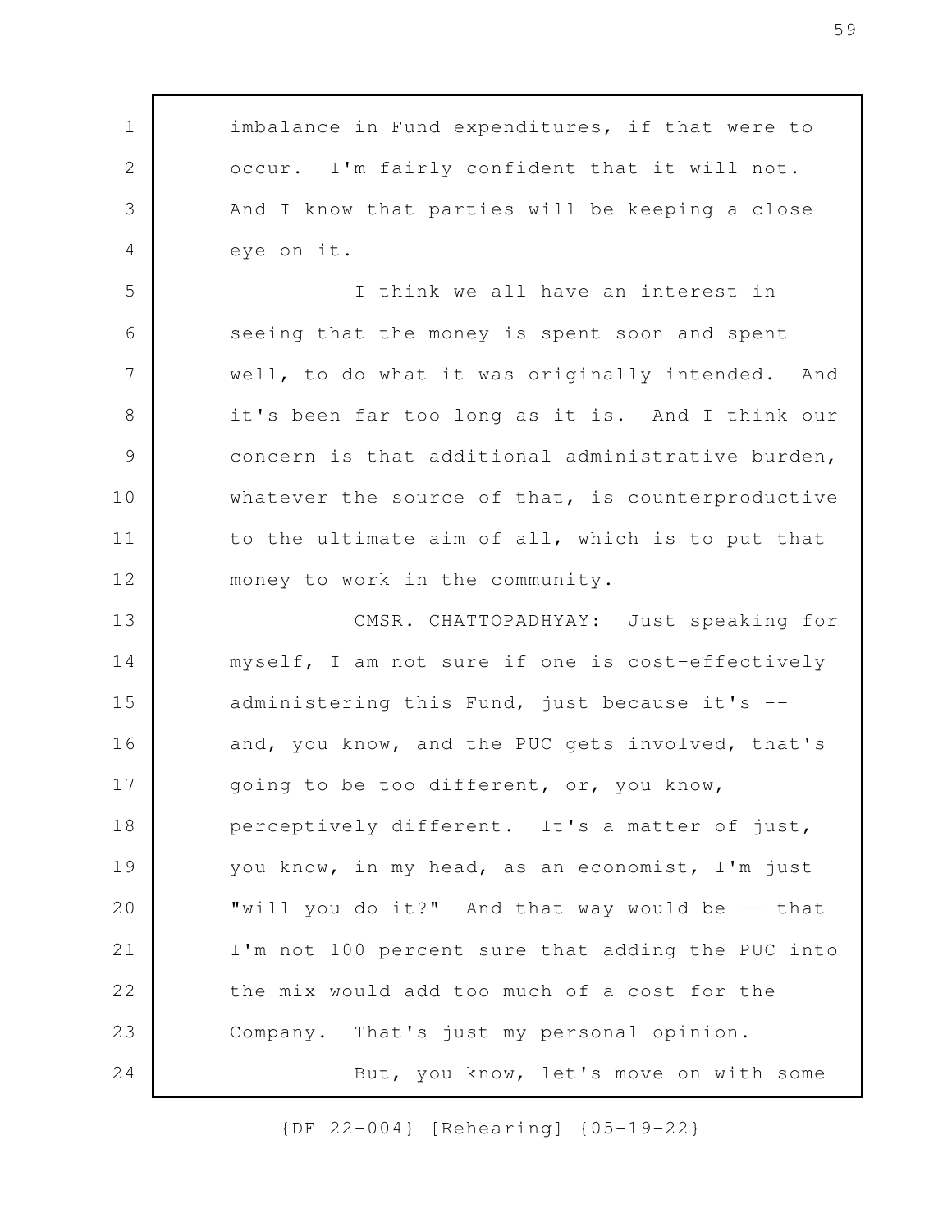imbalance in Fund expenditures, if that were to occur. I'm fairly confident that it will not. And I know that parties will be keeping a close eye on it.

I think we all have an interest in seeing that the money is spent soon and spent well, to do what it was originally intended. And it's been far too long as it is. And I think our concern is that additional administrative burden, whatever the source of that, is counterproductive to the ultimate aim of all, which is to put that money to work in the community.

CMSR. CHATTOPADHYAY: Just speaking for myself, I am not sure if one is cost-effectively administering this Fund, just because it's -- and, you know, and the PUC gets involved, that's going to be too different, or, you know, perceptively different. It's a matter of just, you know, in my head, as an economist, I'm just "will you do it?" And that way would be -- that I'm not 100 percent sure that adding the PUC into the mix would add too much of a cost for the Company. That's just my personal opinion.

But, you know, let's move on with some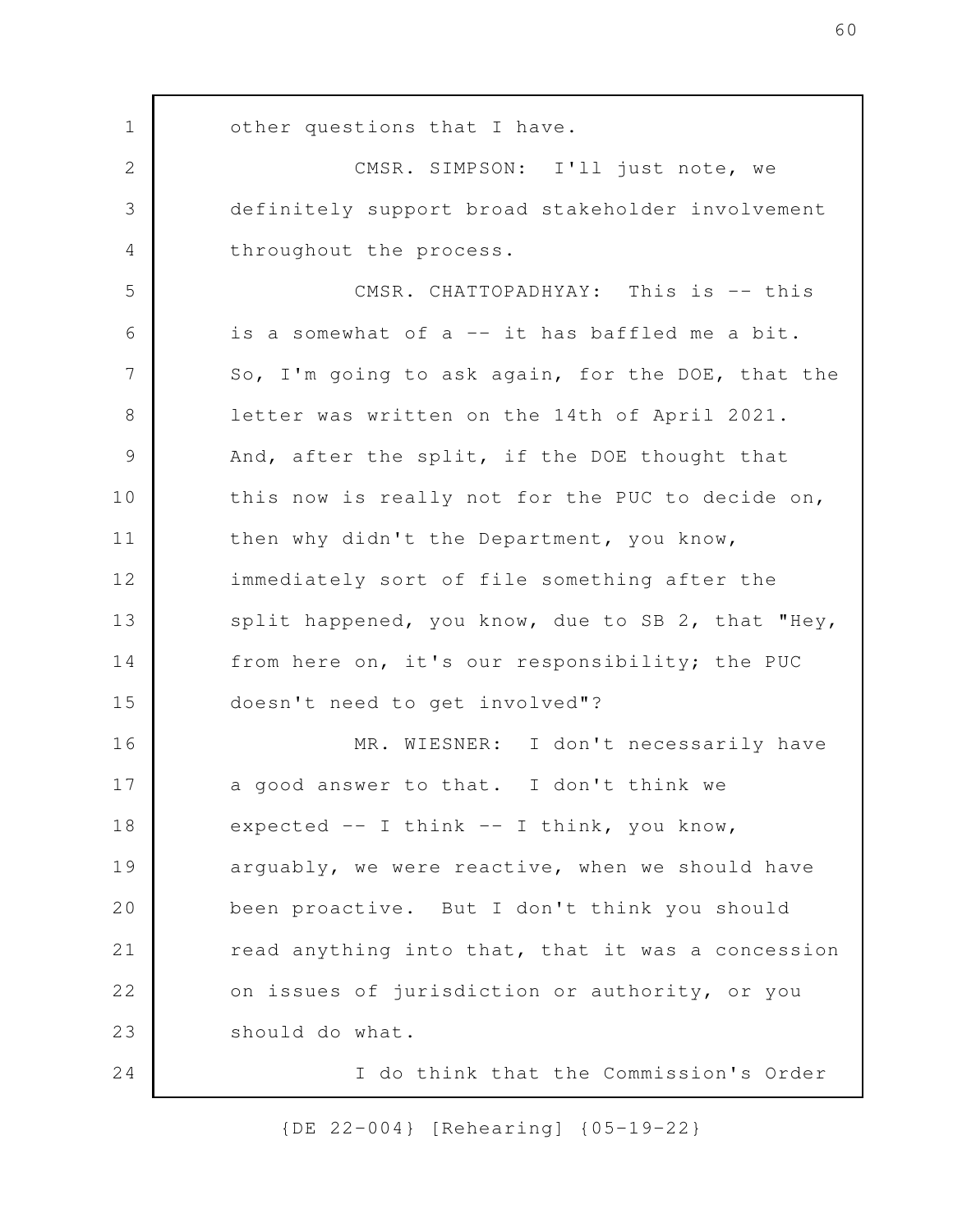other questions that I have.

CMSR. SIMPSON: I'll just note, we definitely support broad stakeholder involvement throughout the process.

CMSR. CHATTOPADHYAY: This is -- this is a somewhat of a -- it has baffled me a bit. So, I'm going to ask again, for the DOE, that the letter was written on the 14th of April 2021. And, after the split, if the DOE thought that this now is really not for the PUC to decide on, then why didn't the Department, you know, immediately sort of file something after the split happened, you know, due to SB 2, that "Hey, from here on, it's our responsibility; the PUC doesn't need to get involved"?

MR. WIESNER: I don't necessarily have a good answer to that. I don't think we expected -- I think -- I think, you know, arguably, we were reactive, when we should have been proactive. But I don't think you should read anything into that, that it was a concession on issues of jurisdiction or authority, or you should do what.

I do think that the Commission's Order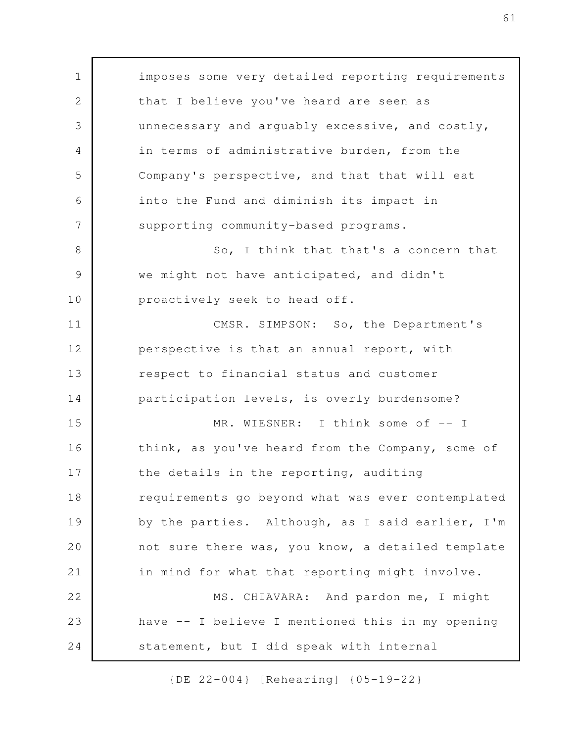imposes some very detailed reporting requirements that I believe you've heard are seen as unnecessary and arguably excessive, and costly, in terms of administrative burden, from the Company's perspective, and that that will eat into the Fund and diminish its impact in supporting community-based programs.

So, I think that that's a concern that we might not have anticipated, and didn't proactively seek to head off.

CMSR. SIMPSON: So, the Department's perspective is that an annual report, with respect to financial status and customer participation levels, is overly burdensome?

MR. WIESNER: I think some of -- I think, as you've heard from the Company, some of the details in the reporting, auditing requirements go beyond what was ever contemplated by the parties. Although, as I said earlier, I'm not sure there was, you know, a detailed template in mind for what that reporting might involve.

MS. CHIAVARA: And pardon me, I might have -- I believe I mentioned this in my opening statement, but I did speak with internal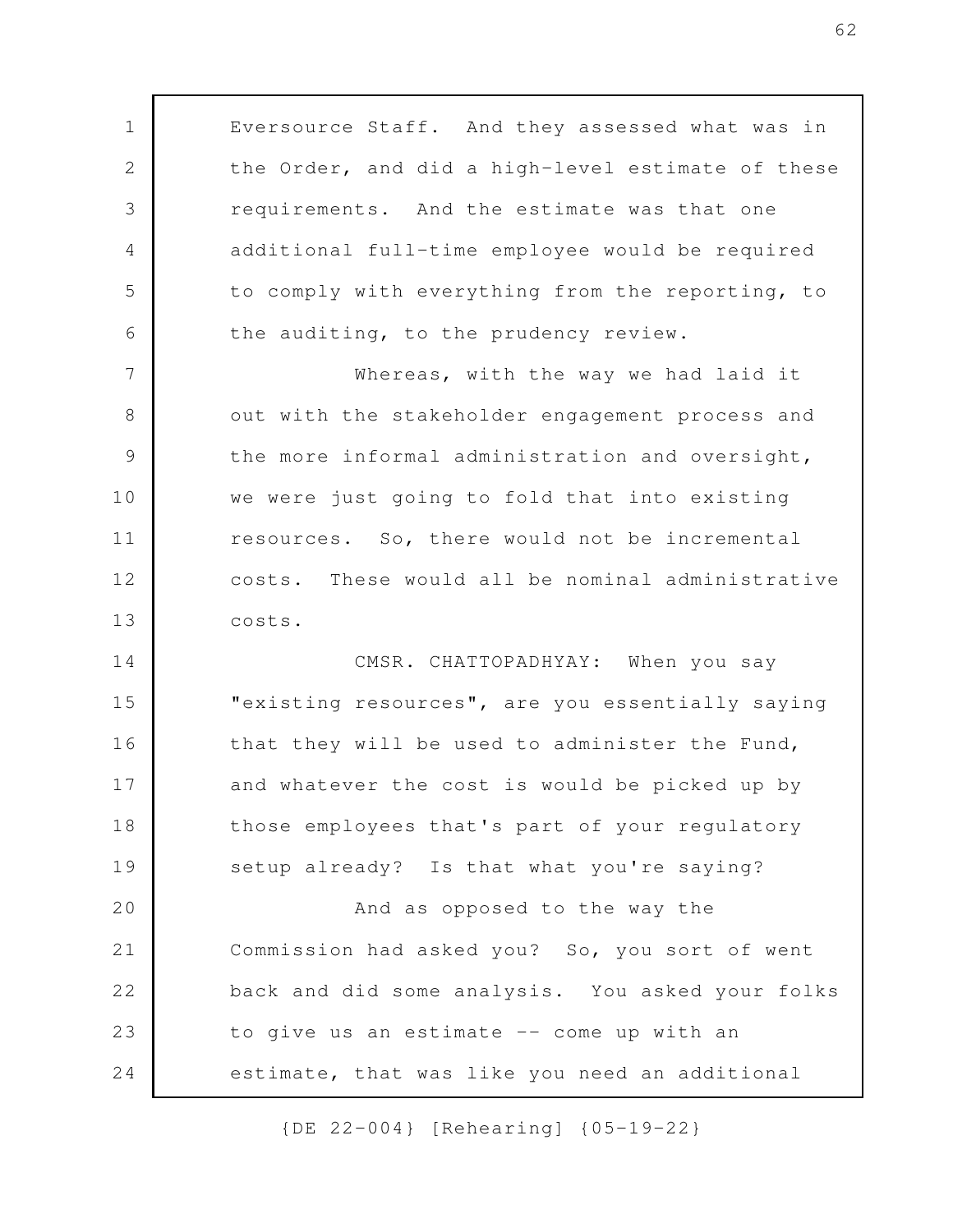Eversource Staff. And they assessed what was in the Order, and did a high-level estimate of these requirements. And the estimate was that one additional full-time employee would be required to comply with everything from the reporting, to the auditing, to the prudency review.

Whereas, with the way we had laid it out with the stakeholder engagement process and the more informal administration and oversight, we were just going to fold that into existing resources. So, there would not be incremental costs. These would all be nominal administrative costs.

CMSR. CHATTOPADHYAY: When you say "existing resources", are you essentially saying that they will be used to administer the Fund, and whatever the cost is would be picked up by those employees that's part of your regulatory setup already? Is that what you're saying?

And as opposed to the way the Commission had asked you? So, you sort of went back and did some analysis. You asked your folks to give us an estimate -- come up with an estimate, that was like you need an additional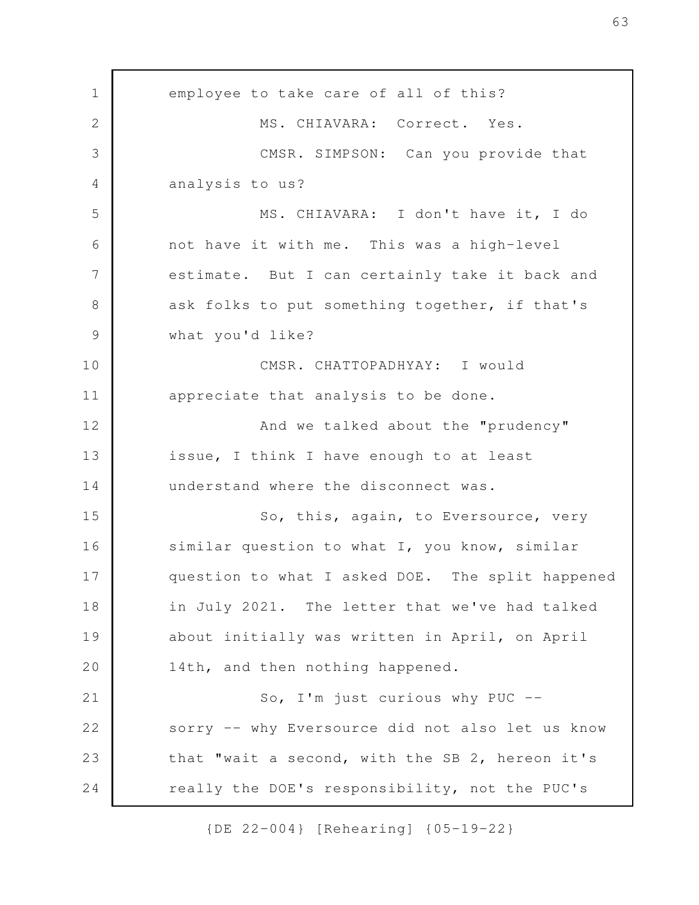employee to take care of all of this?

MS. CHIAVARA: Correct. Yes.

CMSR. SIMPSON: Can you provide that analysis to us?

MS. CHIAVARA: I don't have it, I do not have it with me. This was a high-level estimate. But I can certainly take it back and ask folks to put something together, if that's what you'd like?

CMSR. CHATTOPADHYAY: I would appreciate that analysis to be done.

And we talked about the "prudency" issue, I think I have enough to at least understand where the disconnect was.

So, this, again, to Eversource, very similar question to what I, you know, similar question to what I asked DOE. The split happened in July 2021. The letter that we've had talked about initially was written in April, on April 14th, and then nothing happened.

So, I'm just curious why PUC -- sorry -- why Eversource did not also let us know that "wait a second, with the SB 2, hereon it's really the DOE's responsibility, not the PUC's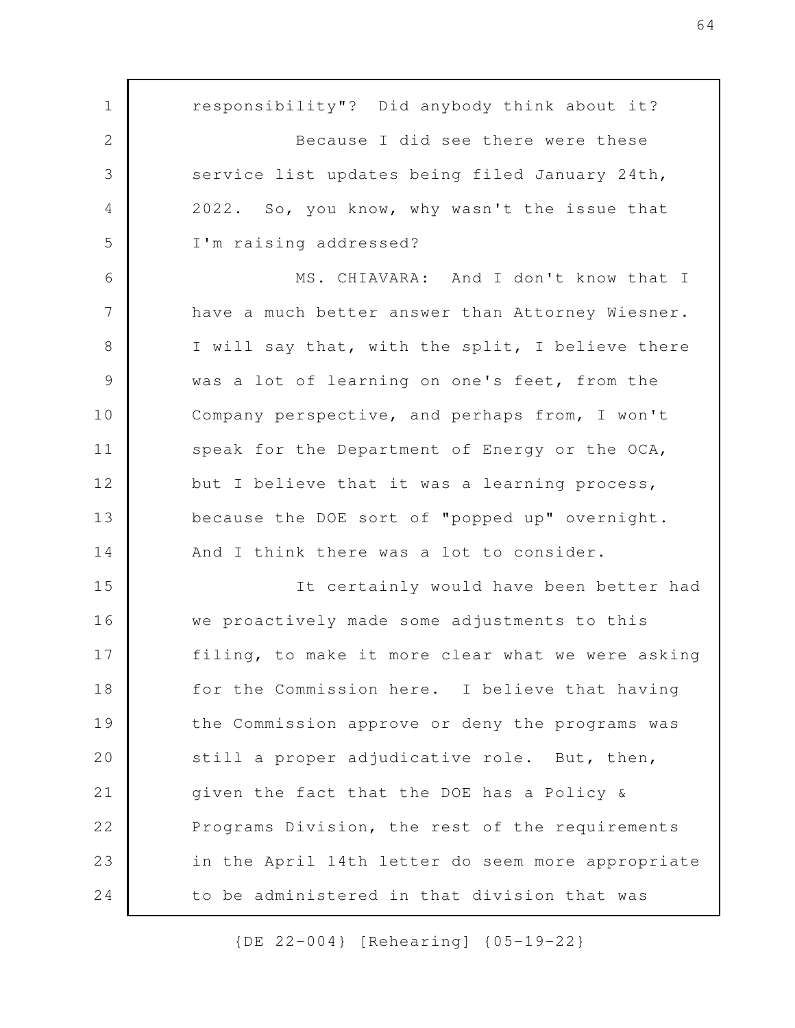responsibility"? Did anybody think about it?

Because I did see there were these service list updates being filed January 24th, 2022. So, you know, why wasn't the issue that I'm raising addressed?

MS. CHIAVARA: And I don't know that I have a much better answer than Attorney Wiesner. I will say that, with the split, I believe there was a lot of learning on one's feet, from the Company perspective, and perhaps from, I won't speak for the Department of Energy or the OCA, but I believe that it was a learning process, because the DOE sort of "popped up" overnight. And I think there was a lot to consider.

It certainly would have been better had we proactively made some adjustments to this filing, to make it more clear what we were asking for the Commission here. I believe that having the Commission approve or deny the programs was still a proper adjudicative role. But, then, given the fact that the DOE has a Policy & Programs Division, the rest of the requirements in the April 14th letter do seem more appropriate to be administered in that division that was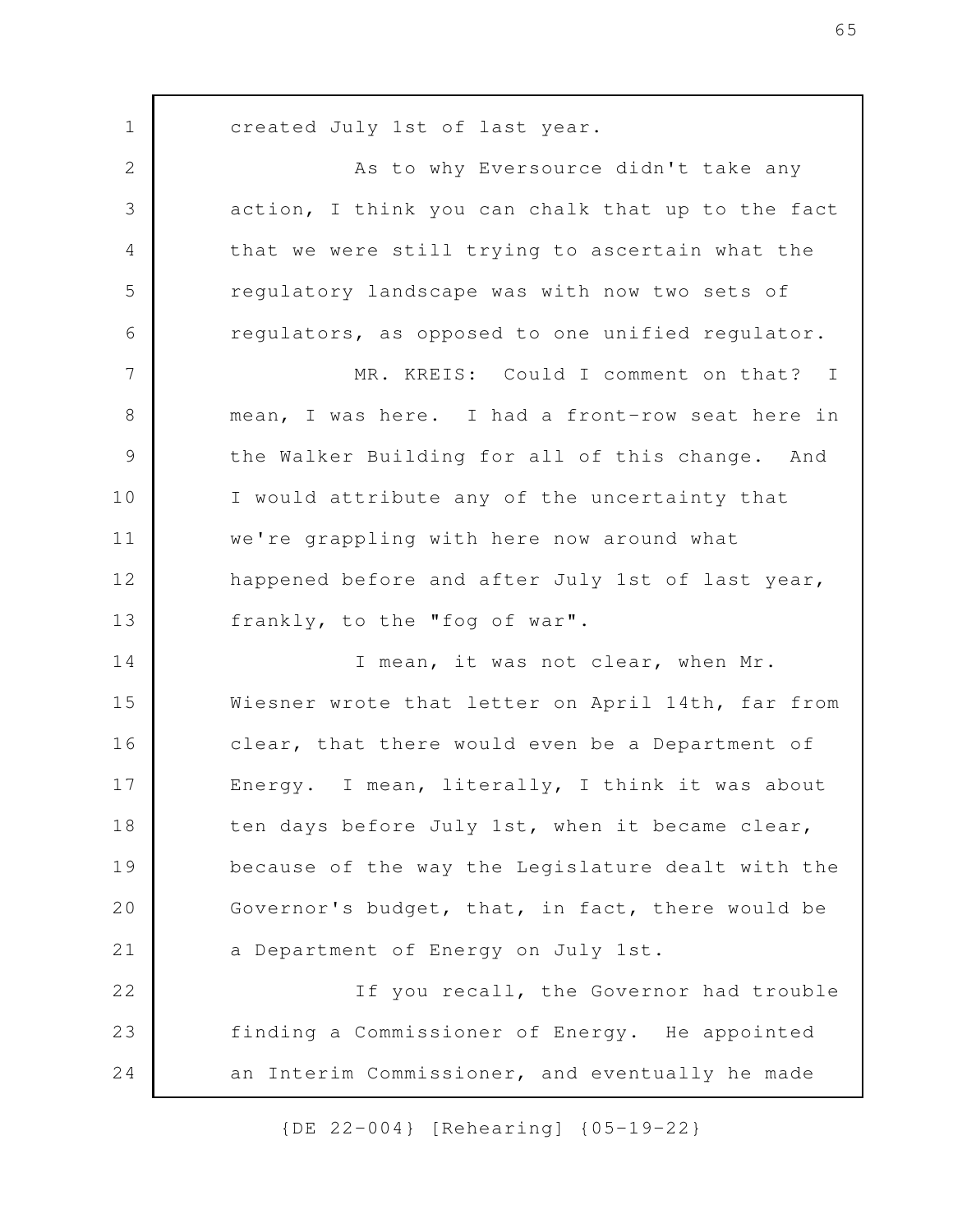created July 1st of last year.

As to why Eversource didn't take any action, I think you can chalk that up to the fact that we were still trying to ascertain what the regulatory landscape was with now two sets of regulators, as opposed to one unified regulator.

MR. KREIS: Could I comment on that? I mean, I was here. I had a front-row seat here in the Walker Building for all of this change. And I would attribute any of the uncertainty that we're grappling with here now around what happened before and after July 1st of last year, frankly, to the "fog of war".

I mean, it was not clear, when Mr. Wiesner wrote that letter on April 14th, far from clear, that there would even be a Department of Energy. I mean, literally, I think it was about ten days before July 1st, when it became clear, because of the way the Legislature dealt with the Governor's budget, that, in fact, there would be a Department of Energy on July 1st.

If you recall, the Governor had trouble finding a Commissioner of Energy. He appointed an Interim Commissioner, and eventually he made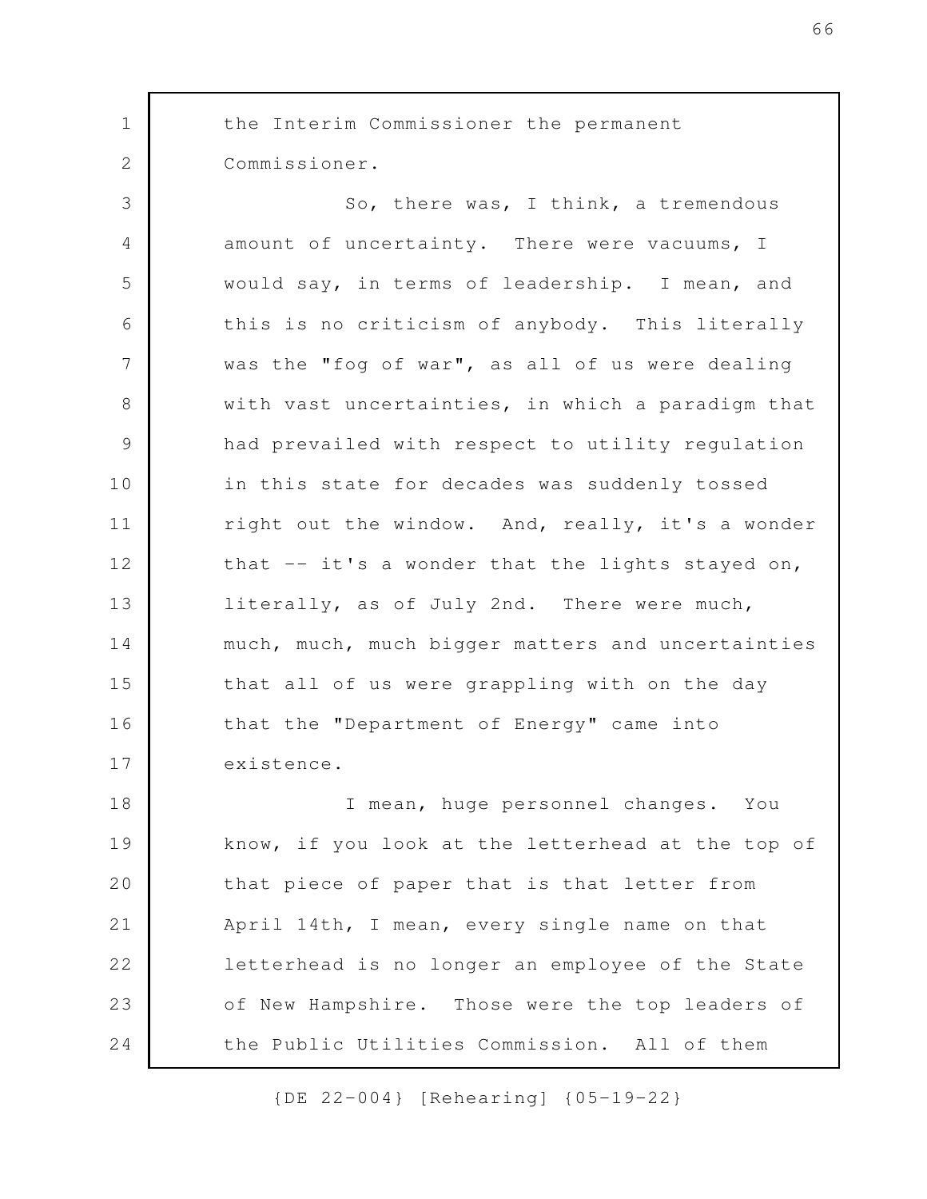the Interim Commissioner the permanent Commissioner.

So, there was, I think, a tremendous amount of uncertainty. There were vacuums, I would say, in terms of leadership. I mean, and this is no criticism of anybody. This literally was the "fog of war", as all of us were dealing with vast uncertainties, in which a paradigm that had prevailed with respect to utility regulation in this state for decades was suddenly tossed right out the window. And, really, it's a wonder that -- it's a wonder that the lights stayed on, literally, as of July 2nd. There were much, much, much, much bigger matters and uncertainties that all of us were grappling with on the day that the "Department of Energy" came into existence.

I mean, huge personnel changes. You know, if you look at the letterhead at the top of that piece of paper that is that letter from April 14th, I mean, every single name on that letterhead is no longer an employee of the State of New Hampshire. Those were the top leaders of the Public Utilities Commission. All of them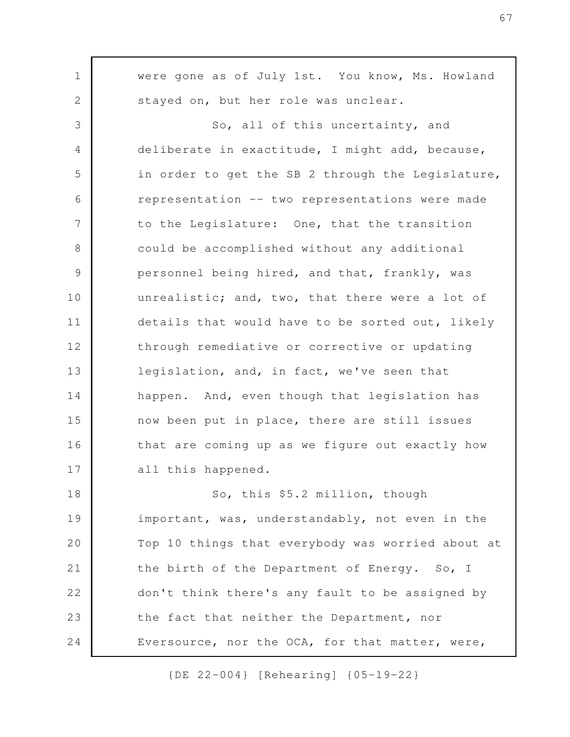were gone as of July 1st. You know, Ms. Howland stayed on, but her role was unclear.

So, all of this uncertainty, and deliberate in exactitude, I might add, because, in order to get the SB 2 through the Legislature, representation -- two representations were made to the Legislature: One, that the transition could be accomplished without any additional personnel being hired, and that, frankly, was unrealistic; and, two, that there were a lot of details that would have to be sorted out, likely through remediative or corrective or updating legislation, and, in fact, we've seen that happen. And, even though that legislation has now been put in place, there are still issues that are coming up as we figure out exactly how all this happened.

So, this $5.2 million, though important, was, understandably, not even in the Top 10 things that everybody was worried about at the birth of the Department of Energy. So, I don't think there's any fault to be assigned by the fact that neither the Department, nor Eversource, nor the OCA, for that matter, were,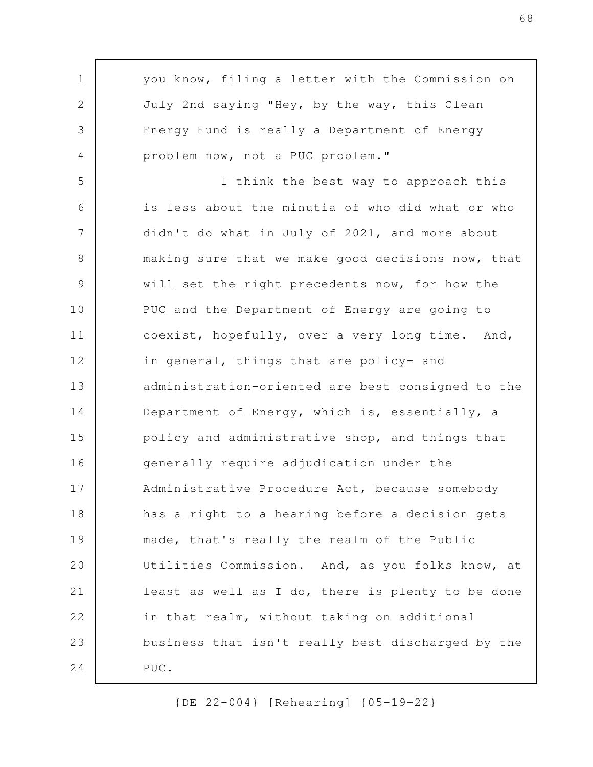you know, filing a letter with the Commission on July 2nd saying "Hey, by the way, this Clean Energy Fund is really a Department of Energy problem now, not a PUC problem."

I think the best way to approach this is less about the minutia of who did what or who didn't do what in July of 2021, and more about making sure that we make good decisions now, that will set the right precedents now, for how the PUC and the Department of Energy are going to coexist, hopefully, over a very long time. And, in general, things that are policy- and administration-oriented are best consigned to the Department of Energy, which is, essentially, a policy and administrative shop, and things that generally require adjudication under the Administrative Procedure Act, because somebody has a right to a hearing before a decision gets made, that's really the realm of the Public Utilities Commission. And, as you folks know, at least as well as I do, there is plenty to be done in that realm, without taking on additional business that isn't really best discharged by the PUC.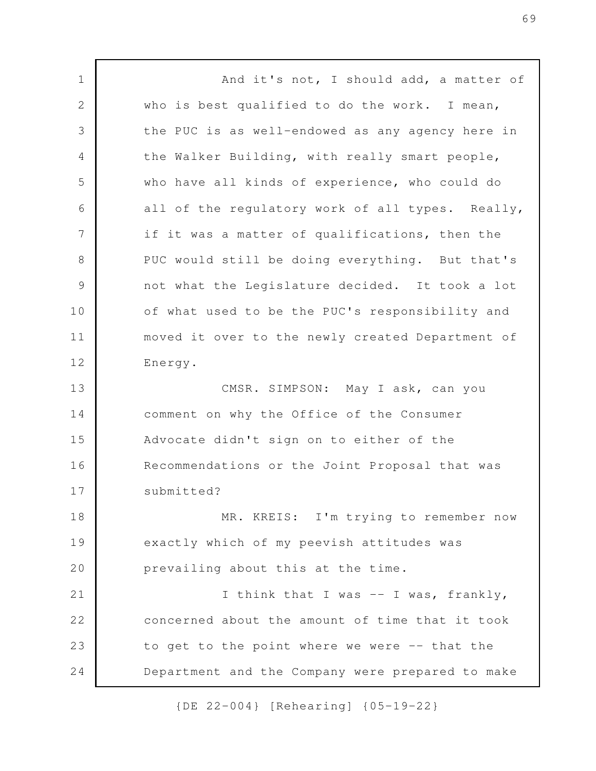And it's not, I should add, a matter of who is best qualified to do the work. I mean, the PUC is as well-endowed as any agency here in the Walker Building, with really smart people, who have all kinds of experience, who could do all of the regulatory work of all types. Really, if it was a matter of qualifications, then the PUC would still be doing everything. But that's not what the Legislature decided. It took a lot of what used to be the PUC's responsibility and moved it over to the newly created Department of Energy.

CMSR. SIMPSON: May I ask, can you comment on why the Office of the Consumer Advocate didn't sign on to either of the Recommendations or the Joint Proposal that was submitted?

MR. KREIS: I'm trying to remember now exactly which of my peevish attitudes was prevailing about this at the time.

I think that I was -- I was, frankly, concerned about the amount of time that it took to get to the point where we were -- that the Department and the Company were prepared to make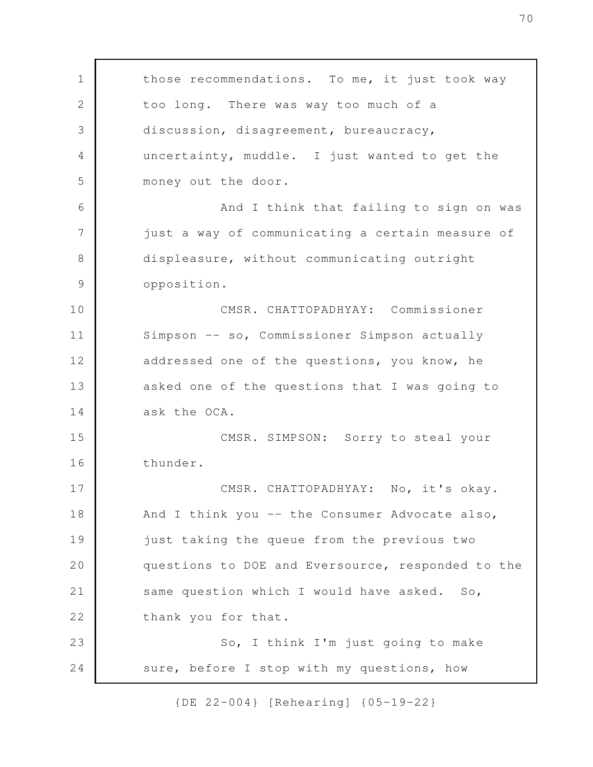those recommendations. To me, it just took way too long. There was way too much of a discussion, disagreement, bureaucracy, uncertainty, muddle. I just wanted to get the money out the door.

And I think that failing to sign on was just a way of communicating a certain measure of displeasure, without communicating outright opposition.

CMSR. CHATTOPADHYAY: Commissioner Simpson -- so, Commissioner Simpson actually addressed one of the questions, you know, he asked one of the questions that I was going to ask the OCA.

CMSR. SIMPSON: Sorry to steal your thunder.

CMSR. CHATTOPADHYAY: No, it's okay. And I think you -- the Consumer Advocate also, just taking the queue from the previous two questions to DOE and Eversource, responded to the same question which I would have asked. So, thank you for that.

So, I think I'm just going to make sure, before I stop with my questions, how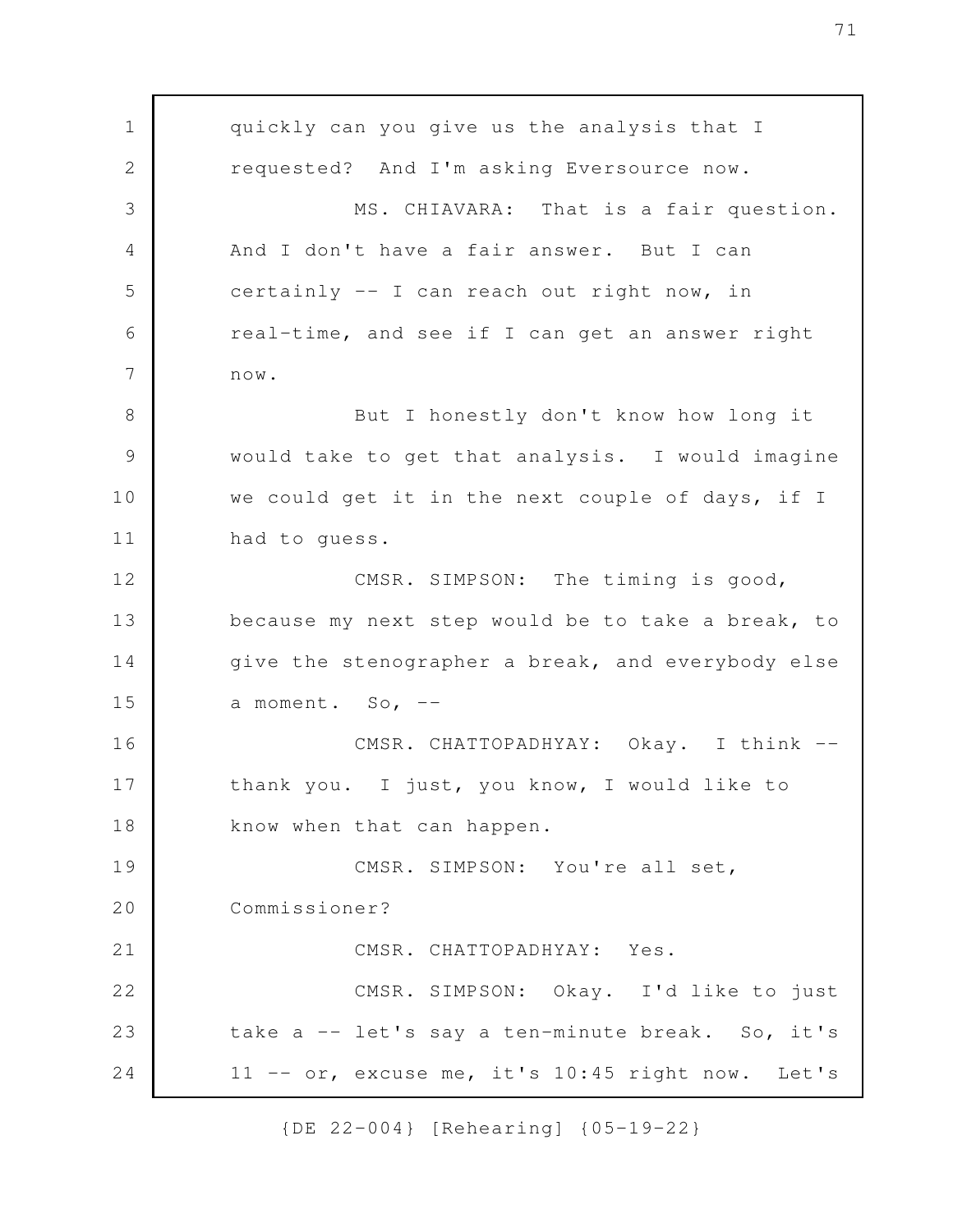quickly can you give us the analysis that I requested? And I'm asking Eversource now.

MS. CHIAVARA: That is a fair question. And I don't have a fair answer. But I can certainly -- I can reach out right now, in real-time, and see if I can get an answer right now.

But I honestly don't know how long it would take to get that analysis. I would imagine we could get it in the next couple of days, if I had to guess.

CMSR. SIMPSON: The timing is good, because my next step would be to take a break, to give the stenographer a break, and everybody else a moment. So, --

CMSR. CHATTOPADHYAY: Okay. I think -- thank you. I just, you know, I would like to know when that can happen.

CMSR. SIMPSON: You're all set, Commissioner?

CMSR. CHATTOPADHYAY: Yes.

CMSR. SIMPSON: Okay. I'd like to just take a -- let's say a ten-minute break. So, it's 11 -- or, excuse me, it's 10:45 right now. Let's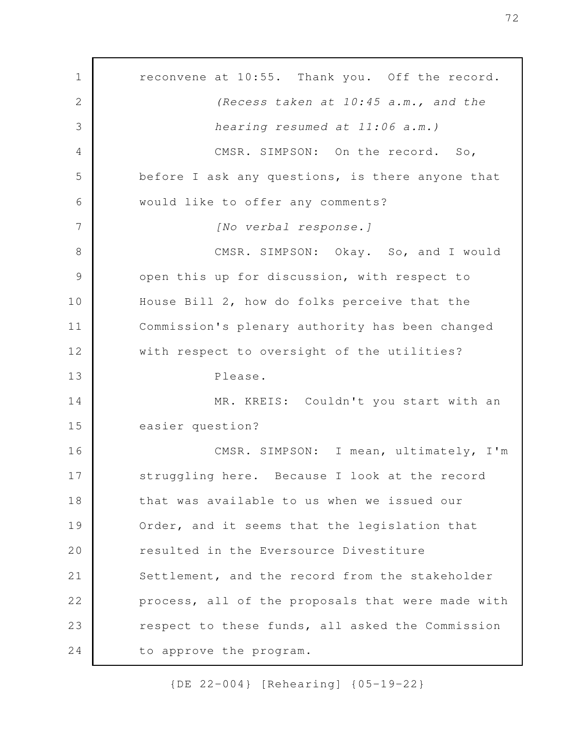reconvene at 10:55. Thank you. Off the record.

*(Recess taken at 10:45 a.m., and the hearing resumed at 11:06 a.m.)*

CMSR. SIMPSON: On the record. So, before I ask any questions, is there anyone that would like to offer any comments?

*[No verbal response.]*

CMSR. SIMPSON: Okay. So, and I would open this up for discussion, with respect to House Bill 2, how do folks perceive that the Commission's plenary authority has been changed with respect to oversight of the utilities?

Please.

MR. KREIS: Couldn't you start with an easier question?

CMSR. SIMPSON: I mean, ultimately, I'm struggling here. Because I look at the record that was available to us when we issued our Order, and it seems that the legislation that resulted in the Eversource Divestiture Settlement, and the record from the stakeholder process, all of the proposals that were made with respect to these funds, all asked the Commission to approve the program.

{DE 22-004} [Rehearing] {05-19-22}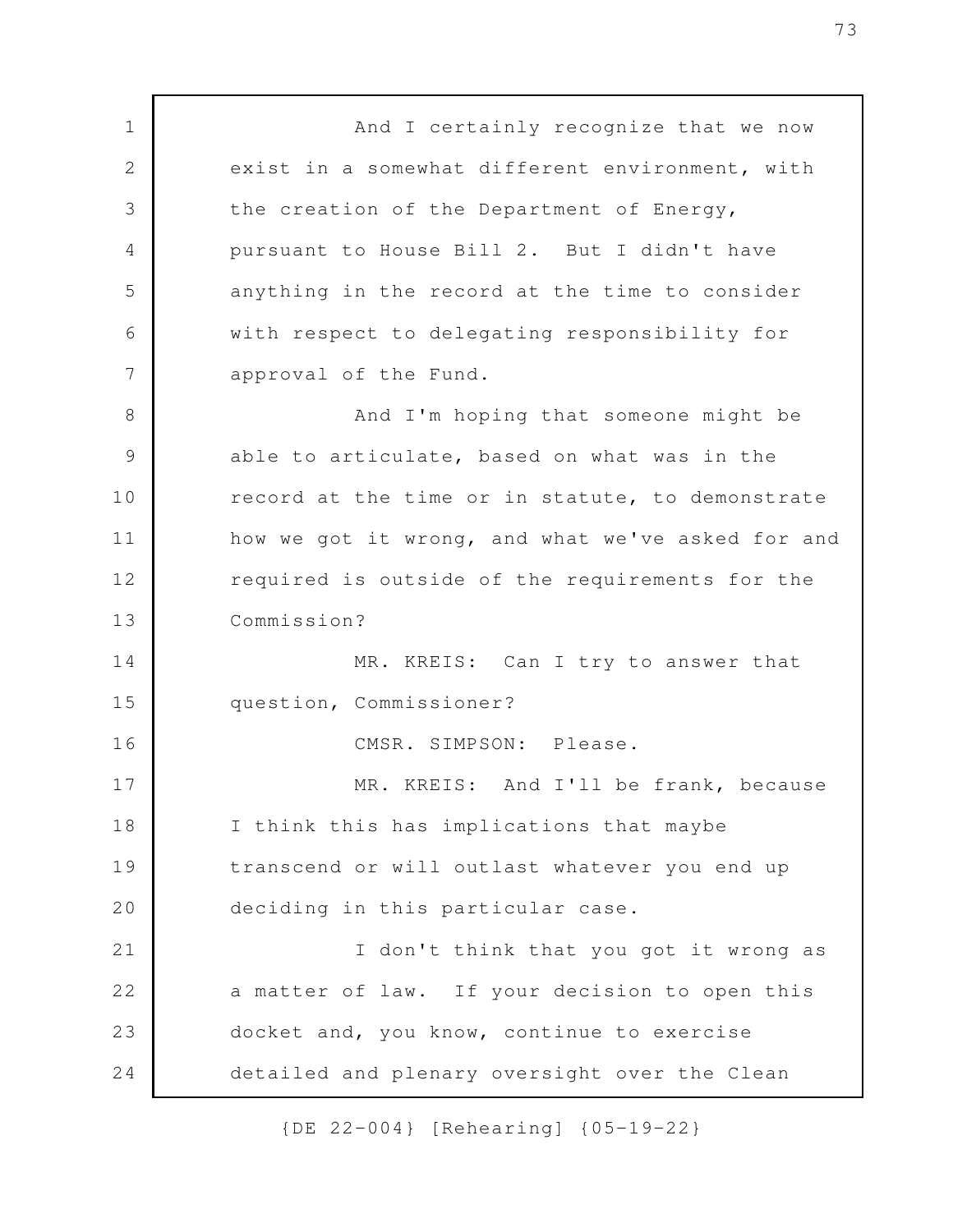And I certainly recognize that we now exist in a somewhat different environment, with the creation of the Department of Energy, pursuant to House Bill 2. But I didn't have anything in the record at the time to consider with respect to delegating responsibility for approval of the Fund.

And I'm hoping that someone might be able to articulate, based on what was in the record at the time or in statute, to demonstrate how we got it wrong, and what we've asked for and required is outside of the requirements for the Commission?

MR. KREIS: Can I try to answer that question, Commissioner?

CMSR. SIMPSON: Please.

MR. KREIS: And I'll be frank, because I think this has implications that maybe transcend or will outlast whatever you end up deciding in this particular case.

I don't think that you got it wrong as a matter of law. If your decision to open this docket and, you know, continue to exercise detailed and plenary oversight over the Clean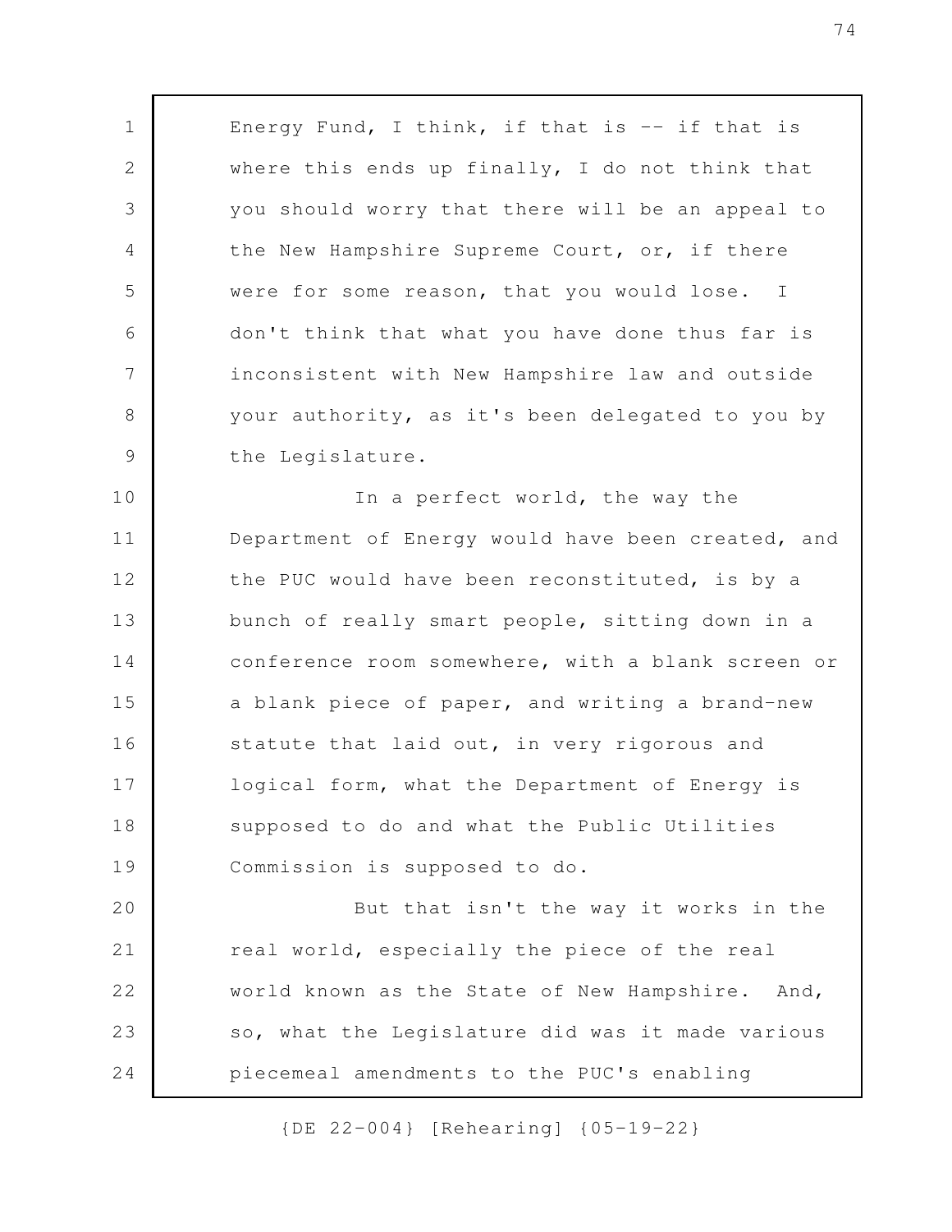Energy Fund, I think, if that is -- if that is where this ends up finally, I do not think that you should worry that there will be an appeal to the New Hampshire Supreme Court, or, if there were for some reason, that you would lose. I don't think that what you have done thus far is inconsistent with New Hampshire law and outside your authority, as it's been delegated to you by the Legislature.

In a perfect world, the way the Department of Energy would have been created, and the PUC would have been reconstituted, is by a bunch of really smart people, sitting down in a conference room somewhere, with a blank screen or a blank piece of paper, and writing a brand-new statute that laid out, in very rigorous and logical form, what the Department of Energy is supposed to do and what the Public Utilities Commission is supposed to do.

But that isn't the way it works in the real world, especially the piece of the real world known as the State of New Hampshire. And, so, what the Legislature did was it made various piecemeal amendments to the PUC's enabling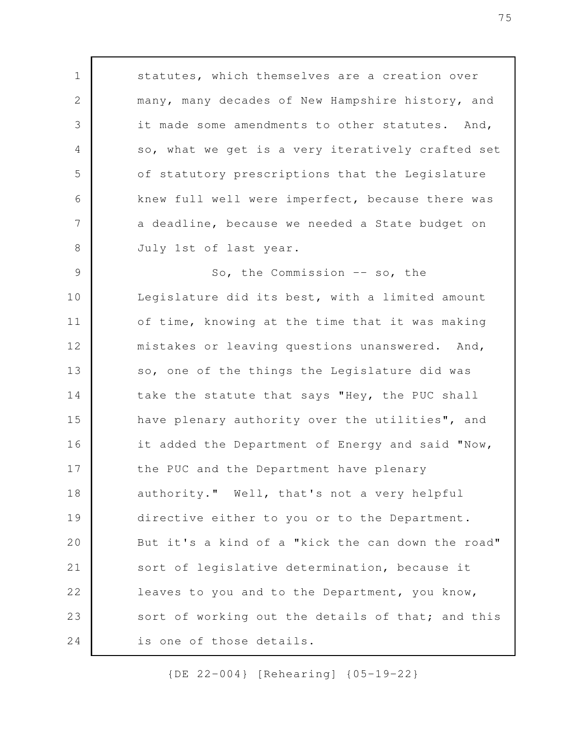statutes, which themselves are a creation over many, many decades of New Hampshire history, and it made some amendments to other statutes. And, so, what we get is a very iteratively crafted set of statutory prescriptions that the Legislature knew full well were imperfect, because there was a deadline, because we needed a State budget on July 1st of last year.

So, the Commission -- so, the Legislature did its best, with a limited amount of time, knowing at the time that it was making mistakes or leaving questions unanswered. And, so, one of the things the Legislature did was take the statute that says "Hey, the PUC shall have plenary authority over the utilities", and it added the Department of Energy and said "Now, the PUC and the Department have plenary authority." Well, that's not a very helpful directive either to you or to the Department. But it's a kind of a "kick the can down the road" sort of legislative determination, because it leaves to you and to the Department, you know, sort of working out the details of that; and this is one of those details.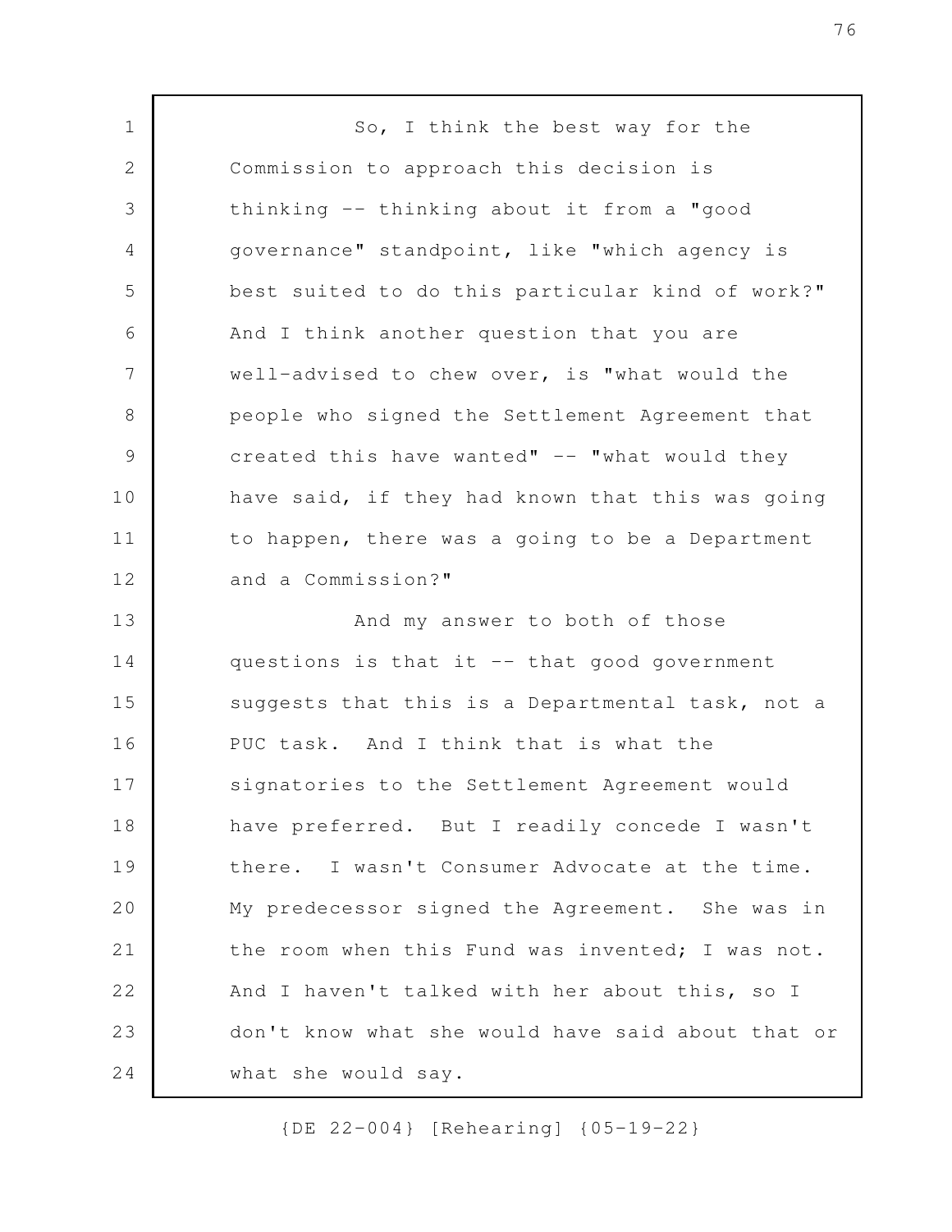So, I think the best way for the Commission to approach this decision is thinking -- thinking about it from a "good governance" standpoint, like "which agency is best suited to do this particular kind of work?" And I think another question that you are well-advised to chew over, is "what would the people who signed the Settlement Agreement that created this have wanted" -- "what would they have said, if they had known that this was going to happen, there was a going to be a Department and a Commission?"

And my answer to both of those questions is that it -- that good government suggests that this is a Departmental task, not a PUC task. And I think that is what the signatories to the Settlement Agreement would have preferred. But I readily concede I wasn't there. I wasn't Consumer Advocate at the time. My predecessor signed the Agreement. She was in the room when this Fund was invented; I was not. And I haven't talked with her about this, so I don't know what she would have said about that or what she would say.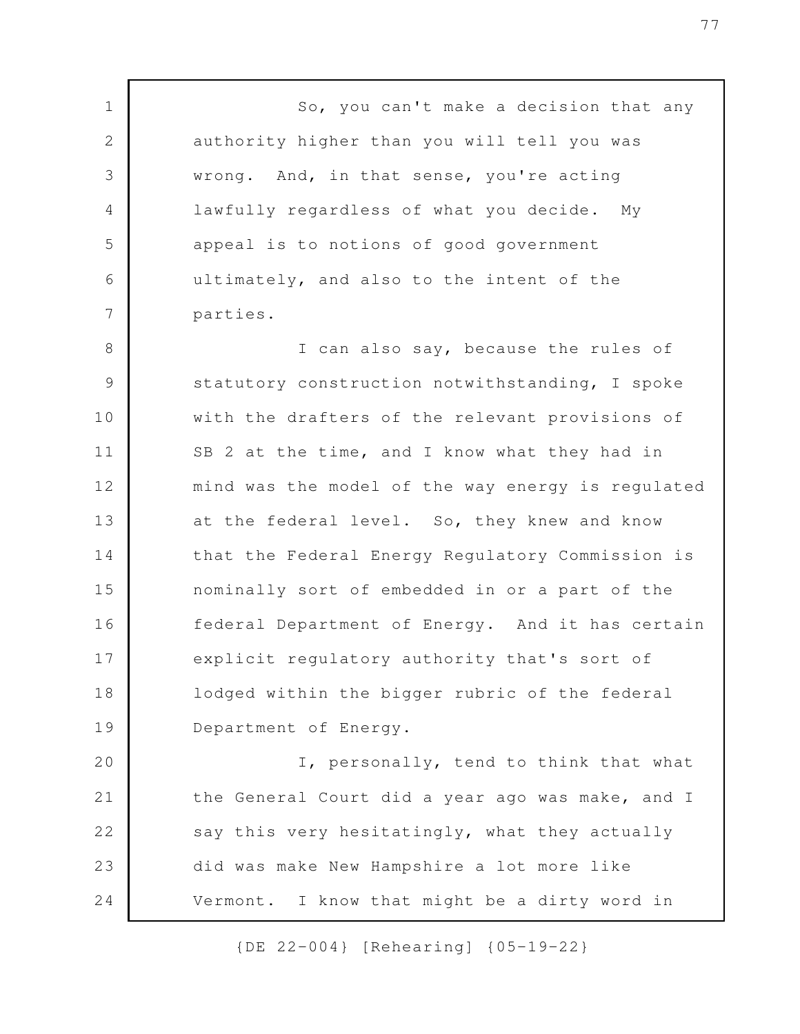So, you can't make a decision that any authority higher than you will tell you was wrong. And, in that sense, you're acting lawfully regardless of what you decide. My appeal is to notions of good government ultimately, and also to the intent of the parties.

I can also say, because the rules of statutory construction notwithstanding, I spoke with the drafters of the relevant provisions of SB 2 at the time, and I know what they had in mind was the model of the way energy is regulated at the federal level. So, they knew and know that the Federal Energy Regulatory Commission is nominally sort of embedded in or a part of the federal Department of Energy. And it has certain explicit regulatory authority that's sort of lodged within the bigger rubric of the federal Department of Energy.

I, personally, tend to think that what the General Court did a year ago was make, and I say this very hesitatingly, what they actually did was make New Hampshire a lot more like Vermont. I know that might be a dirty word in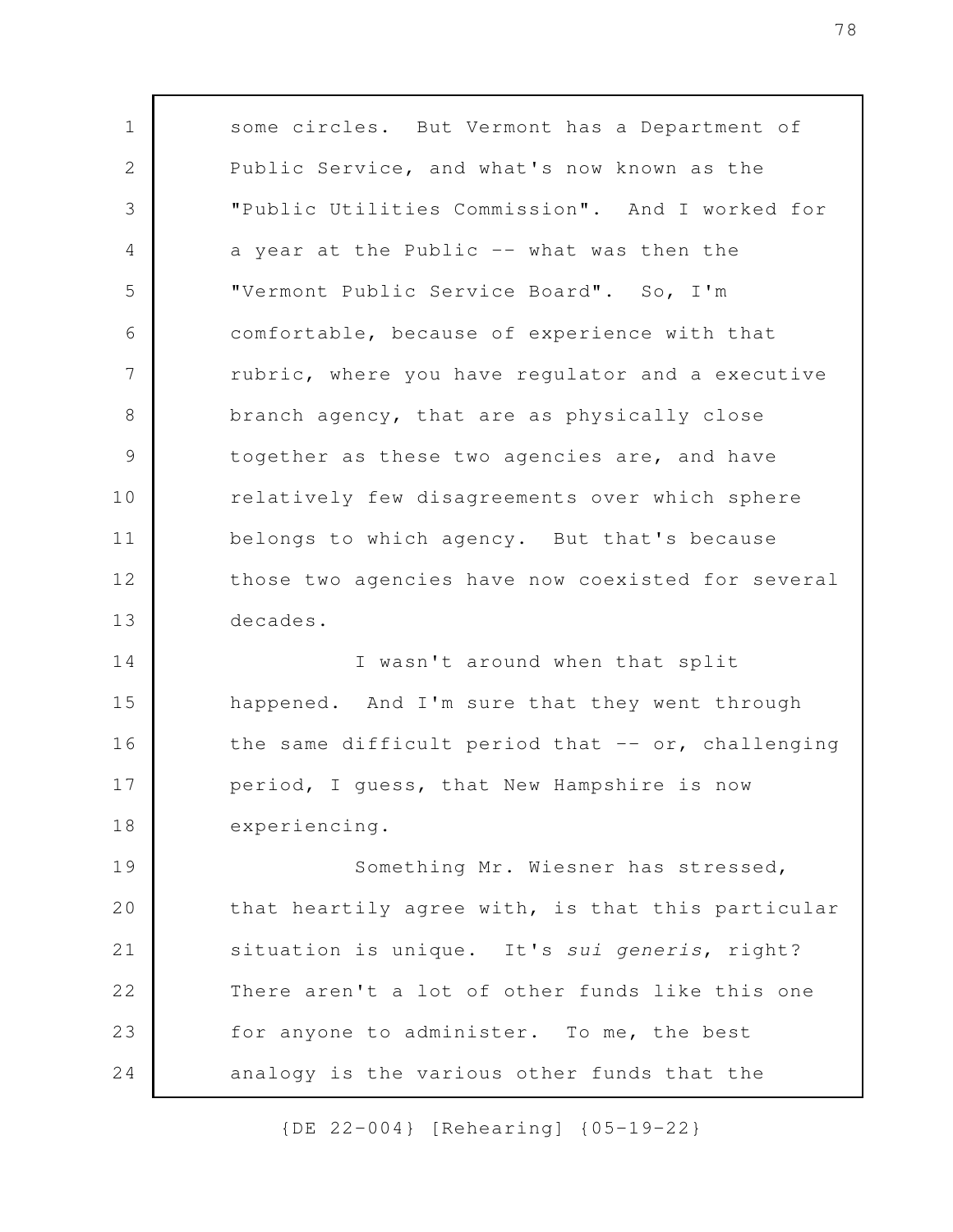some circles. But Vermont has a Department of Public Service, and what's now known as the "Public Utilities Commission". And I worked for a year at the Public -- what was then the "Vermont Public Service Board". So, I'm comfortable, because of experience with that rubric, where you have regulator and a executive branch agency, that are as physically close together as these two agencies are, and have relatively few disagreements over which sphere belongs to which agency. But that's because those two agencies have now coexisted for several decades.

I wasn't around when that split happened. And I'm sure that they went through the same difficult period that -- or, challenging period, I guess, that New Hampshire is now experiencing.

Something Mr. Wiesner has stressed, that heartily agree with, is that this particular situation is unique. It's *sui generis*, right? There aren't a lot of other funds like this one for anyone to administer. To me, the best analogy is the various other funds that the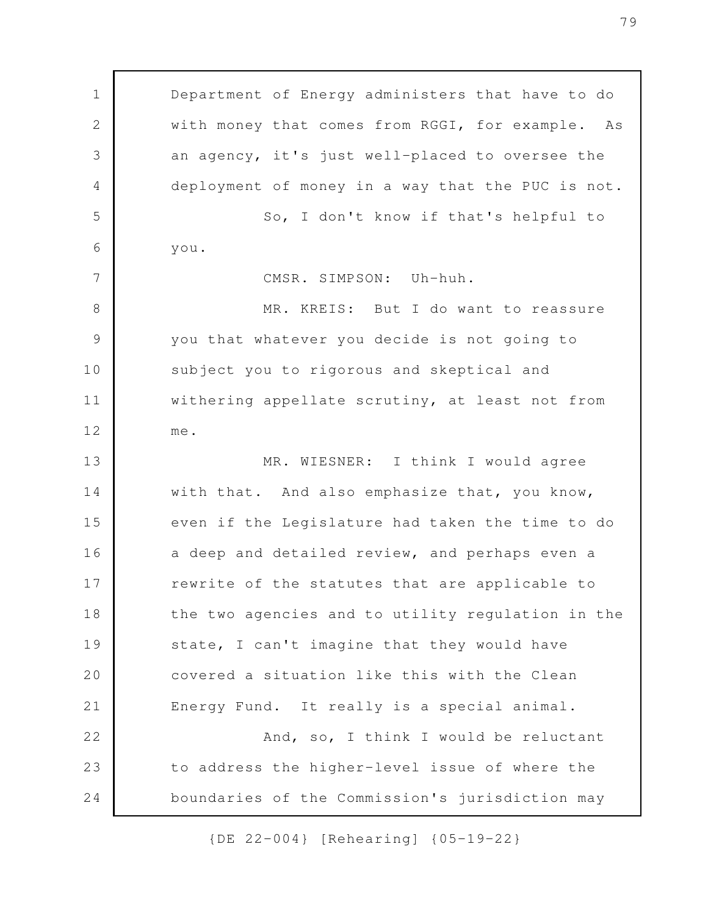Department of Energy administers that have to do with money that comes from RGGI, for example. As an agency, it's just well-placed to oversee the deployment of money in a way that the PUC is not.

So, I don't know if that's helpful to you.

CMSR. SIMPSON: Uh-huh.

MR. KREIS: But I do want to reassure you that whatever you decide is not going to subject you to rigorous and skeptical and withering appellate scrutiny, at least not from me.

MR. WIESNER: I think I would agree with that. And also emphasize that, you know, even if the Legislature had taken the time to do a deep and detailed review, and perhaps even a rewrite of the statutes that are applicable to the two agencies and to utility regulation in the state, I can't imagine that they would have covered a situation like this with the Clean Energy Fund. It really is a special animal.

And, so, I think I would be reluctant to address the higher-level issue of where the boundaries of the Commission's jurisdiction may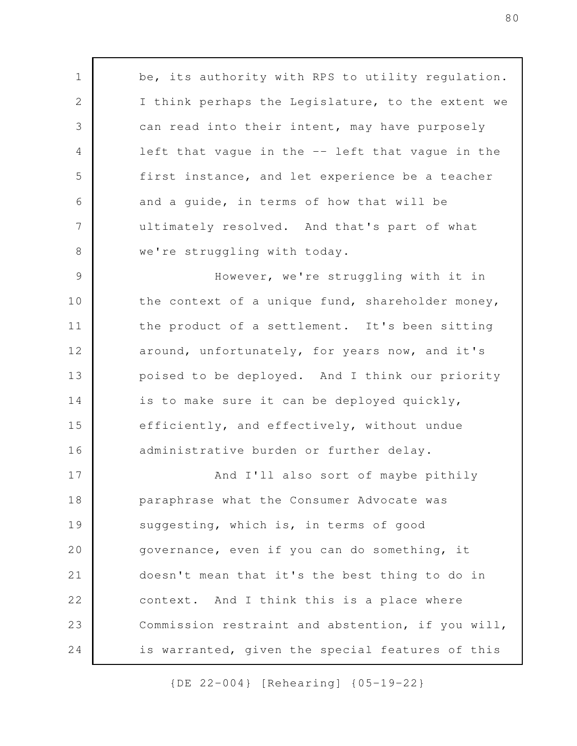be, its authority with RPS to utility regulation. I think perhaps the Legislature, to the extent we can read into their intent, may have purposely left that vague in the -- left that vague in the first instance, and let experience be a teacher and a guide, in terms of how that will be ultimately resolved. And that's part of what we're struggling with today.

However, we're struggling with it in the context of a unique fund, shareholder money, the product of a settlement. It's been sitting around, unfortunately, for years now, and it's poised to be deployed. And I think our priority is to make sure it can be deployed quickly, efficiently, and effectively, without undue administrative burden or further delay.

And I'll also sort of maybe pithily paraphrase what the Consumer Advocate was suggesting, which is, in terms of good governance, even if you can do something, it doesn't mean that it's the best thing to do in context. And I think this is a place where Commission restraint and abstention, if you will, is warranted, given the special features of this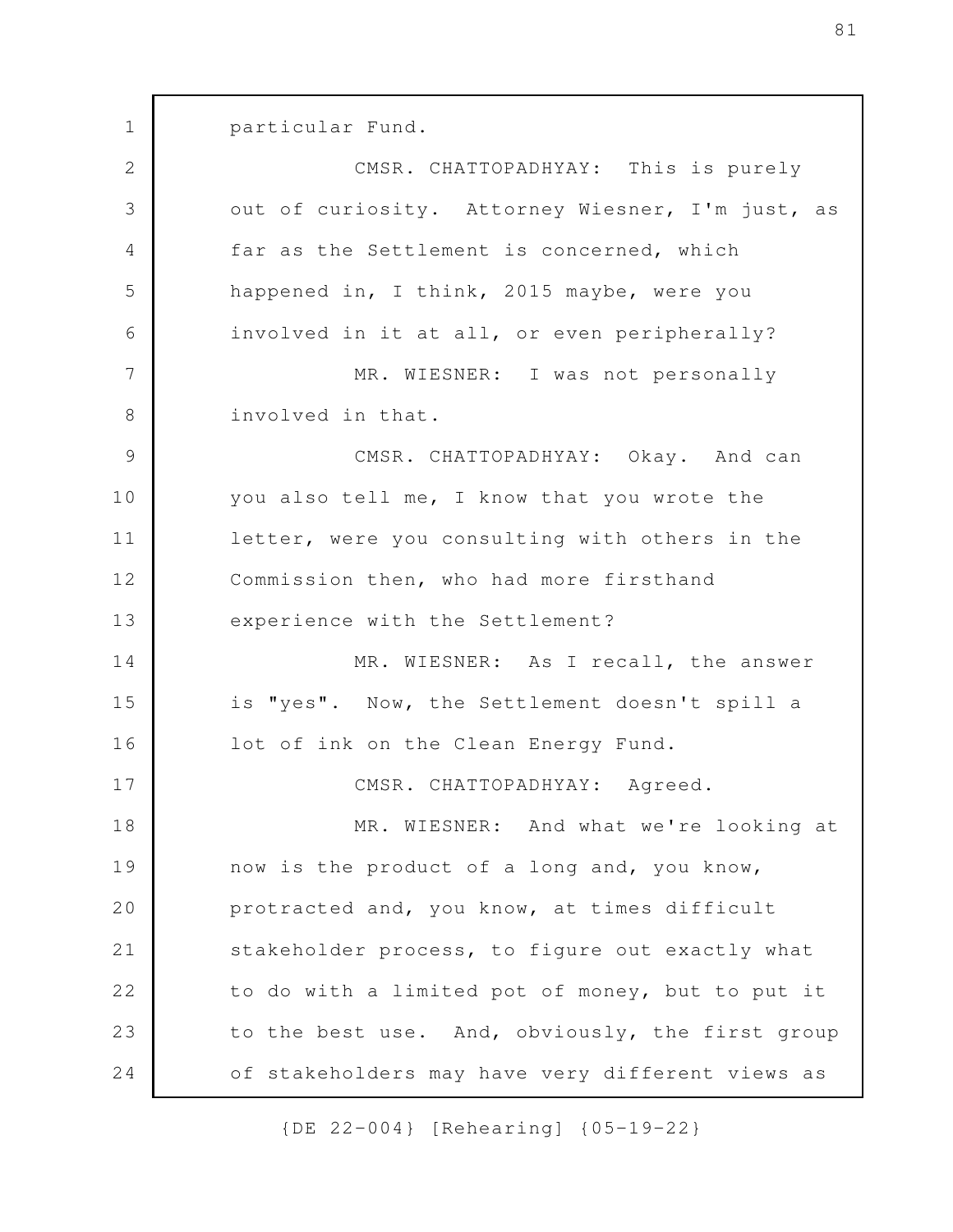particular Fund.

CMSR. CHATTOPADHYAY: This is purely out of curiosity. Attorney Wiesner, I'm just, as far as the Settlement is concerned, which happened in, I think, 2015 maybe, were you involved in it at all, or even peripherally?

MR. WIESNER: I was not personally involved in that.

CMSR. CHATTOPADHYAY: Okay. And can you also tell me, I know that you wrote the letter, were you consulting with others in the Commission then, who had more firsthand experience with the Settlement?

MR. WIESNER: As I recall, the answer is "yes". Now, the Settlement doesn't spill a lot of ink on the Clean Energy Fund.

CMSR. CHATTOPADHYAY: Agreed.

MR. WIESNER: And what we're looking at now is the product of a long and, you know, protracted and, you know, at times difficult stakeholder process, to figure out exactly what to do with a limited pot of money, but to put it to the best use. And, obviously, the first group of stakeholders may have very different views as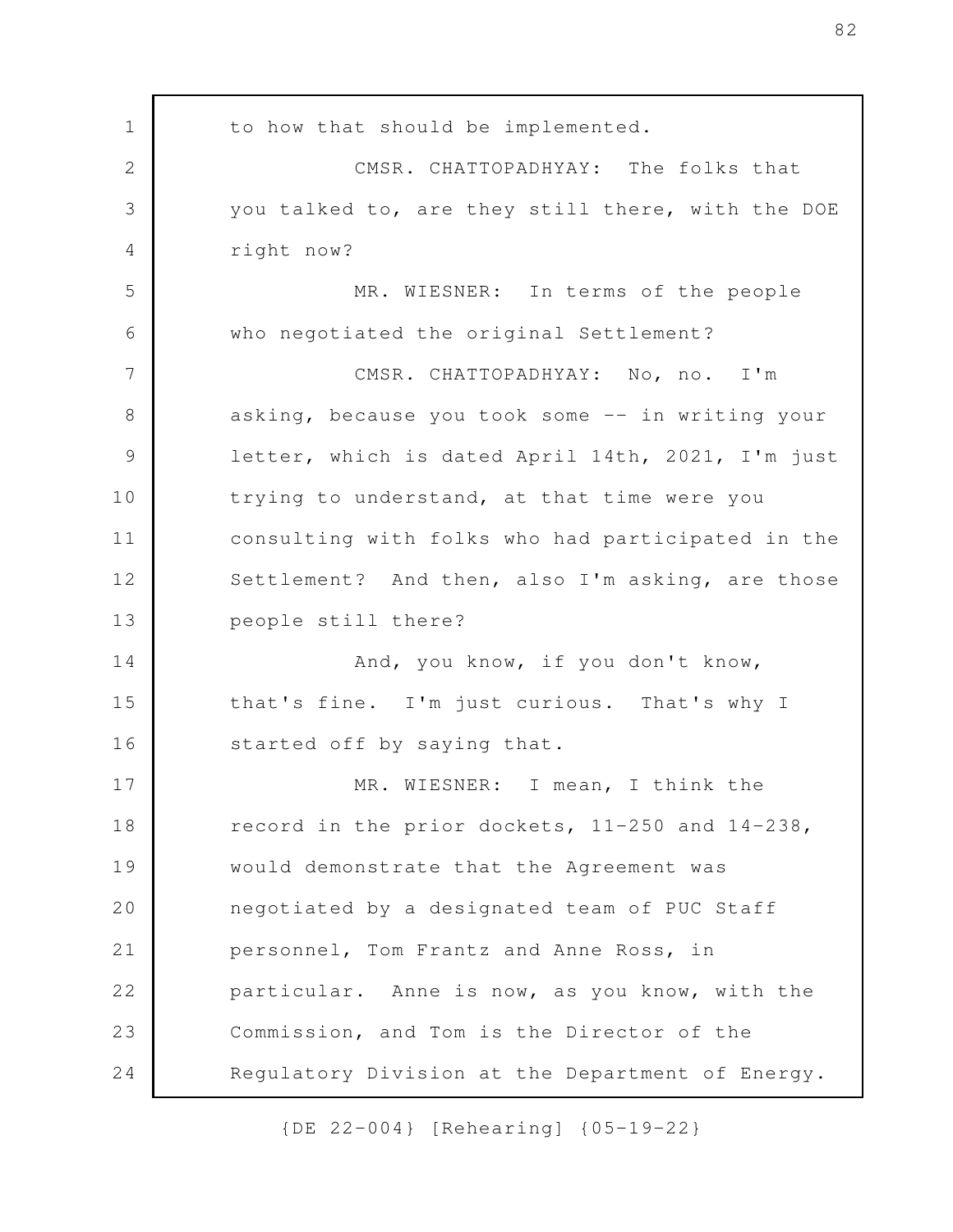to how that should be implemented.

CMSR. CHATTOPADHYAY: The folks that you talked to, are they still there, with the DOE right now?

MR. WIESNER: In terms of the people who negotiated the original Settlement?

CMSR. CHATTOPADHYAY: No, no. I'm asking, because you took some -- in writing your letter, which is dated April 14th, 2021, I'm just trying to understand, at that time were you consulting with folks who had participated in the Settlement? And then, also I'm asking, are those people still there?

And, you know, if you don't know, that's fine. I'm just curious. That's why I started off by saying that.

MR. WIESNER: I mean, I think the record in the prior dockets, 11-250 and 14-238, would demonstrate that the Agreement was negotiated by a designated team of PUC Staff personnel, Tom Frantz and Anne Ross, in particular. Anne is now, as you know, with the Commission, and Tom is the Director of the Regulatory Division at the Department of Energy.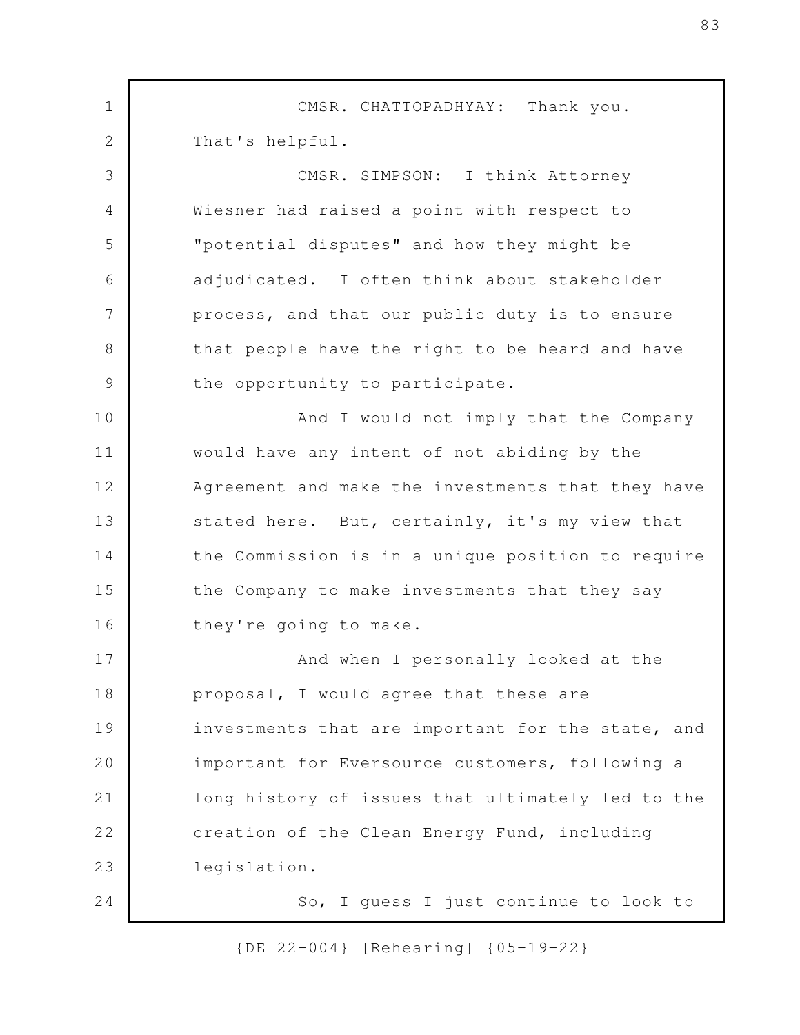CMSR. CHATTOPADHYAY: Thank you. That's helpful.

CMSR. SIMPSON: I think Attorney Wiesner had raised a point with respect to "potential disputes" and how they might be adjudicated. I often think about stakeholder process, and that our public duty is to ensure that people have the right to be heard and have the opportunity to participate.

And I would not imply that the Company would have any intent of not abiding by the Agreement and make the investments that they have stated here. But, certainly, it's my view that the Commission is in a unique position to require the Company to make investments that they say they're going to make.

And when I personally looked at the proposal, I would agree that these are investments that are important for the state, and important for Eversource customers, following a long history of issues that ultimately led to the creation of the Clean Energy Fund, including legislation.

So, I guess I just continue to look to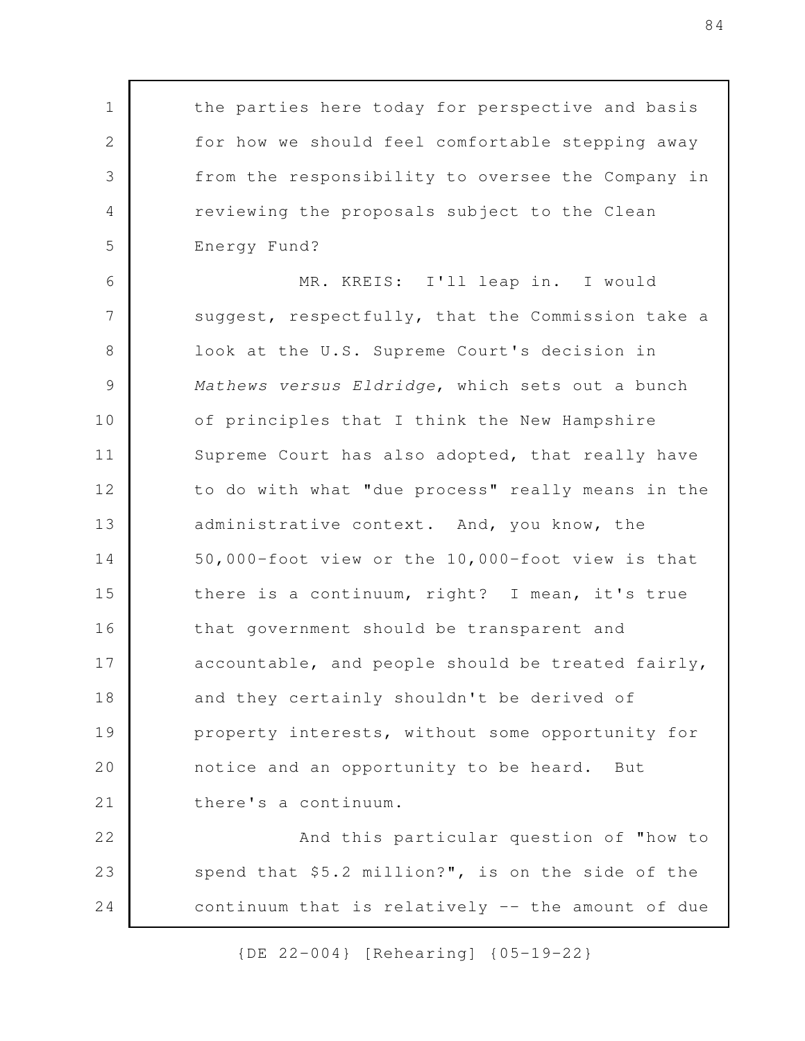the parties here today for perspective and basis for how we should feel comfortable stepping away from the responsibility to oversee the Company in reviewing the proposals subject to the Clean Energy Fund?

MR. KREIS: I'll leap in. I would suggest, respectfully, that the Commission take a look at the U.S. Supreme Court's decision in *Mathews versus Eldridge*, which sets out a bunch of principles that I think the New Hampshire Supreme Court has also adopted, that really have to do with what "due process" really means in the administrative context. And, you know, the 50,000-foot view or the 10,000-foot view is that there is a continuum, right? I mean, it's true that government should be transparent and accountable, and people should be treated fairly, and they certainly shouldn't be derived of property interests, without some opportunity for notice and an opportunity to be heard. But there's a continuum.

And this particular question of "how to spend that $5.2 million?", is on the side of the continuum that is relatively -- the amount of due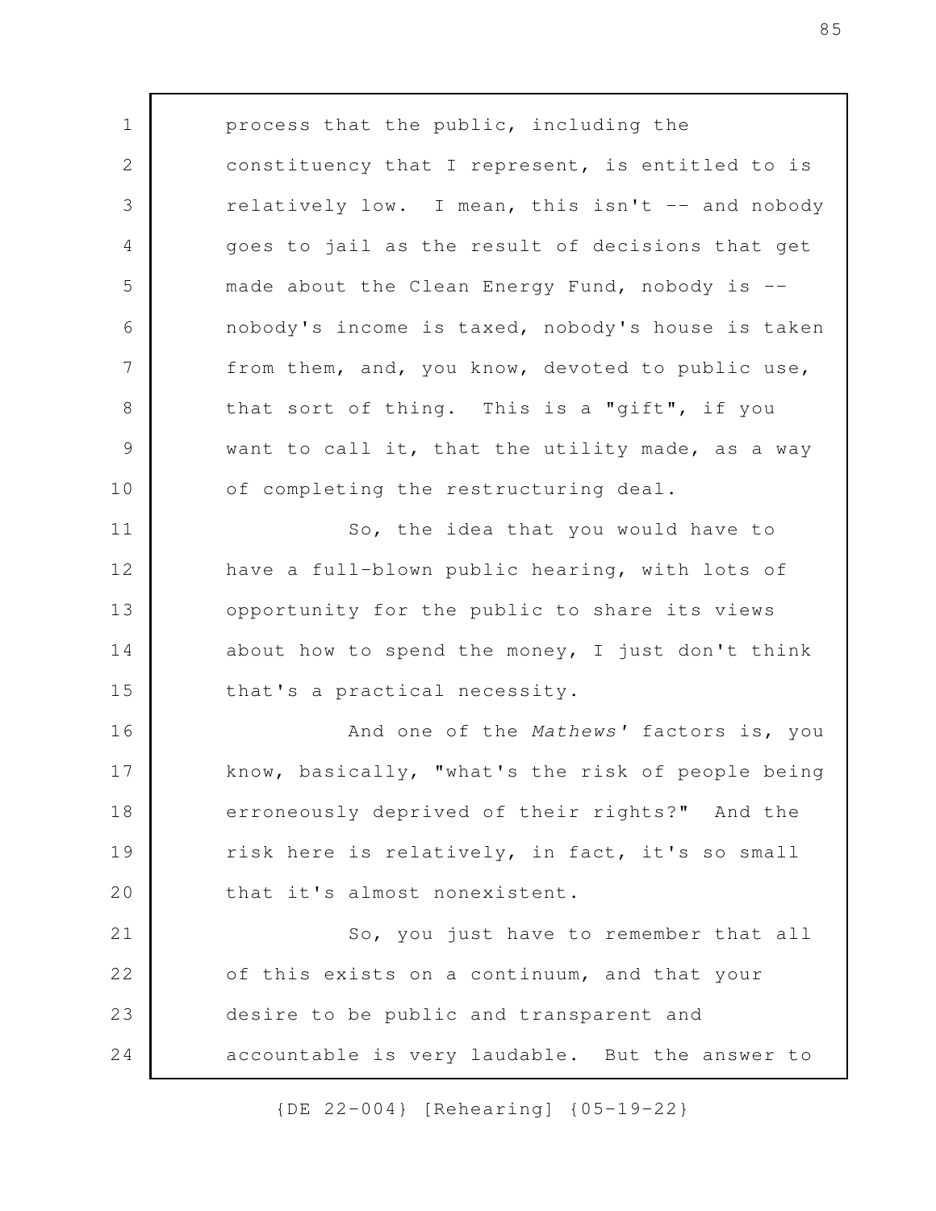process that the public, including the constituency that I represent, is entitled to is relatively low. I mean, this isn't -- and nobody goes to jail as the result of decisions that get made about the Clean Energy Fund, nobody is -- nobody's income is taxed, nobody's house is taken from them, and, you know, devoted to public use, that sort of thing. This is a "gift", if you want to call it, that the utility made, as a way of completing the restructuring deal.

So, the idea that you would have to have a full-blown public hearing, with lots of opportunity for the public to share its views about how to spend the money, I just don't think that's a practical necessity.

And one of the *Mathews'* factors is, you know, basically, "what's the risk of people being erroneously deprived of their rights?" And the risk here is relatively, in fact, it's so small that it's almost nonexistent.

So, you just have to remember that all of this exists on a continuum, and that your desire to be public and transparent and accountable is very laudable. But the answer to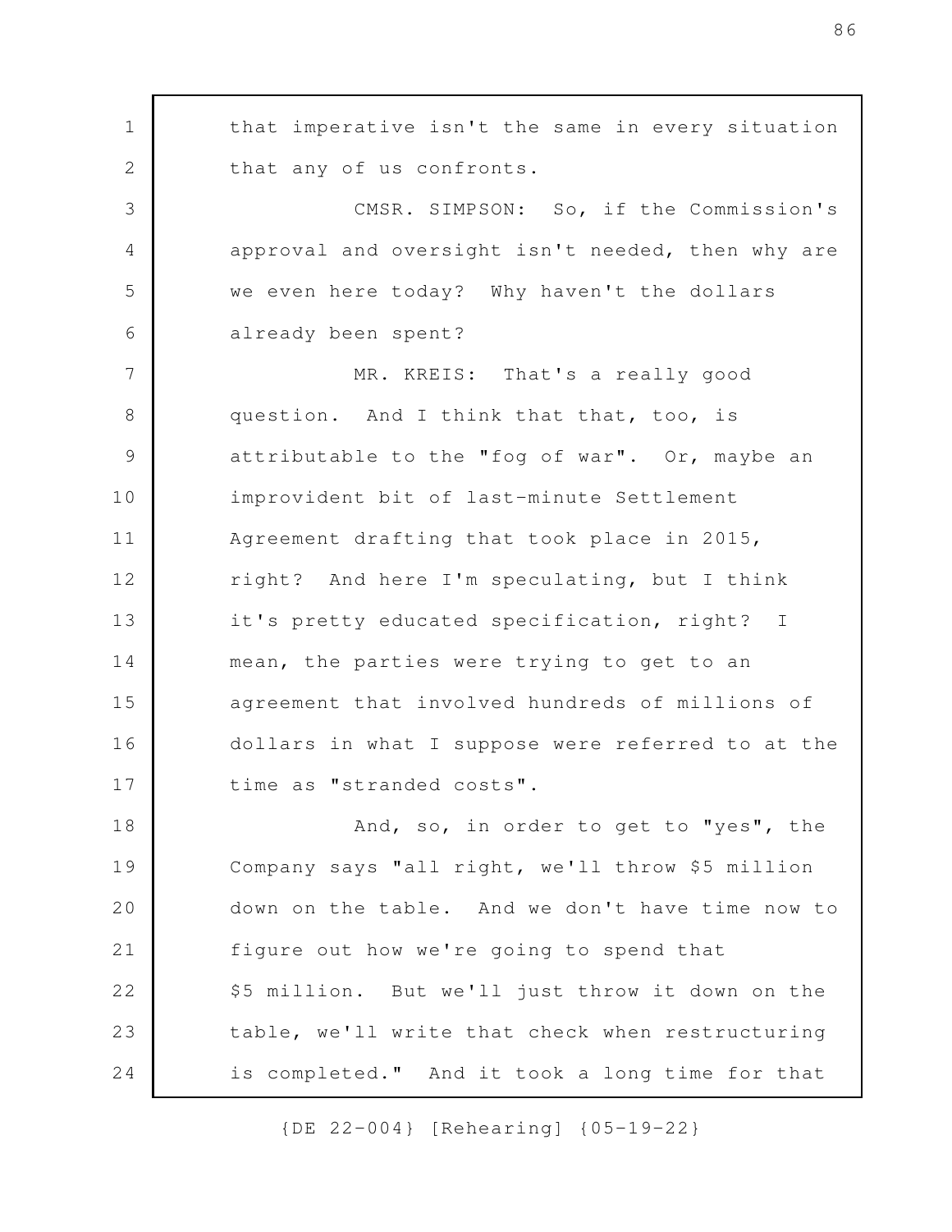that imperative isn't the same in every situation that any of us confronts.

CMSR. SIMPSON: So, if the Commission's approval and oversight isn't needed, then why are we even here today? Why haven't the dollars already been spent?

MR. KREIS: That's a really good question. And I think that that, too, is attributable to the "fog of war". Or, maybe an improvident bit of last-minute Settlement Agreement drafting that took place in 2015, right? And here I'm speculating, but I think it's pretty educated specification, right? I mean, the parties were trying to get to an agreement that involved hundreds of millions of dollars in what I suppose were referred to at the time as "stranded costs".

And, so, in order to get to "yes", the Company says "all right, we'll throw $5 million down on the table. And we don't have time now to figure out how we're going to spend that $5 million. But we'll just throw it down on the table, we'll write that check when restructuring is completed." And it took a long time for that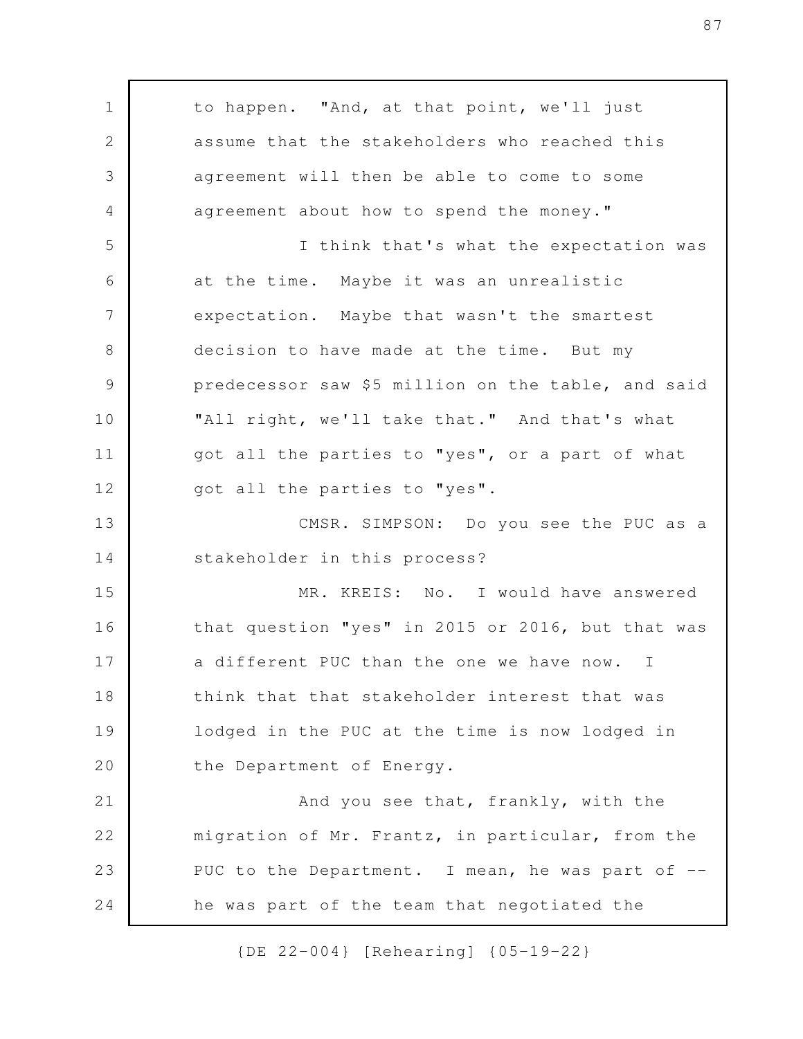to happen. "And, at that point, we'll just assume that the stakeholders who reached this agreement will then be able to come to some agreement about how to spend the money."

I think that's what the expectation was at the time. Maybe it was an unrealistic expectation. Maybe that wasn't the smartest decision to have made at the time. But my predecessor saw $5 million on the table, and said "All right, we'll take that." And that's what got all the parties to "yes", or a part of what got all the parties to "yes".

CMSR. SIMPSON: Do you see the PUC as a stakeholder in this process?

MR. KREIS: No. I would have answered that question "yes" in 2015 or 2016, but that was a different PUC than the one we have now. I think that that stakeholder interest that was lodged in the PUC at the time is now lodged in the Department of Energy.

And you see that, frankly, with the migration of Mr. Frantz, in particular, from the PUC to the Department. I mean, he was part of -- he was part of the team that negotiated the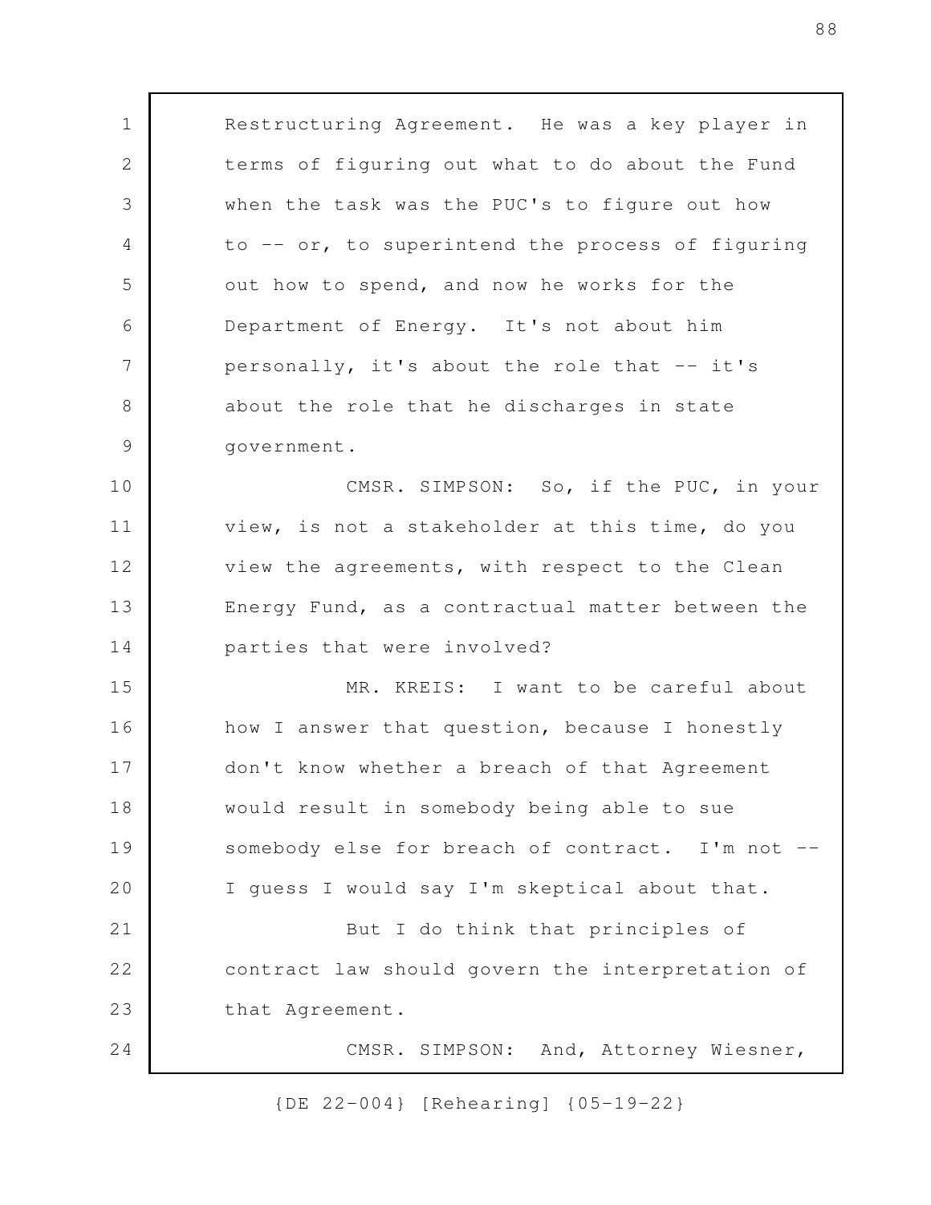Restructuring Agreement. He was a key player in terms of figuring out what to do about the Fund when the task was the PUC's to figure out how to -- or, to superintend the process of figuring out how to spend, and now he works for the Department of Energy. It's not about him personally, it's about the role that -- it's about the role that he discharges in state government.

CMSR. SIMPSON: So, if the PUC, in your view, is not a stakeholder at this time, do you view the agreements, with respect to the Clean Energy Fund, as a contractual matter between the parties that were involved?

MR. KREIS: I want to be careful about how I answer that question, because I honestly don't know whether a breach of that Agreement would result in somebody being able to sue somebody else for breach of contract. I'm not -- I guess I would say I'm skeptical about that.

But I do think that principles of contract law should govern the interpretation of that Agreement.

CMSR. SIMPSON: And, Attorney Wiesner,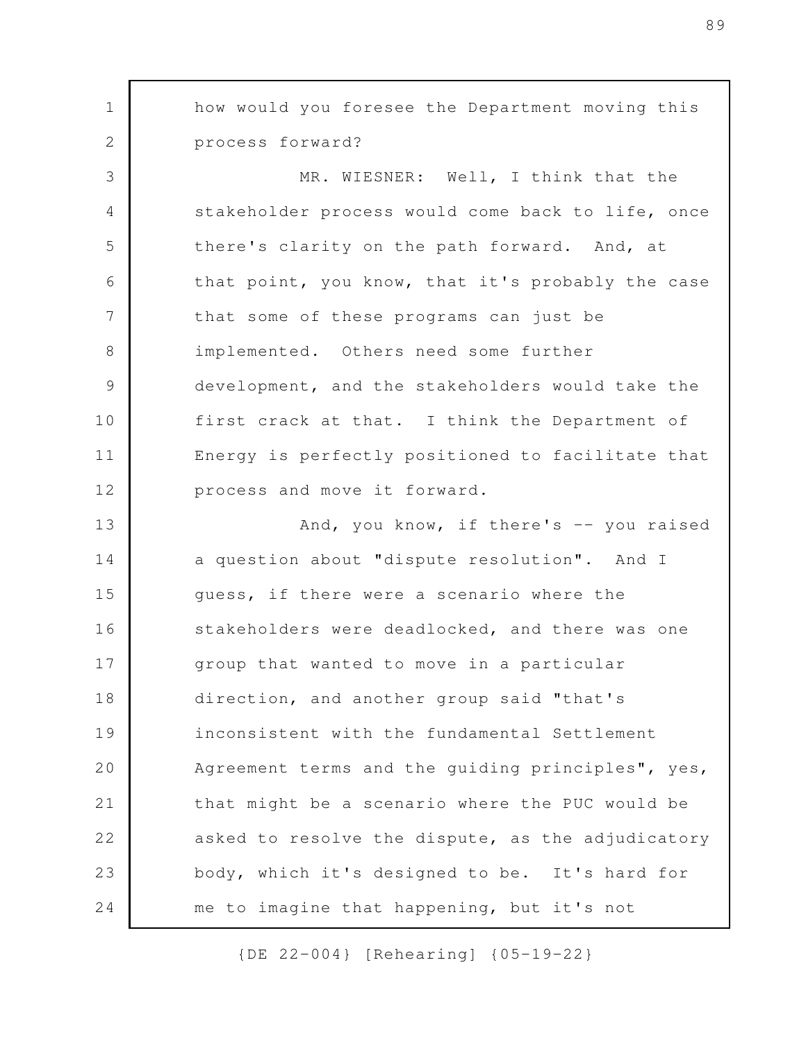how would you foresee the Department moving this process forward?

MR. WIESNER: Well, I think that the stakeholder process would come back to life, once there's clarity on the path forward. And, at that point, you know, that it's probably the case that some of these programs can just be implemented. Others need some further development, and the stakeholders would take the first crack at that. I think the Department of Energy is perfectly positioned to facilitate that process and move it forward.

And, you know, if there's -- you raised a question about "dispute resolution". And I guess, if there were a scenario where the stakeholders were deadlocked, and there was one group that wanted to move in a particular direction, and another group said "that's inconsistent with the fundamental Settlement Agreement terms and the guiding principles", yes, that might be a scenario where the PUC would be asked to resolve the dispute, as the adjudicatory body, which it's designed to be. It's hard for me to imagine that happening, but it's not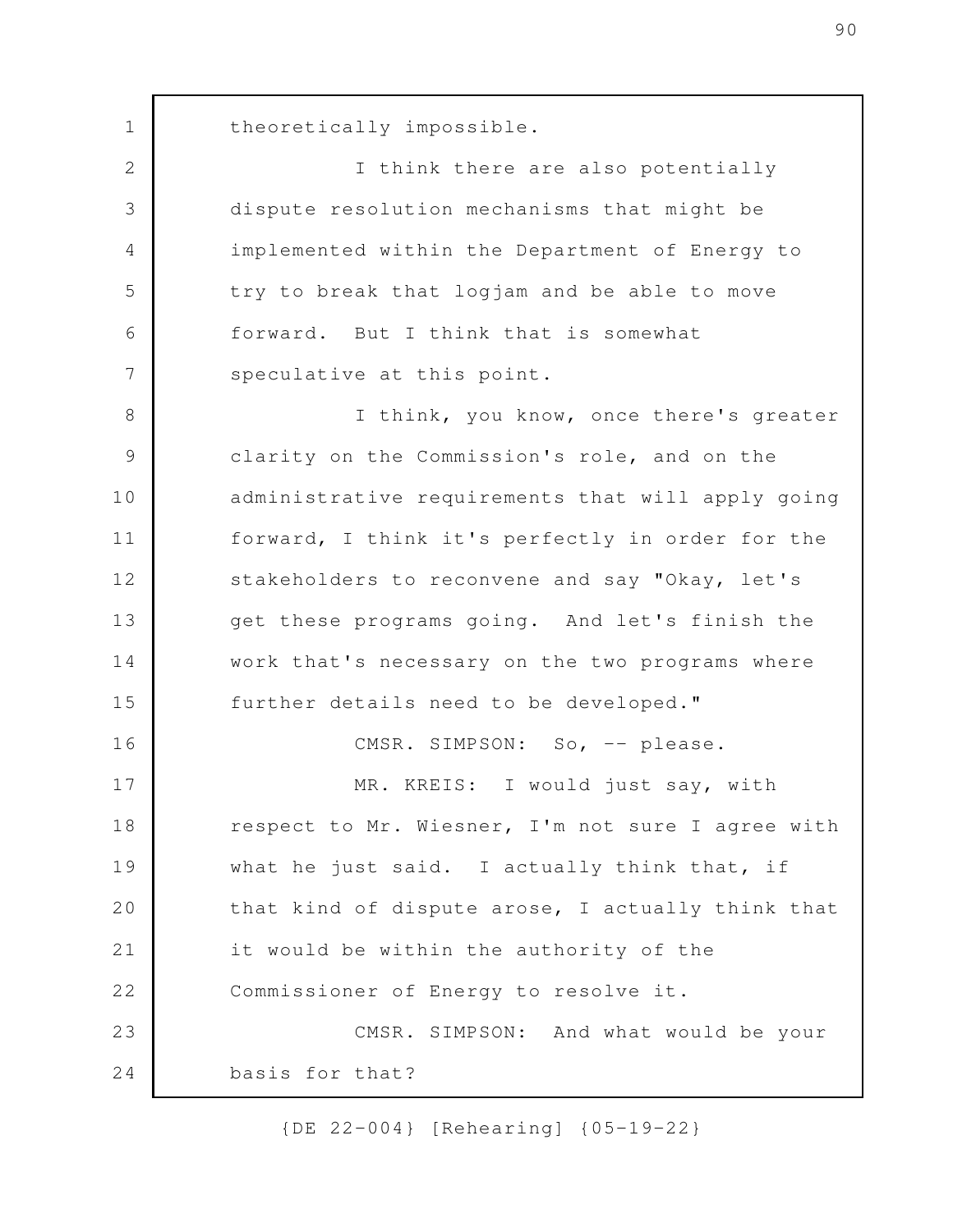theoretically impossible.

I think there are also potentially dispute resolution mechanisms that might be implemented within the Department of Energy to try to break that logjam and be able to move forward. But I think that is somewhat speculative at this point.

I think, you know, once there's greater clarity on the Commission's role, and on the administrative requirements that will apply going forward, I think it's perfectly in order for the stakeholders to reconvene and say "Okay, let's get these programs going. And let's finish the work that's necessary on the two programs where further details need to be developed."

CMSR. SIMPSON: So, -- please.

MR. KREIS: I would just say, with respect to Mr. Wiesner, I'm not sure I agree with what he just said. I actually think that, if that kind of dispute arose, I actually think that it would be within the authority of the Commissioner of Energy to resolve it.

CMSR. SIMPSON: And what would be your basis for that?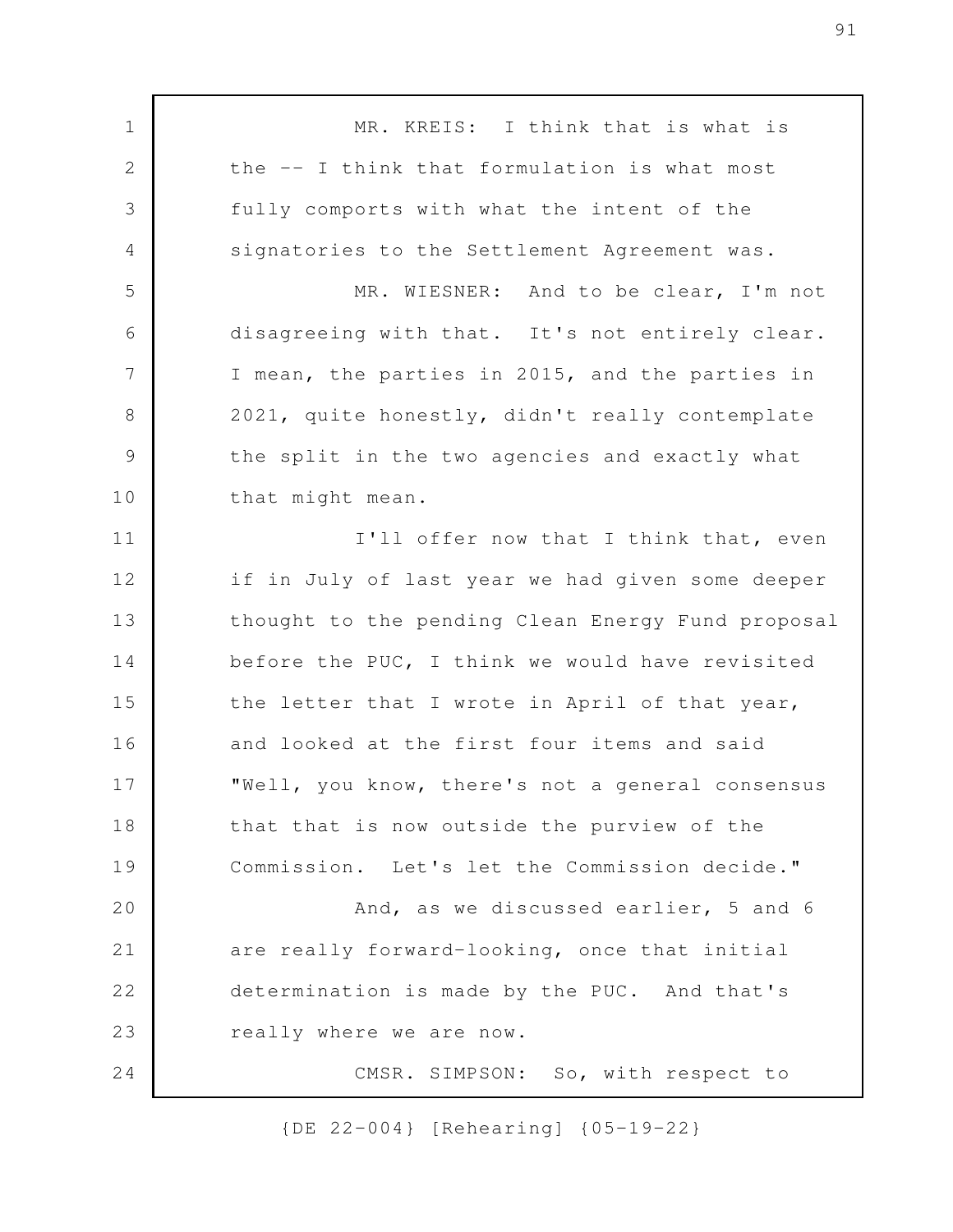MR. KREIS: I think that is what is the -- I think that formulation is what most fully comports with what the intent of the signatories to the Settlement Agreement was.

MR. WIESNER: And to be clear, I'm not disagreeing with that. It's not entirely clear. I mean, the parties in 2015, and the parties in 2021, quite honestly, didn't really contemplate the split in the two agencies and exactly what that might mean.

I'll offer now that I think that, even if in July of last year we had given some deeper thought to the pending Clean Energy Fund proposal before the PUC, I think we would have revisited the letter that I wrote in April of that year, and looked at the first four items and said "Well, you know, there's not a general consensus that that is now outside the purview of the Commission. Let's let the Commission decide."

And, as we discussed earlier, 5 and 6 are really forward-looking, once that initial determination is made by the PUC. And that's really where we are now.

CMSR. SIMPSON: So, with respect to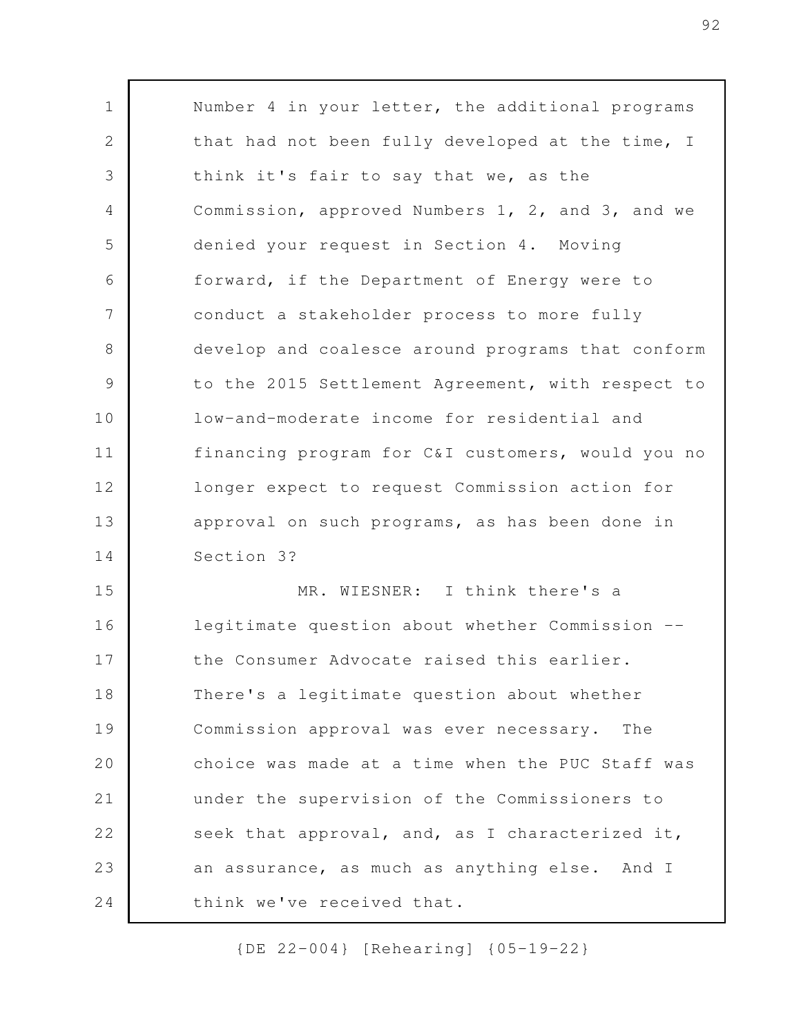Number 4 in your letter, the additional programs that had not been fully developed at the time, I think it's fair to say that we, as the Commission, approved Numbers 1, 2, and 3, and we denied your request in Section 4. Moving forward, if the Department of Energy were to conduct a stakeholder process to more fully develop and coalesce around programs that conform to the 2015 Settlement Agreement, with respect to low-and-moderate income for residential and financing program for C&I customers, would you no longer expect to request Commission action for approval on such programs, as has been done in Section 3?

MR. WIESNER: I think there's a legitimate question about whether Commission -- the Consumer Advocate raised this earlier. There's a legitimate question about whether Commission approval was ever necessary. The choice was made at a time when the PUC Staff was under the supervision of the Commissioners to seek that approval, and, as I characterized it, an assurance, as much as anything else. And I think we've received that.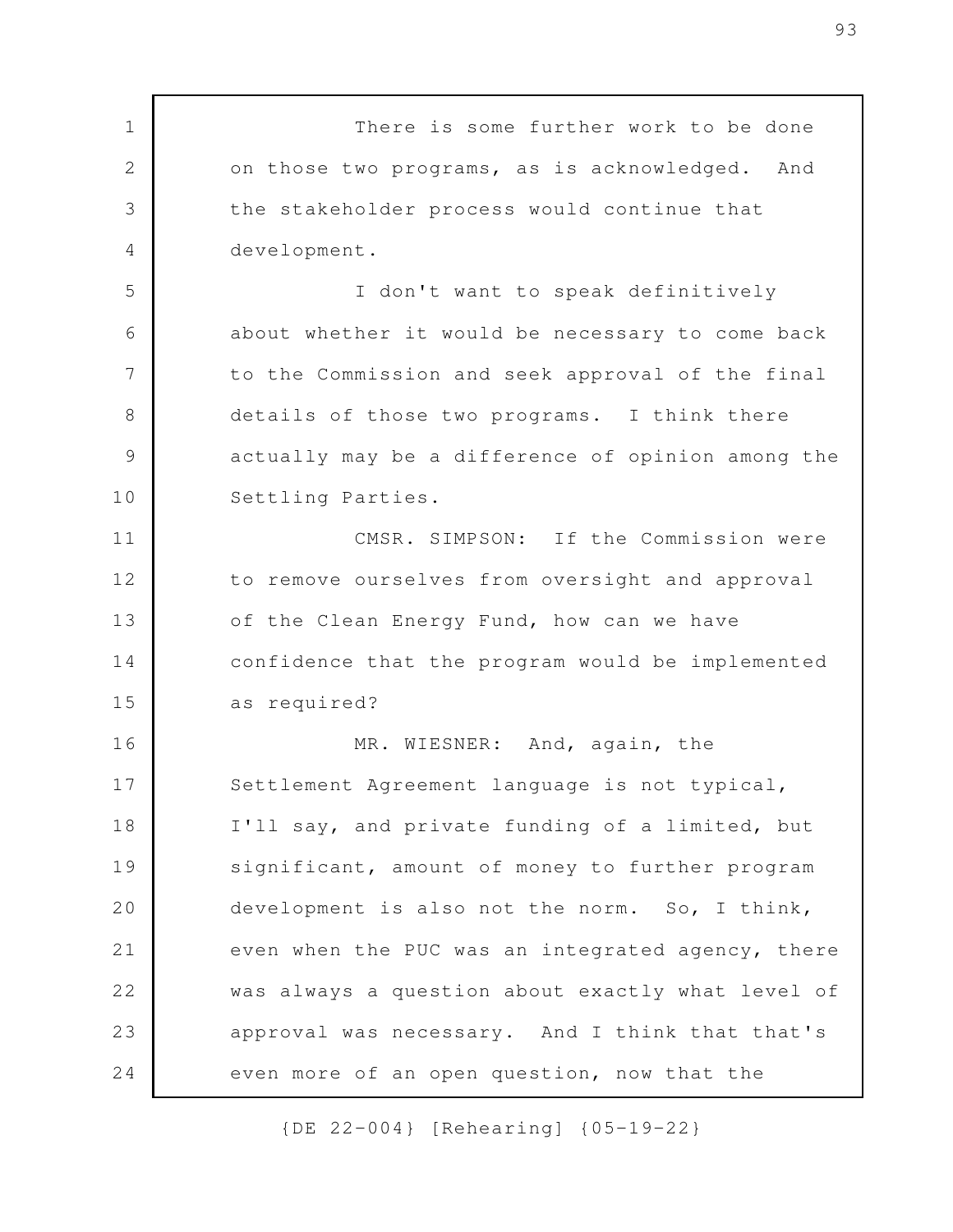There is some further work to be done on those two programs, as is acknowledged. And the stakeholder process would continue that development.

I don't want to speak definitively about whether it would be necessary to come back to the Commission and seek approval of the final details of those two programs. I think there actually may be a difference of opinion among the Settling Parties.

CMSR. SIMPSON: If the Commission were to remove ourselves from oversight and approval of the Clean Energy Fund, how can we have confidence that the program would be implemented as required?

MR. WIESNER: And, again, the Settlement Agreement language is not typical, I'll say, and private funding of a limited, but significant, amount of money to further program development is also not the norm. So, I think, even when the PUC was an integrated agency, there was always a question about exactly what level of approval was necessary. And I think that that's even more of an open question, now that the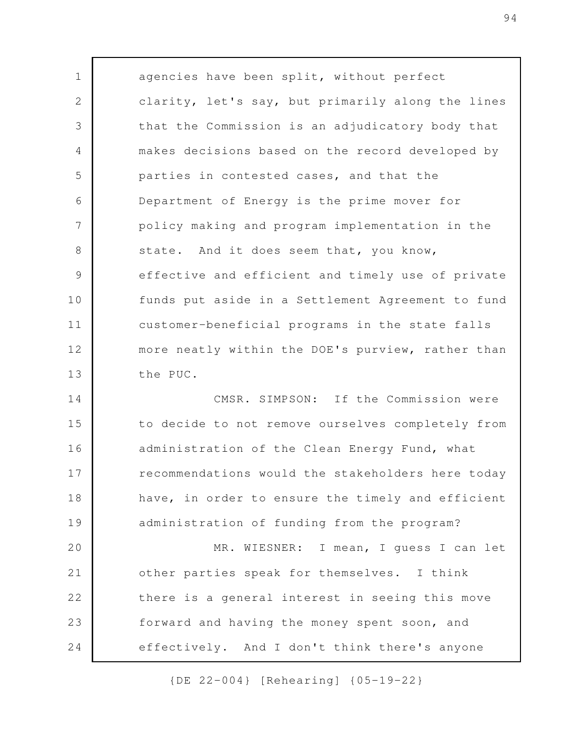agencies have been split, without perfect clarity, let's say, but primarily along the lines that the Commission is an adjudicatory body that makes decisions based on the record developed by parties in contested cases, and that the Department of Energy is the prime mover for policy making and program implementation in the state. And it does seem that, you know, effective and efficient and timely use of private funds put aside in a Settlement Agreement to fund customer-beneficial programs in the state falls more neatly within the DOE's purview, rather than the PUC.

CMSR. SIMPSON: If the Commission were to decide to not remove ourselves completely from administration of the Clean Energy Fund, what recommendations would the stakeholders here today have, in order to ensure the timely and efficient administration of funding from the program?

MR. WIESNER: I mean, I guess I can let other parties speak for themselves. I think there is a general interest in seeing this move forward and having the money spent soon, and effectively. And I don't think there's anyone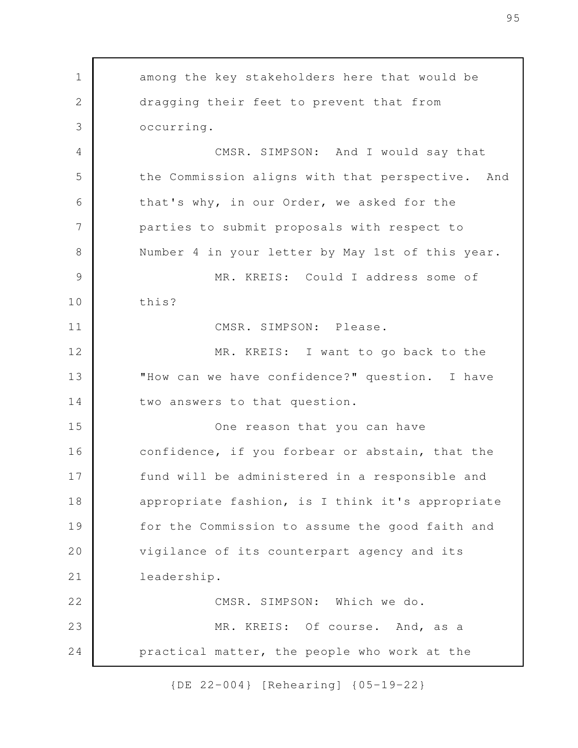among the key stakeholders here that would be dragging their feet to prevent that from occurring.

CMSR. SIMPSON: And I would say that the Commission aligns with that perspective. And that's why, in our Order, we asked for the parties to submit proposals with respect to Number 4 in your letter by May 1st of this year.

MR. KREIS: Could I address some of this?

CMSR. SIMPSON: Please.

MR. KREIS: I want to go back to the "How can we have confidence?" question. I have two answers to that question.

One reason that you can have confidence, if you forbear or abstain, that the fund will be administered in a responsible and appropriate fashion, is I think it's appropriate for the Commission to assume the good faith and vigilance of its counterpart agency and its leadership.

CMSR. SIMPSON: Which we do.

MR. KREIS: Of course. And, as a practical matter, the people who work at the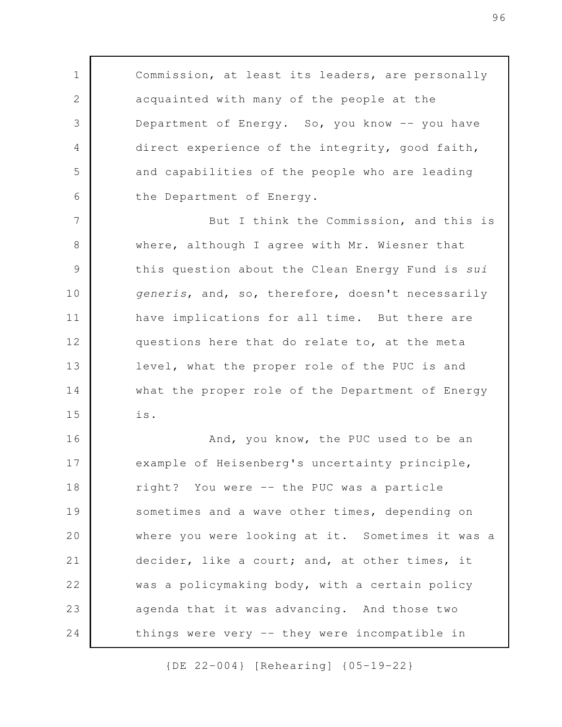Commission, at least its leaders, are personally acquainted with many of the people at the Department of Energy. So, you know -- you have direct experience of the integrity, good faith, and capabilities of the people who are leading the Department of Energy.

But I think the Commission, and this is where, although I agree with Mr. Wiesner that this question about the Clean Energy Fund is *sui generis*, and, so, therefore, doesn't necessarily have implications for all time. But there are questions here that do relate to, at the meta level, what the proper role of the PUC is and what the proper role of the Department of Energy is.

And, you know, the PUC used to be an example of Heisenberg's uncertainty principle, right? You were -- the PUC was a particle sometimes and a wave other times, depending on where you were looking at it. Sometimes it was a decider, like a court; and, at other times, it was a policymaking body, with a certain policy agenda that it was advancing. And those two things were very -- they were incompatible in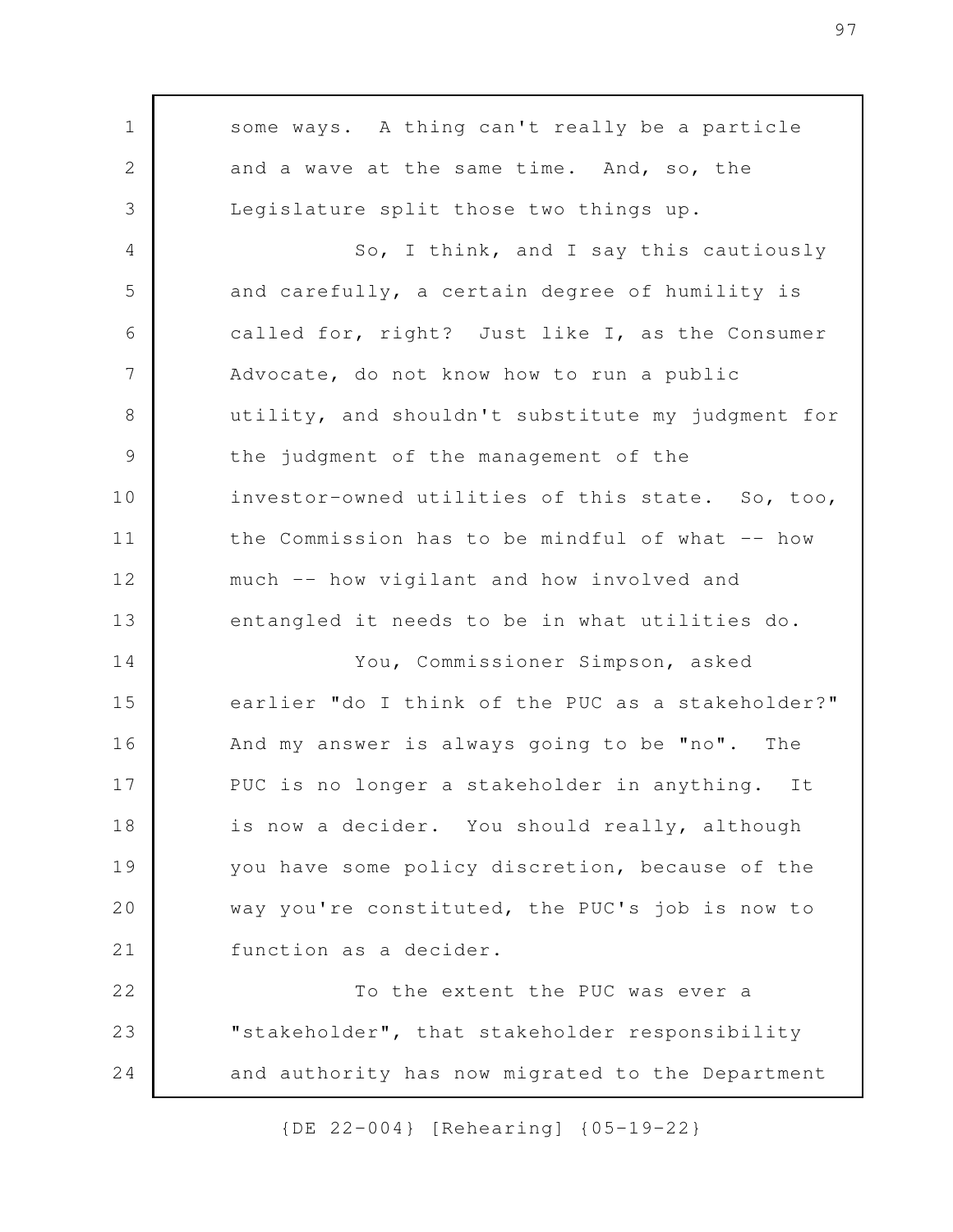some ways. A thing can't really be a particle and a wave at the same time. And, so, the Legislature split those two things up.

So, I think, and I say this cautiously and carefully, a certain degree of humility is called for, right? Just like I, as the Consumer Advocate, do not know how to run a public utility, and shouldn't substitute my judgment for the judgment of the management of the investor-owned utilities of this state. So, too, the Commission has to be mindful of what -- how much -- how vigilant and how involved and entangled it needs to be in what utilities do.

You, Commissioner Simpson, asked earlier "do I think of the PUC as a stakeholder?" And my answer is always going to be "no". The PUC is no longer a stakeholder in anything. It is now a decider. You should really, although you have some policy discretion, because of the way you're constituted, the PUC's job is now to function as a decider.

To the extent the PUC was ever a "stakeholder", that stakeholder responsibility and authority has now migrated to the Department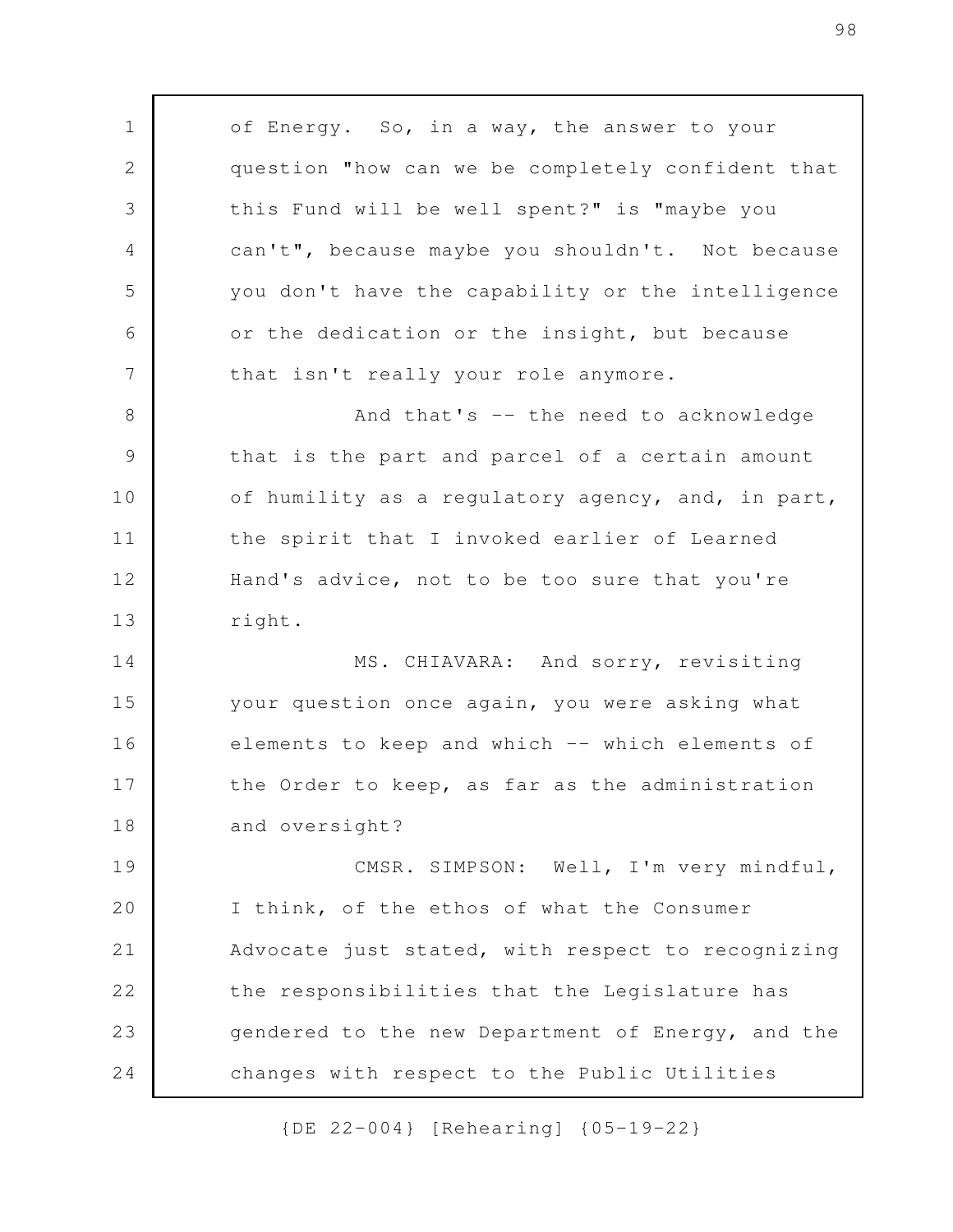of Energy. So, in a way, the answer to your question "how can we be completely confident that this Fund will be well spent?" is "maybe you can't", because maybe you shouldn't. Not because you don't have the capability or the intelligence or the dedication or the insight, but because that isn't really your role anymore.

And that's -- the need to acknowledge that is the part and parcel of a certain amount of humility as a regulatory agency, and, in part, the spirit that I invoked earlier of Learned Hand's advice, not to be too sure that you're right.

MS. CHIAVARA: And sorry, revisiting your question once again, you were asking what elements to keep and which -- which elements of the Order to keep, as far as the administration and oversight?

CMSR. SIMPSON: Well, I'm very mindful, I think, of the ethos of what the Consumer Advocate just stated, with respect to recognizing the responsibilities that the Legislature has gendered to the new Department of Energy, and the changes with respect to the Public Utilities

{DE 22-004} [Rehearing] {05-19-22}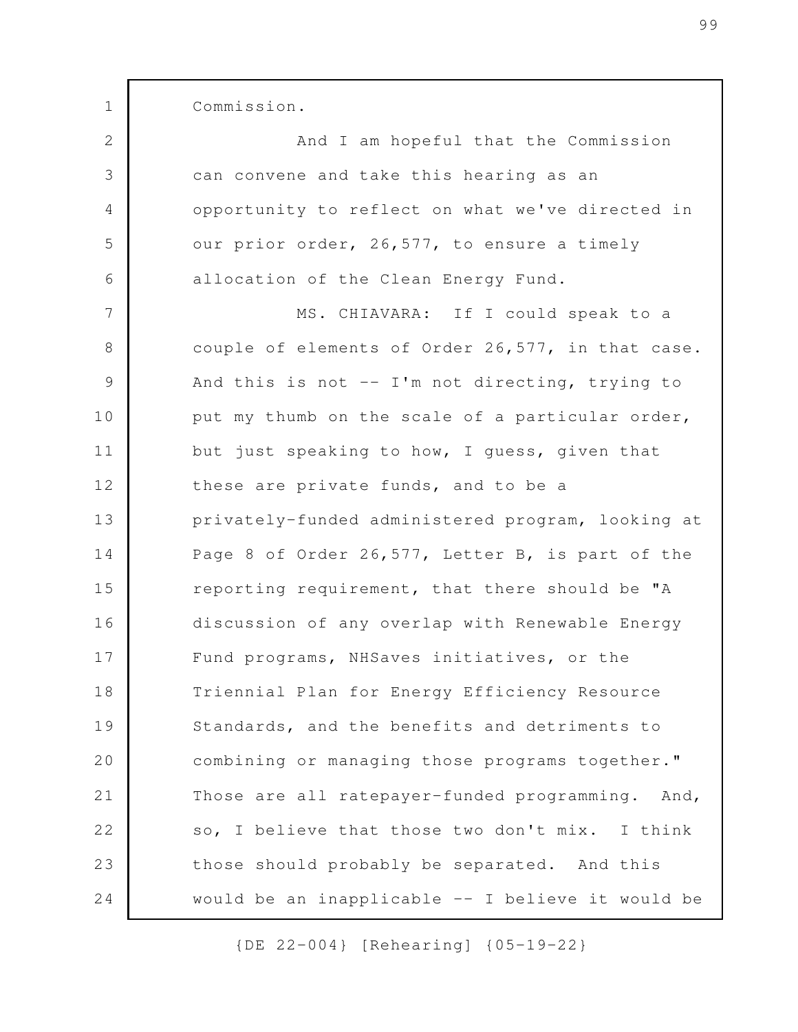Commission.

And I am hopeful that the Commission can convene and take this hearing as an opportunity to reflect on what we've directed in our prior order, 26,577, to ensure a timely allocation of the Clean Energy Fund.

MS. CHIAVARA: If I could speak to a couple of elements of Order 26,577, in that case. And this is not -- I'm not directing, trying to put my thumb on the scale of a particular order, but just speaking to how, I guess, given that these are private funds, and to be a privately-funded administered program, looking at Page 8 of Order 26,577, Letter B, is part of the reporting requirement, that there should be "A discussion of any overlap with Renewable Energy Fund programs, NHSaves initiatives, or the Triennial Plan for Energy Efficiency Resource Standards, and the benefits and detriments to combining or managing those programs together." Those are all ratepayer-funded programming. And, so, I believe that those two don't mix. I think those should probably be separated. And this would be an inapplicable -- I believe it would be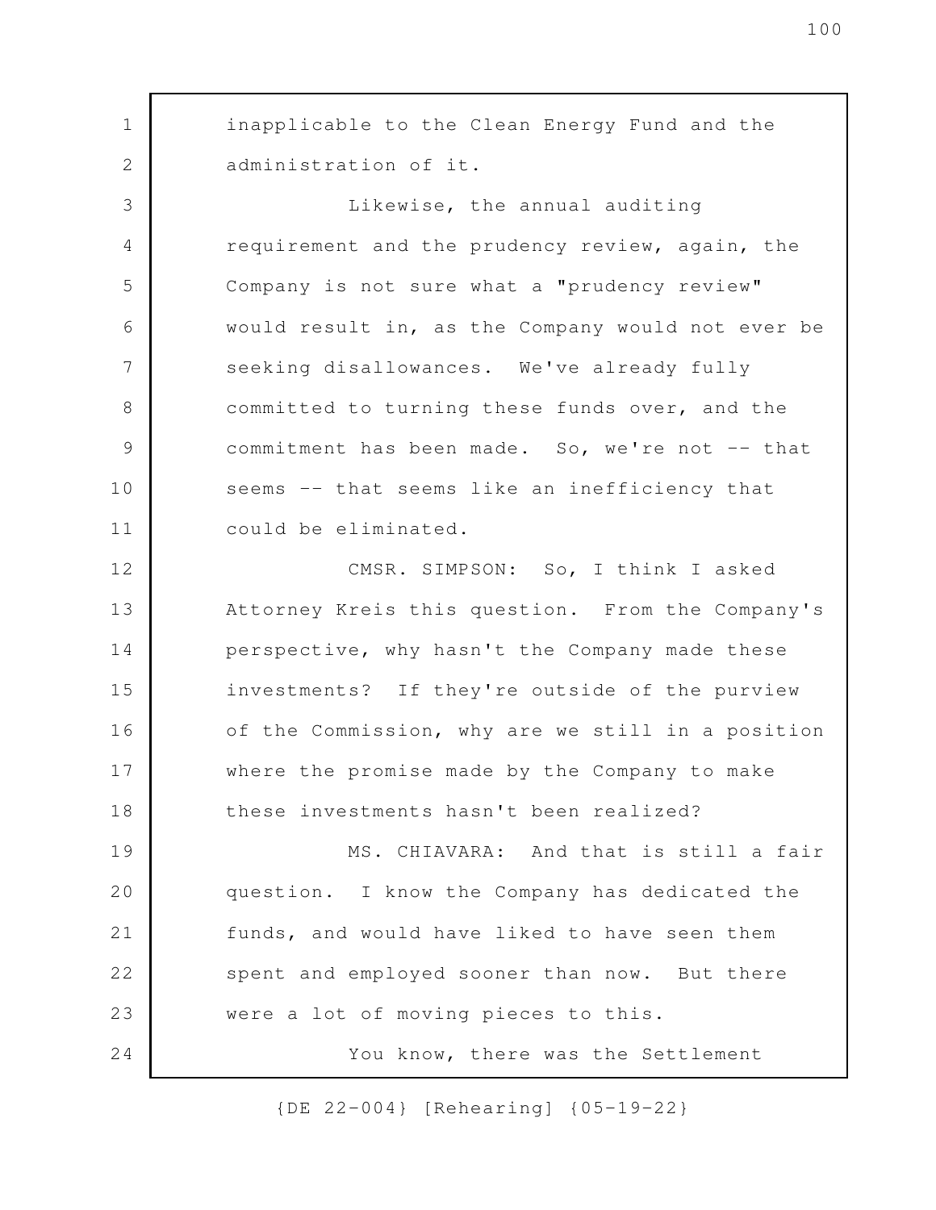inapplicable to the Clean Energy Fund and the administration of it.

Likewise, the annual auditing requirement and the prudency review, again, the Company is not sure what a "prudency review" would result in, as the Company would not ever be seeking disallowances. We've already fully committed to turning these funds over, and the commitment has been made. So, we're not -- that seems -- that seems like an inefficiency that could be eliminated.

CMSR. SIMPSON: So, I think I asked Attorney Kreis this question. From the Company's perspective, why hasn't the Company made these investments? If they're outside of the purview of the Commission, why are we still in a position where the promise made by the Company to make these investments hasn't been realized?

MS. CHIAVARA: And that is still a fair question. I know the Company has dedicated the funds, and would have liked to have seen them spent and employed sooner than now. But there were a lot of moving pieces to this.

You know, there was the Settlement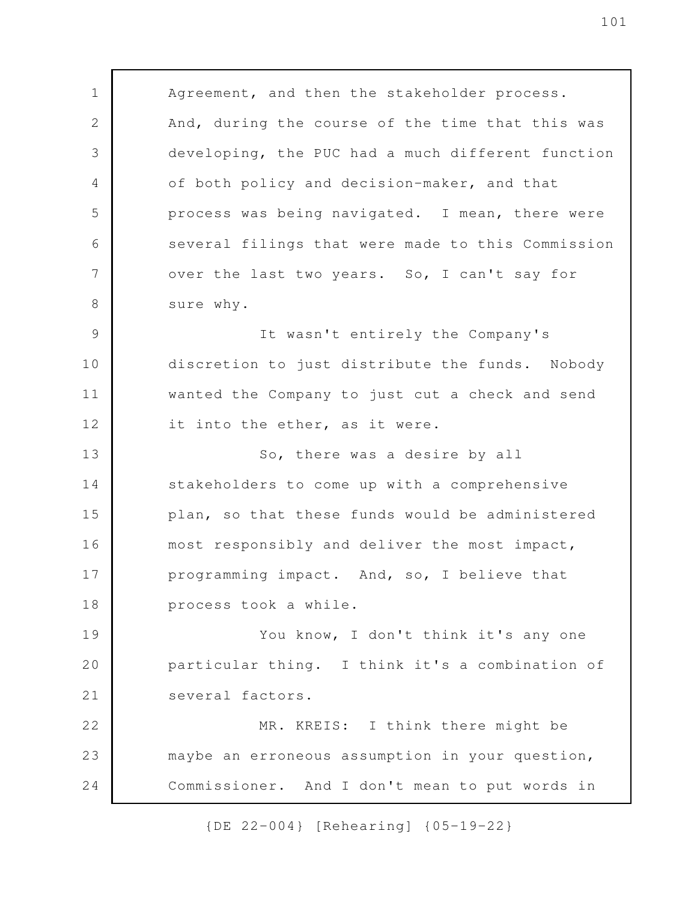Agreement, and then the stakeholder process. And, during the course of the time that this was developing, the PUC had a much different function of both policy and decision-maker, and that process was being navigated. I mean, there were several filings that were made to this Commission over the last two years. So, I can't say for sure why.

It wasn't entirely the Company's discretion to just distribute the funds. Nobody wanted the Company to just cut a check and send it into the ether, as it were.

So, there was a desire by all stakeholders to come up with a comprehensive plan, so that these funds would be administered most responsibly and deliver the most impact, programming impact. And, so, I believe that process took a while.

You know, I don't think it's any one particular thing. I think it's a combination of several factors.

MR. KREIS: I think there might be maybe an erroneous assumption in your question, Commissioner. And I don't mean to put words in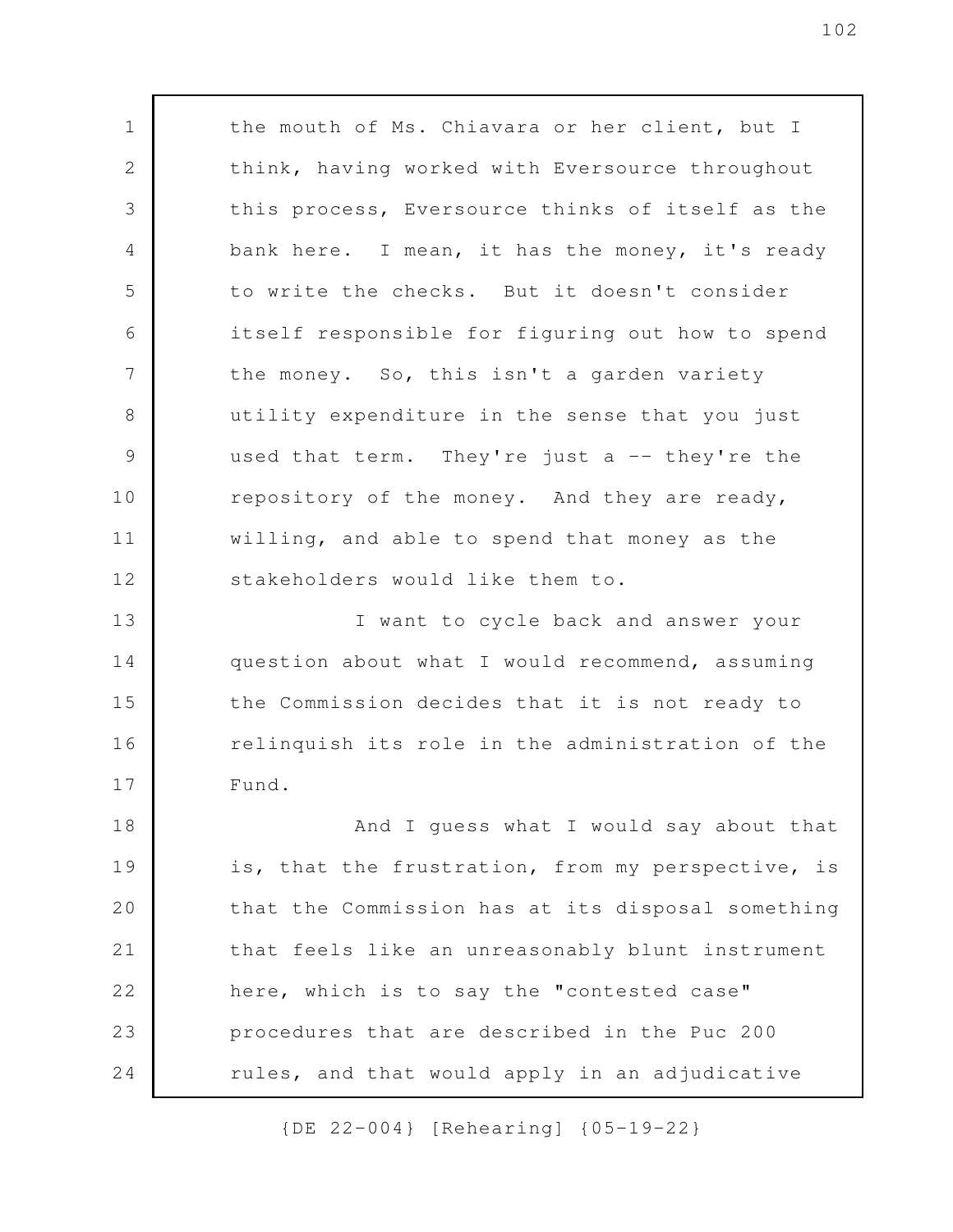the mouth of Ms. Chiavara or her client, but I think, having worked with Eversource throughout this process, Eversource thinks of itself as the bank here. I mean, it has the money, it's ready to write the checks. But it doesn't consider itself responsible for figuring out how to spend the money. So, this isn't a garden variety utility expenditure in the sense that you just used that term. They're just a -- they're the repository of the money. And they are ready, willing, and able to spend that money as the stakeholders would like them to.

I want to cycle back and answer your question about what I would recommend, assuming the Commission decides that it is not ready to relinquish its role in the administration of the Fund.

And I guess what I would say about that is, that the frustration, from my perspective, is that the Commission has at its disposal something that feels like an unreasonably blunt instrument here, which is to say the "contested case" procedures that are described in the Puc 200 rules, and that would apply in an adjudicative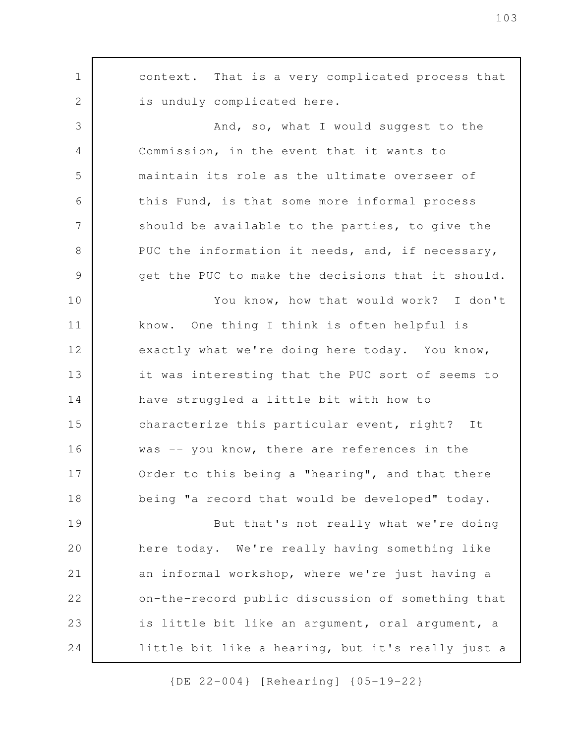context. That is a very complicated process that is unduly complicated here.

And, so, what I would suggest to the Commission, in the event that it wants to maintain its role as the ultimate overseer of this Fund, is that some more informal process should be available to the parties, to give the PUC the information it needs, and, if necessary, get the PUC to make the decisions that it should.

You know, how that would work? I don't know. One thing I think is often helpful is exactly what we're doing here today. You know, it was interesting that the PUC sort of seems to have struggled a little bit with how to characterize this particular event, right? It was -- you know, there are references in the Order to this being a "hearing", and that there being "a record that would be developed" today.

But that's not really what we're doing here today. We're really having something like an informal workshop, where we're just having a on-the-record public discussion of something that is little bit like an argument, oral argument, a little bit like a hearing, but it's really just a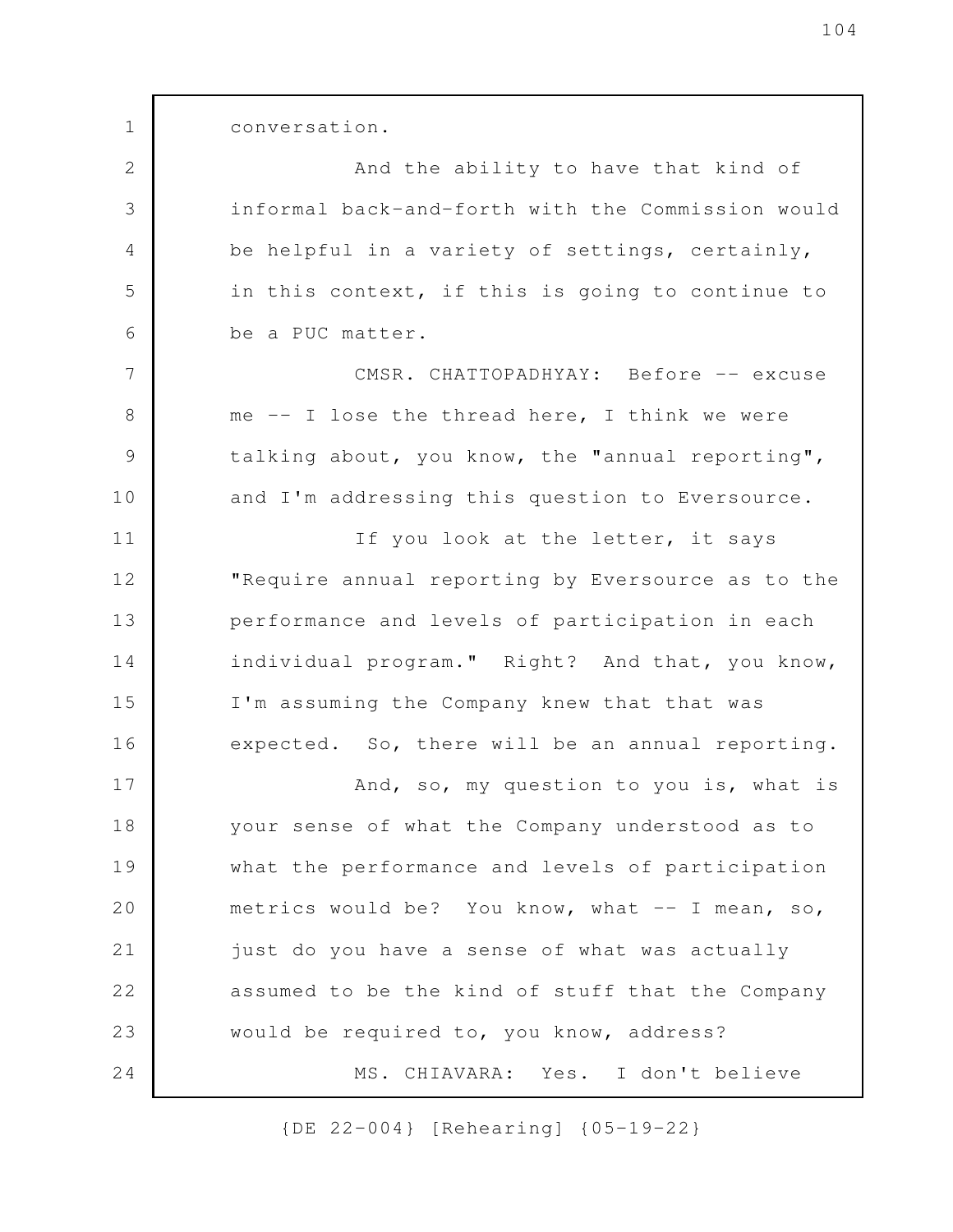conversation.

And the ability to have that kind of informal back-and-forth with the Commission would be helpful in a variety of settings, certainly, in this context, if this is going to continue to be a PUC matter.

CMSR. CHATTOPADHYAY: Before -- excuse me -- I lose the thread here, I think we were talking about, you know, the "annual reporting", and I'm addressing this question to Eversource.

If you look at the letter, it says "Require annual reporting by Eversource as to the performance and levels of participation in each individual program." Right? And that, you know, I'm assuming the Company knew that that was expected. So, there will be an annual reporting.

And, so, my question to you is, what is your sense of what the Company understood as to what the performance and levels of participation metrics would be? You know, what -- I mean, so, just do you have a sense of what was actually assumed to be the kind of stuff that the Company would be required to, you know, address?

MS. CHIAVARA: Yes. I don't believe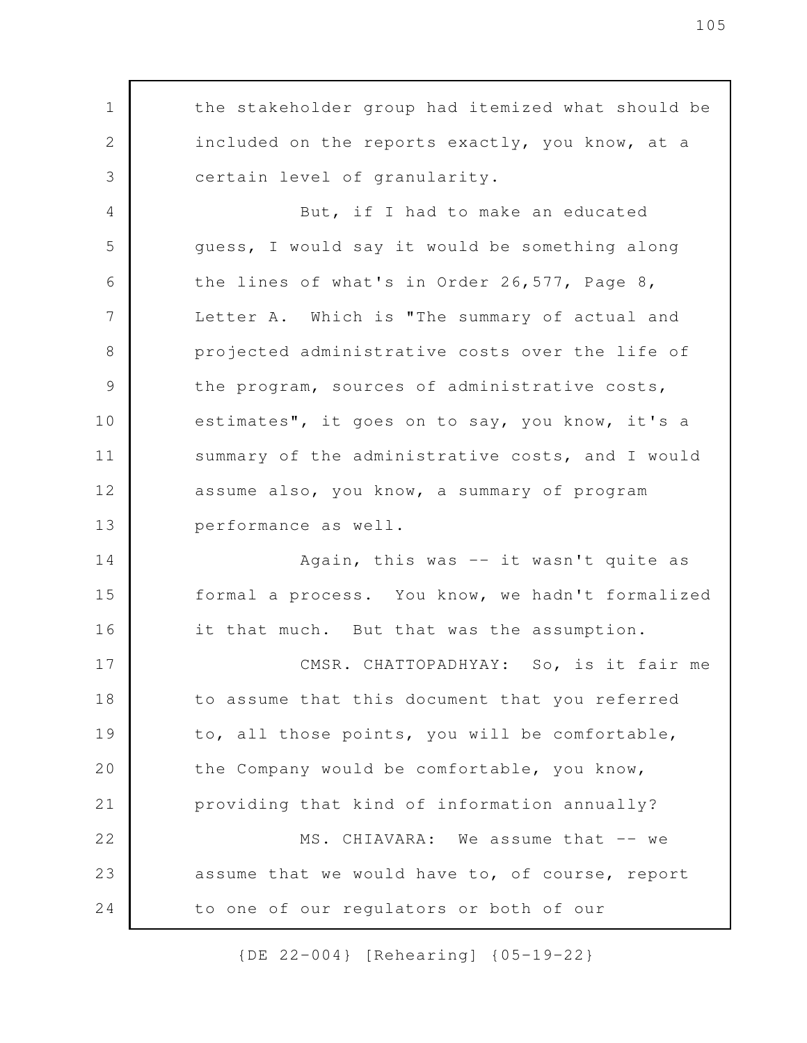the stakeholder group had itemized what should be included on the reports exactly, you know, at a certain level of granularity.

But, if I had to make an educated guess, I would say it would be something along the lines of what's in Order 26,577, Page 8, Letter A. Which is "The summary of actual and projected administrative costs over the life of the program, sources of administrative costs, estimates", it goes on to say, you know, it's a summary of the administrative costs, and I would assume also, you know, a summary of program performance as well.

Again, this was -- it wasn't quite as formal a process. You know, we hadn't formalized it that much. But that was the assumption.

CMSR. CHATTOPADHYAY: So, is it fair me to assume that this document that you referred to, all those points, you will be comfortable, the Company would be comfortable, you know, providing that kind of information annually?

MS. CHIAVARA: We assume that -- we assume that we would have to, of course, report to one of our regulators or both of our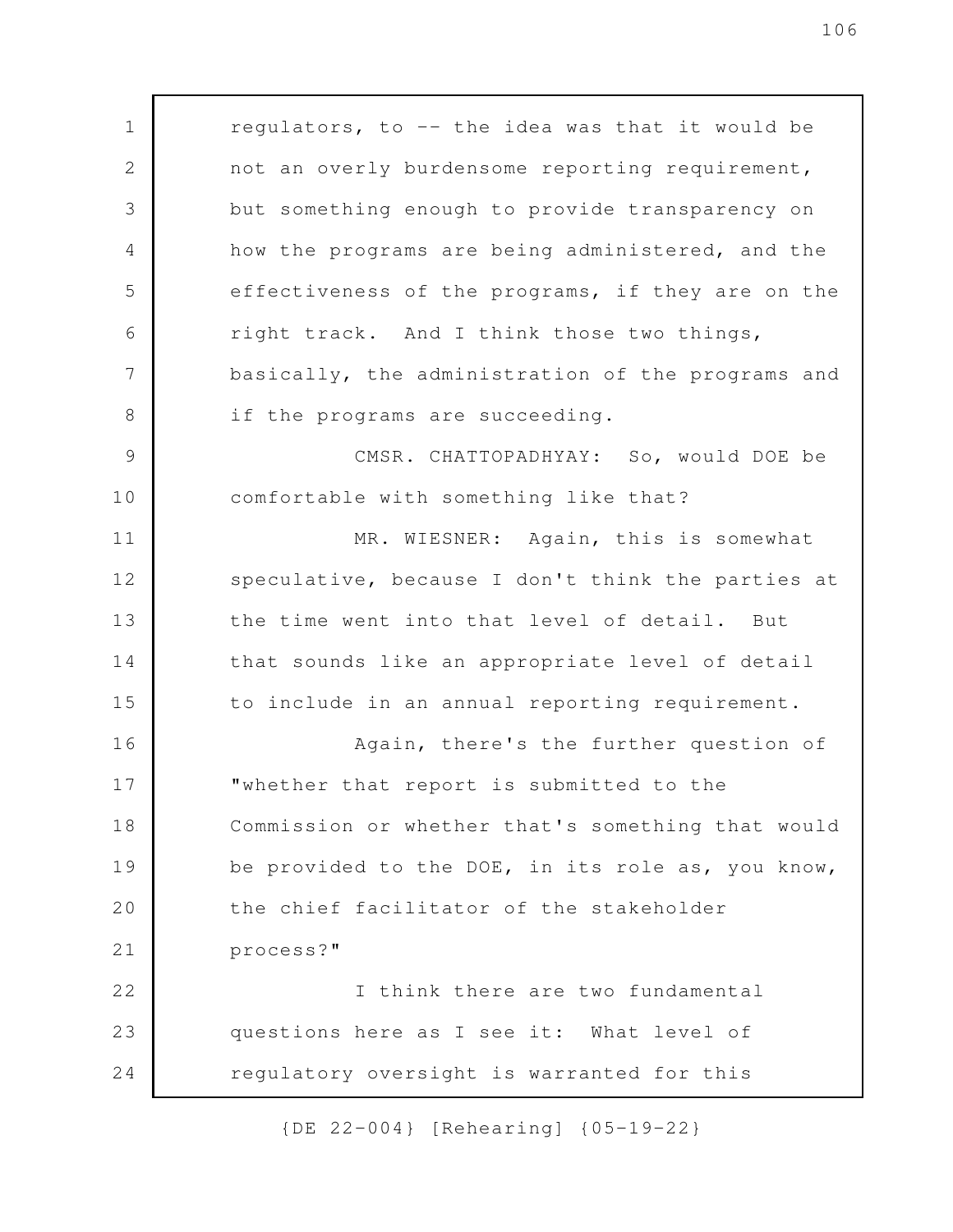regulators, to -- the idea was that it would be not an overly burdensome reporting requirement, but something enough to provide transparency on how the programs are being administered, and the effectiveness of the programs, if they are on the right track. And I think those two things, basically, the administration of the programs and if the programs are succeeding.

CMSR. CHATTOPADHYAY: So, would DOE be comfortable with something like that?

MR. WIESNER: Again, this is somewhat speculative, because I don't think the parties at the time went into that level of detail. But that sounds like an appropriate level of detail to include in an annual reporting requirement.

Again, there's the further question of "whether that report is submitted to the Commission or whether that's something that would be provided to the DOE, in its role as, you know, the chief facilitator of the stakeholder process?"

I think there are two fundamental questions here as I see it: What level of regulatory oversight is warranted for this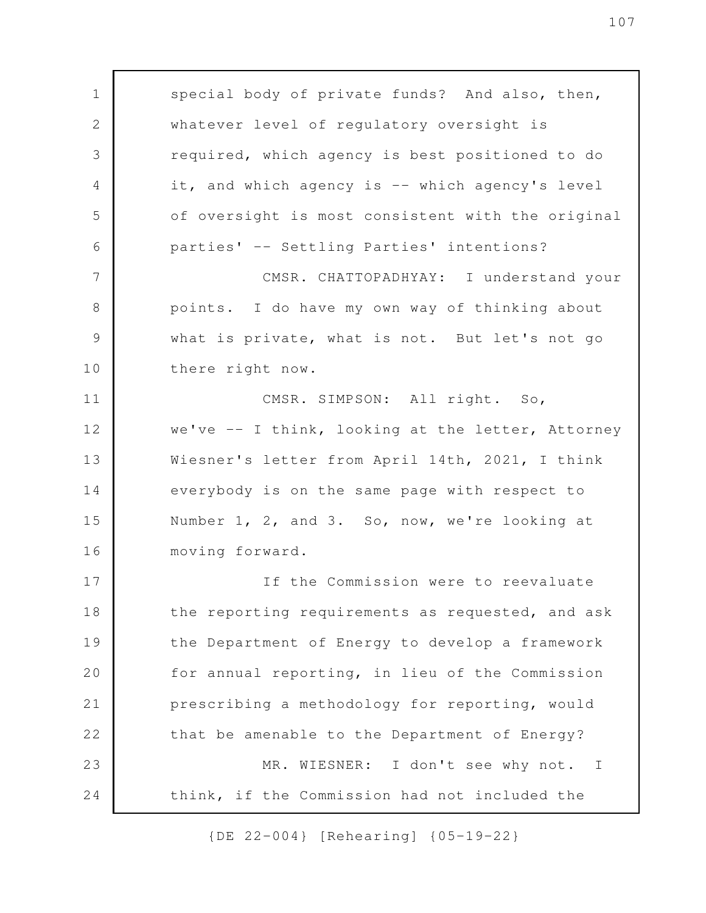special body of private funds? And also, then, whatever level of regulatory oversight is required, which agency is best positioned to do it, and which agency is -- which agency's level of oversight is most consistent with the original parties' -- Settling Parties' intentions?

CMSR. CHATTOPADHYAY: I understand your points. I do have my own way of thinking about what is private, what is not. But let's not go there right now.

CMSR. SIMPSON: All right. So, we've -- I think, looking at the letter, Attorney Wiesner's letter from April 14th, 2021, I think everybody is on the same page with respect to Number 1, 2, and 3. So, now, we're looking at moving forward.

If the Commission were to reevaluate the reporting requirements as requested, and ask the Department of Energy to develop a framework for annual reporting, in lieu of the Commission prescribing a methodology for reporting, would that be amenable to the Department of Energy?

MR. WIESNER: I don't see why not. I think, if the Commission had not included the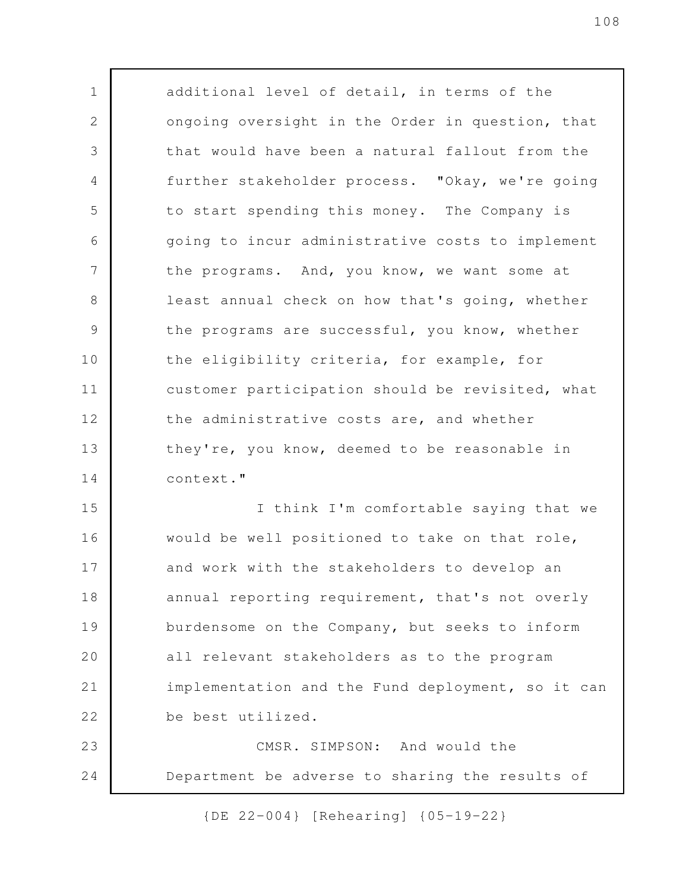additional level of detail, in terms of the ongoing oversight in the Order in question, that that would have been a natural fallout from the further stakeholder process. "Okay, we're going to start spending this money. The Company is going to incur administrative costs to implement the programs. And, you know, we want some at least annual check on how that's going, whether the programs are successful, you know, whether the eligibility criteria, for example, for customer participation should be revisited, what the administrative costs are, and whether they're, you know, deemed to be reasonable in context."

I think I'm comfortable saying that we would be well positioned to take on that role, and work with the stakeholders to develop an annual reporting requirement, that's not overly burdensome on the Company, but seeks to inform all relevant stakeholders as to the program implementation and the Fund deployment, so it can be best utilized.

CMSR. SIMPSON: And would the Department be adverse to sharing the results of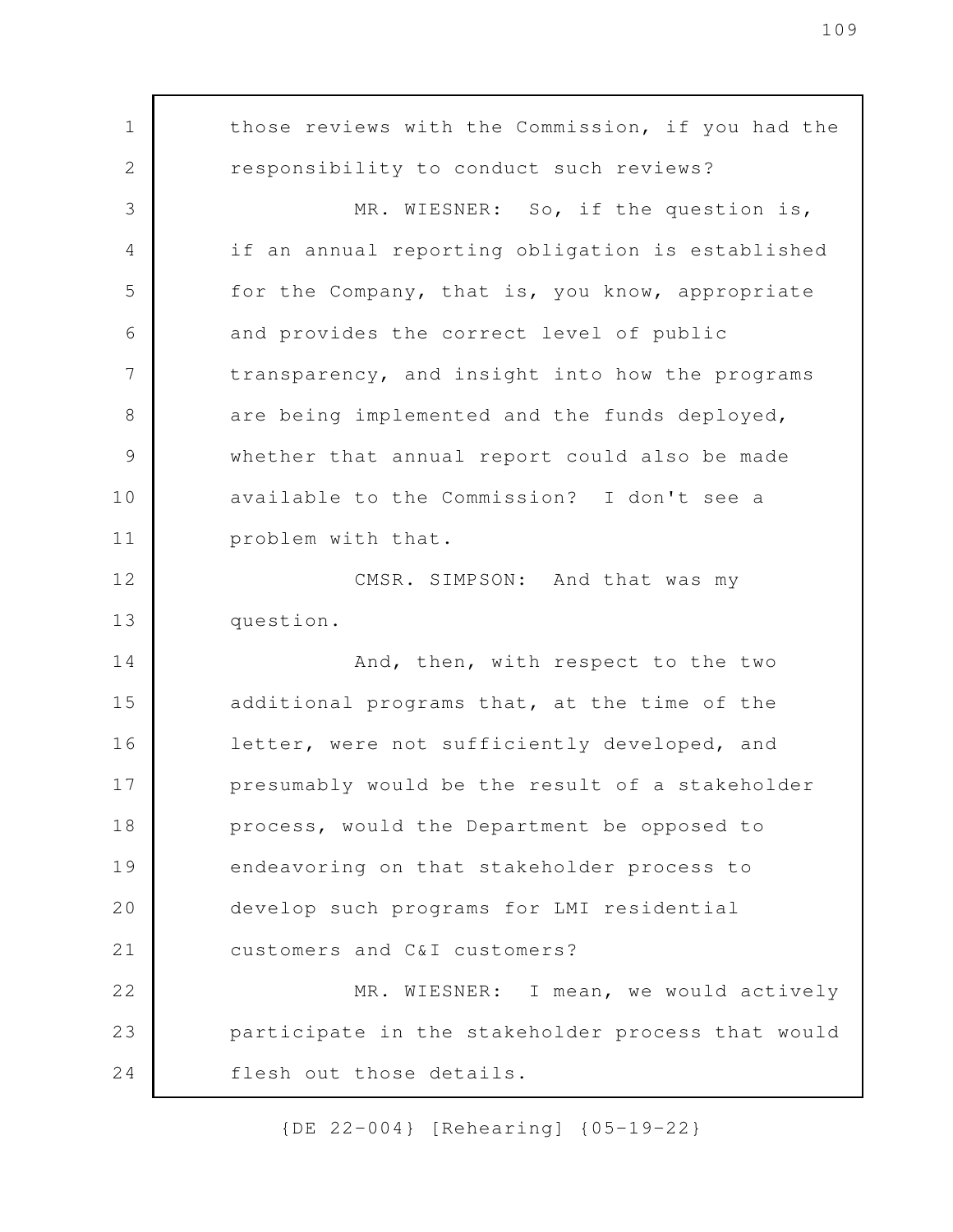those reviews with the Commission, if you had the responsibility to conduct such reviews?

MR. WIESNER: So, if the question is, if an annual reporting obligation is established for the Company, that is, you know, appropriate and provides the correct level of public transparency, and insight into how the programs are being implemented and the funds deployed, whether that annual report could also be made available to the Commission? I don't see a problem with that.

CMSR. SIMPSON: And that was my question.

And, then, with respect to the two additional programs that, at the time of the letter, were not sufficiently developed, and presumably would be the result of a stakeholder process, would the Department be opposed to endeavoring on that stakeholder process to develop such programs for LMI residential customers and C&I customers?

MR. WIESNER: I mean, we would actively participate in the stakeholder process that would flesh out those details.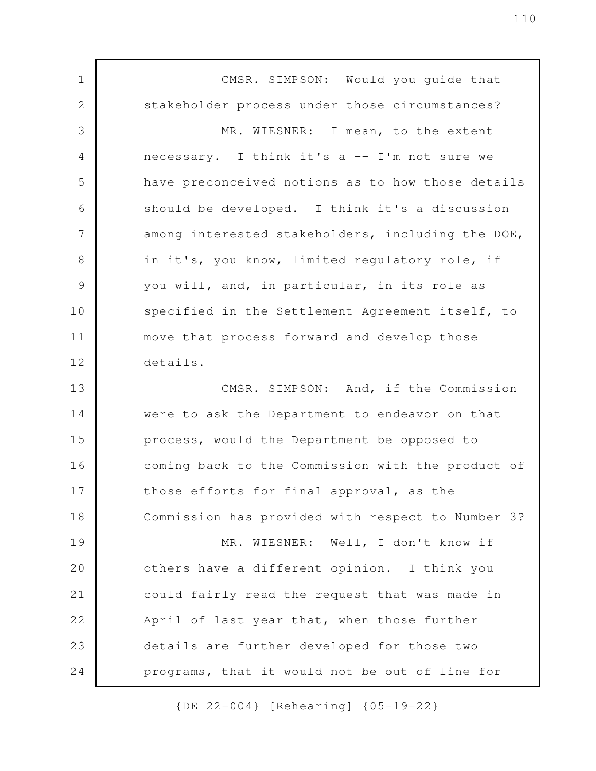CMSR. SIMPSON: Would you guide that stakeholder process under those circumstances?

MR. WIESNER: I mean, to the extent necessary. I think it's a -- I'm not sure we have preconceived notions as to how those details should be developed. I think it's a discussion among interested stakeholders, including the DOE, in it's, you know, limited regulatory role, if you will, and, in particular, in its role as specified in the Settlement Agreement itself, to move that process forward and develop those details.

CMSR. SIMPSON: And, if the Commission were to ask the Department to endeavor on that process, would the Department be opposed to coming back to the Commission with the product of those efforts for final approval, as the Commission has provided with respect to Number 3?

MR. WIESNER: Well, I don't know if others have a different opinion. I think you could fairly read the request that was made in April of last year that, when those further details are further developed for those two programs, that it would not be out of line for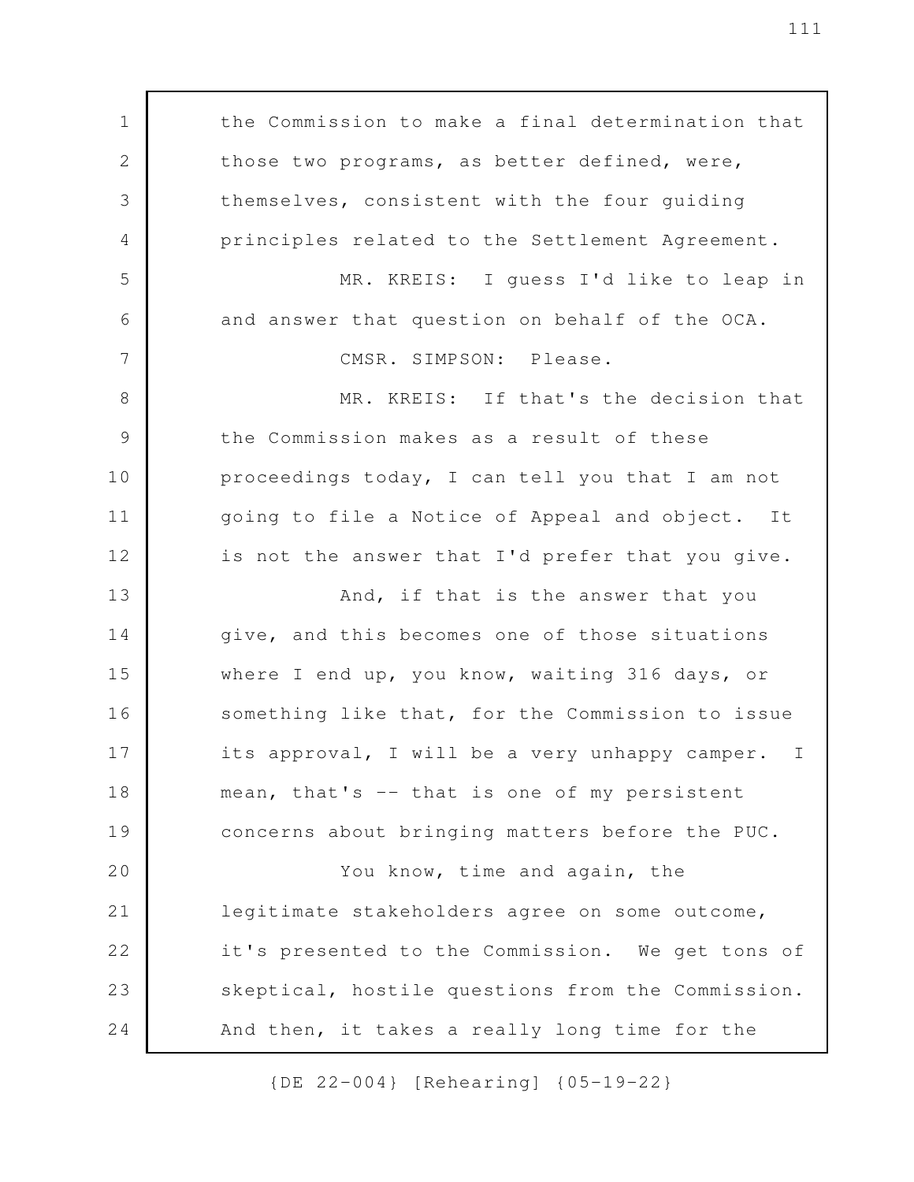the Commission to make a final determination that those two programs, as better defined, were, themselves, consistent with the four guiding principles related to the Settlement Agreement.

MR. KREIS: I guess I'd like to leap in and answer that question on behalf of the OCA.

CMSR. SIMPSON: Please.

MR. KREIS: If that's the decision that the Commission makes as a result of these proceedings today, I can tell you that I am not going to file a Notice of Appeal and object. It is not the answer that I'd prefer that you give.

And, if that is the answer that you give, and this becomes one of those situations where I end up, you know, waiting 316 days, or something like that, for the Commission to issue its approval, I will be a very unhappy camper. I mean, that's -- that is one of my persistent concerns about bringing matters before the PUC.

You know, time and again, the legitimate stakeholders agree on some outcome, it's presented to the Commission. We get tons of skeptical, hostile questions from the Commission. And then, it takes a really long time for the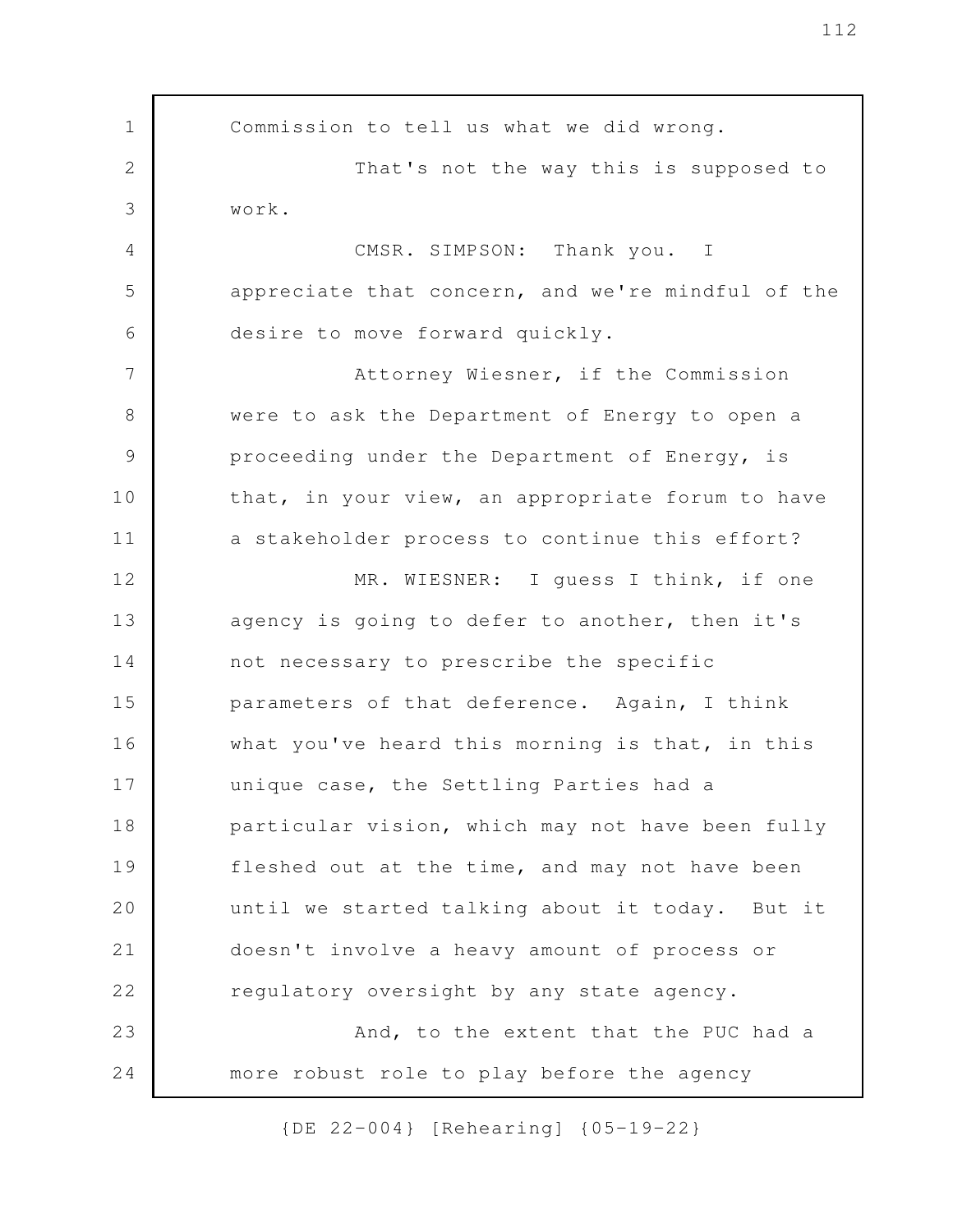Commission to tell us what we did wrong.

That's not the way this is supposed to work.

CMSR. SIMPSON: Thank you. I appreciate that concern, and we're mindful of the desire to move forward quickly.

Attorney Wiesner, if the Commission were to ask the Department of Energy to open a proceeding under the Department of Energy, is that, in your view, an appropriate forum to have a stakeholder process to continue this effort?

MR. WIESNER: I guess I think, if one agency is going to defer to another, then it's not necessary to prescribe the specific parameters of that deference. Again, I think what you've heard this morning is that, in this unique case, the Settling Parties had a particular vision, which may not have been fully fleshed out at the time, and may not have been until we started talking about it today. But it doesn't involve a heavy amount of process or regulatory oversight by any state agency.

And, to the extent that the PUC had a more robust role to play before the agency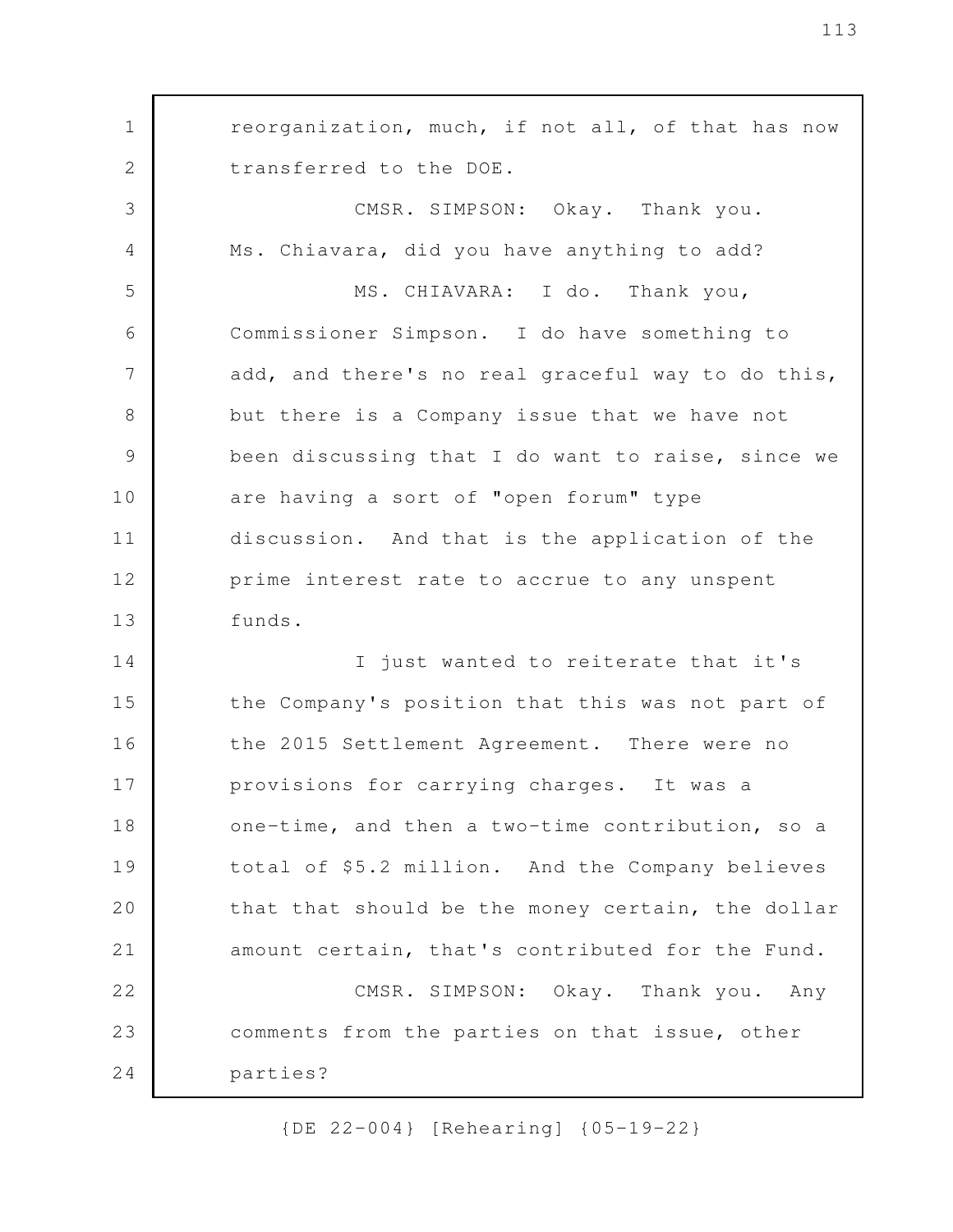reorganization, much, if not all, of that has now transferred to the DOE.

CMSR. SIMPSON: Okay. Thank you. Ms. Chiavara, did you have anything to add?

MS. CHIAVARA: I do. Thank you, Commissioner Simpson. I do have something to add, and there's no real graceful way to do this, but there is a Company issue that we have not been discussing that I do want to raise, since we are having a sort of "open forum" type discussion. And that is the application of the prime interest rate to accrue to any unspent funds.

I just wanted to reiterate that it's the Company's position that this was not part of the 2015 Settlement Agreement. There were no provisions for carrying charges. It was a one-time, and then a two-time contribution, so a total of $5.2 million. And the Company believes that that should be the money certain, the dollar amount certain, that's contributed for the Fund.

CMSR. SIMPSON: Okay. Thank you. Any comments from the parties on that issue, other parties?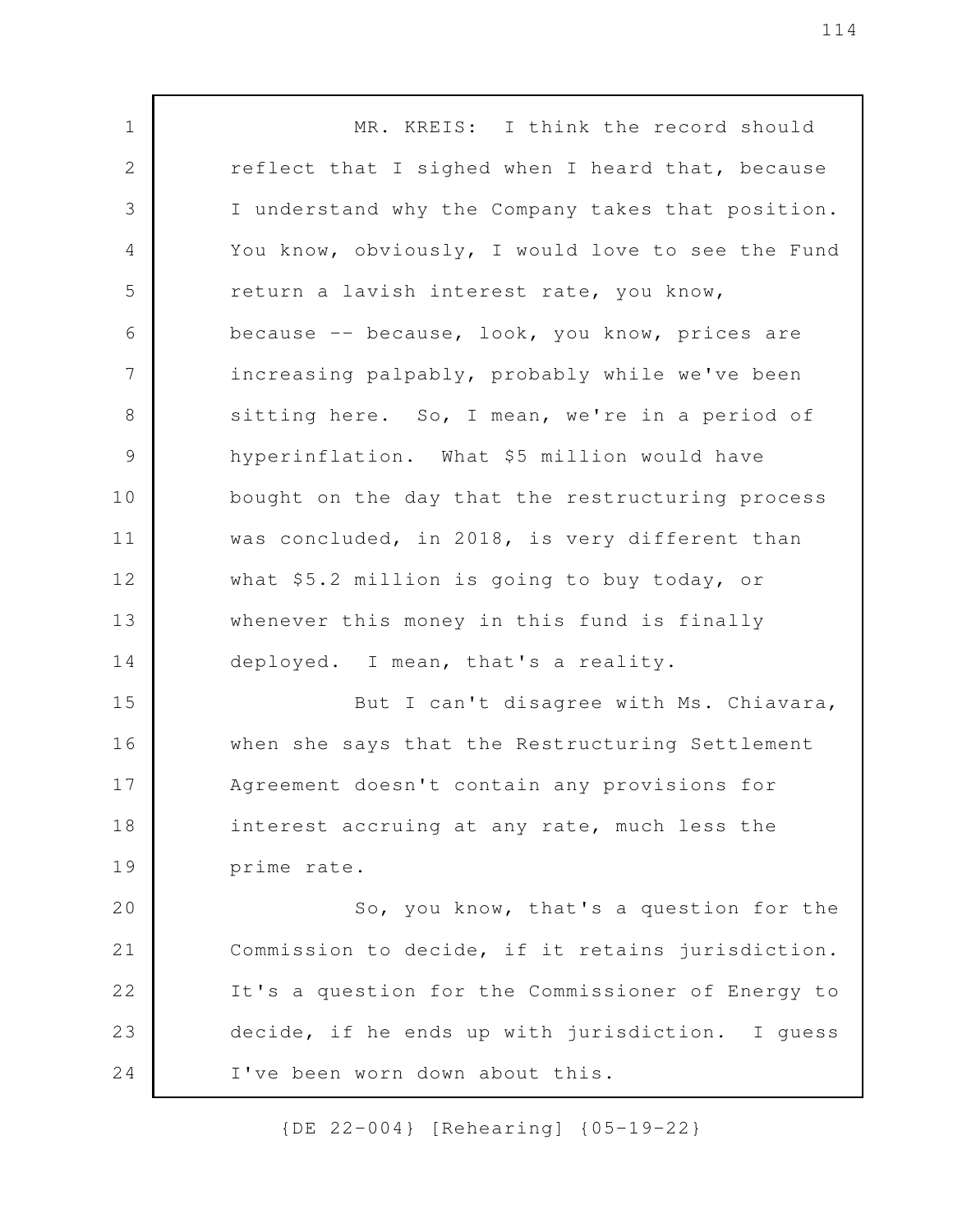MR. KREIS: I think the record should reflect that I sighed when I heard that, because I understand why the Company takes that position. You know, obviously, I would love to see the Fund return a lavish interest rate, you know, because -- because, look, you know, prices are increasing palpably, probably while we've been sitting here. So, I mean, we're in a period of hyperinflation. What $5 million would have bought on the day that the restructuring process was concluded, in 2018, is very different than what $5.2 million is going to buy today, or whenever this money in this fund is finally deployed. I mean, that's a reality.

But I can't disagree with Ms. Chiavara, when she says that the Restructuring Settlement Agreement doesn't contain any provisions for interest accruing at any rate, much less the prime rate.

So, you know, that's a question for the Commission to decide, if it retains jurisdiction. It's a question for the Commissioner of Energy to decide, if he ends up with jurisdiction. I guess I've been worn down about this.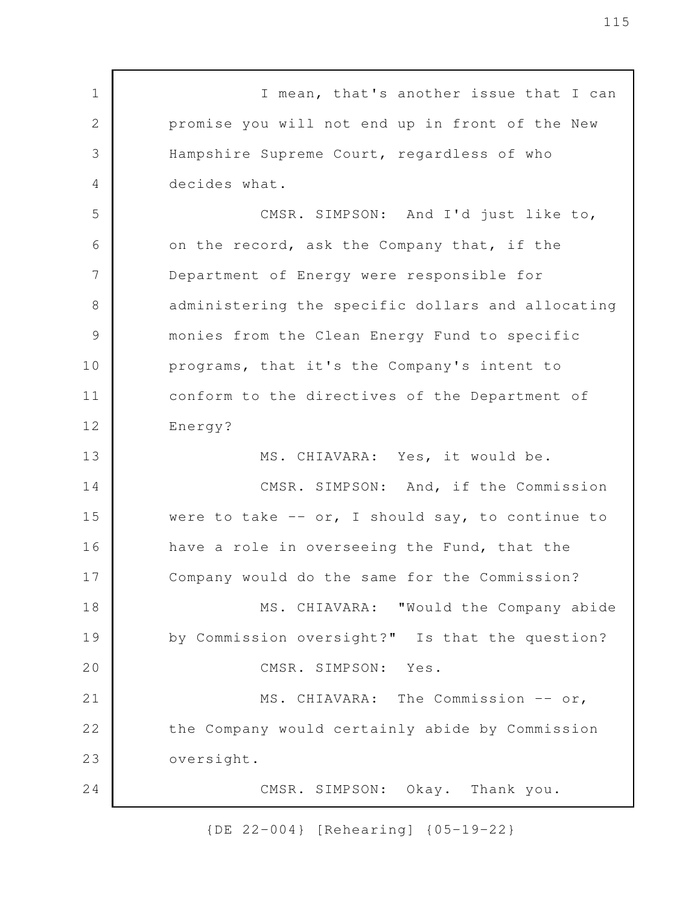I mean, that's another issue that I can promise you will not end up in front of the New Hampshire Supreme Court, regardless of who decides what.

CMSR. SIMPSON: And I'd just like to, on the record, ask the Company that, if the Department of Energy were responsible for administering the specific dollars and allocating monies from the Clean Energy Fund to specific programs, that it's the Company's intent to conform to the directives of the Department of Energy?

MS. CHIAVARA: Yes, it would be.

CMSR. SIMPSON: And, if the Commission were to take -- or, I should say, to continue to have a role in overseeing the Fund, that the Company would do the same for the Commission?

MS. CHIAVARA: "Would the Company abide by Commission oversight?" Is that the question?

CMSR. SIMPSON: Yes.

MS. CHIAVARA: The Commission -- or, the Company would certainly abide by Commission oversight.

CMSR. SIMPSON: Okay. Thank you.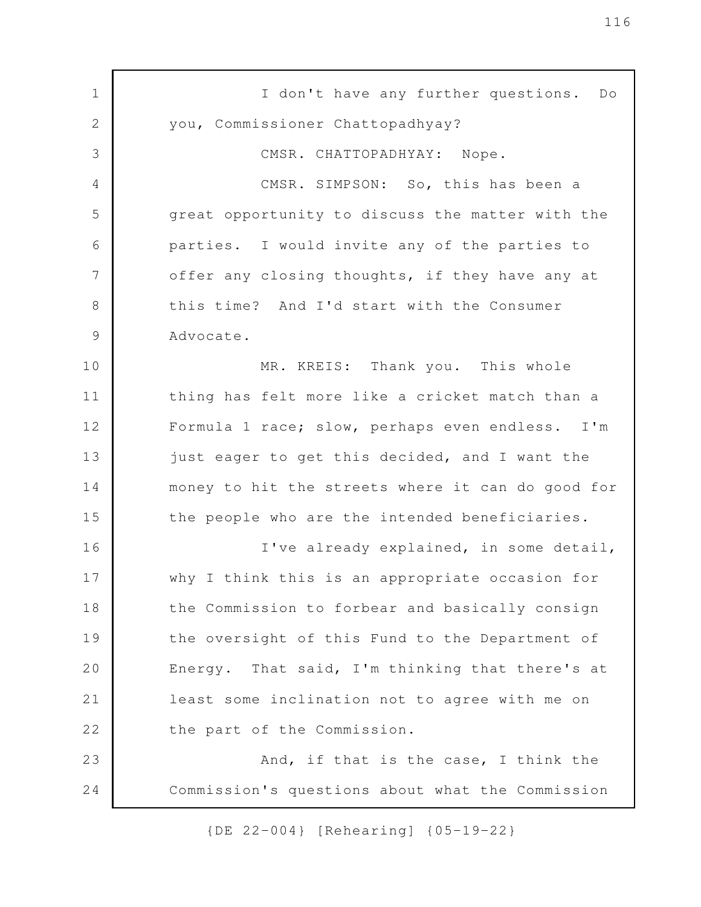I don't have any further questions. Do you, Commissioner Chattopadhyay?

CMSR. CHATTOPADHYAY: Nope.

CMSR. SIMPSON: So, this has been a great opportunity to discuss the matter with the parties. I would invite any of the parties to offer any closing thoughts, if they have any at this time? And I'd start with the Consumer Advocate.

MR. KREIS: Thank you. This whole thing has felt more like a cricket match than a Formula 1 race; slow, perhaps even endless. I'm just eager to get this decided, and I want the money to hit the streets where it can do good for the people who are the intended beneficiaries.

I've already explained, in some detail, why I think this is an appropriate occasion for the Commission to forbear and basically consign the oversight of this Fund to the Department of Energy. That said, I'm thinking that there's at least some inclination not to agree with me on the part of the Commission.

And, if that is the case, I think the Commission's questions about what the Commission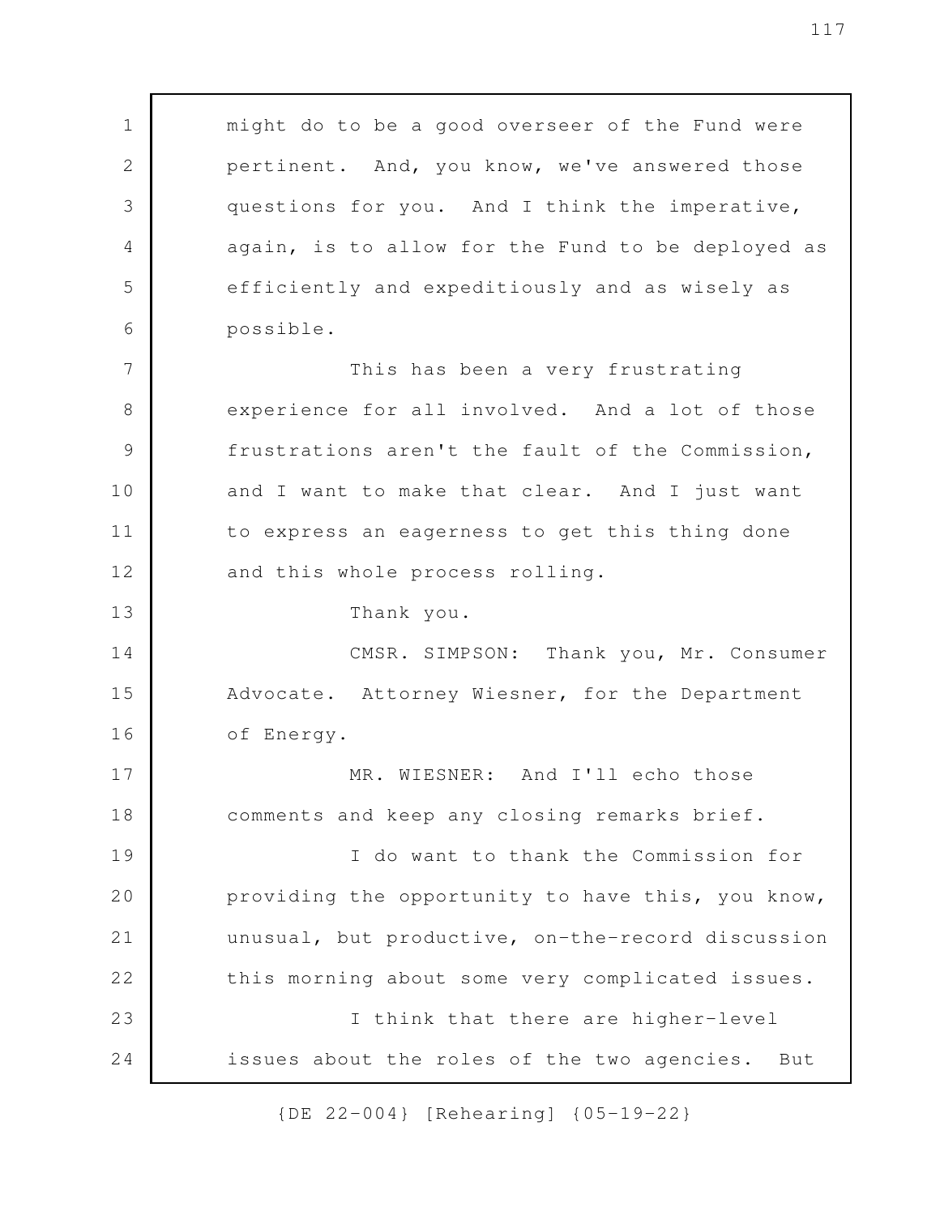might do to be a good overseer of the Fund were pertinent. And, you know, we've answered those questions for you. And I think the imperative, again, is to allow for the Fund to be deployed as efficiently and expeditiously and as wisely as possible.

This has been a very frustrating experience for all involved. And a lot of those frustrations aren't the fault of the Commission, and I want to make that clear. And I just want to express an eagerness to get this thing done and this whole process rolling.

Thank you.

CMSR. SIMPSON: Thank you, Mr. Consumer Advocate. Attorney Wiesner, for the Department of Energy.

MR. WIESNER: And I'll echo those comments and keep any closing remarks brief.

I do want to thank the Commission for providing the opportunity to have this, you know, unusual, but productive, on-the-record discussion this morning about some very complicated issues.

I think that there are higher-level issues about the roles of the two agencies. But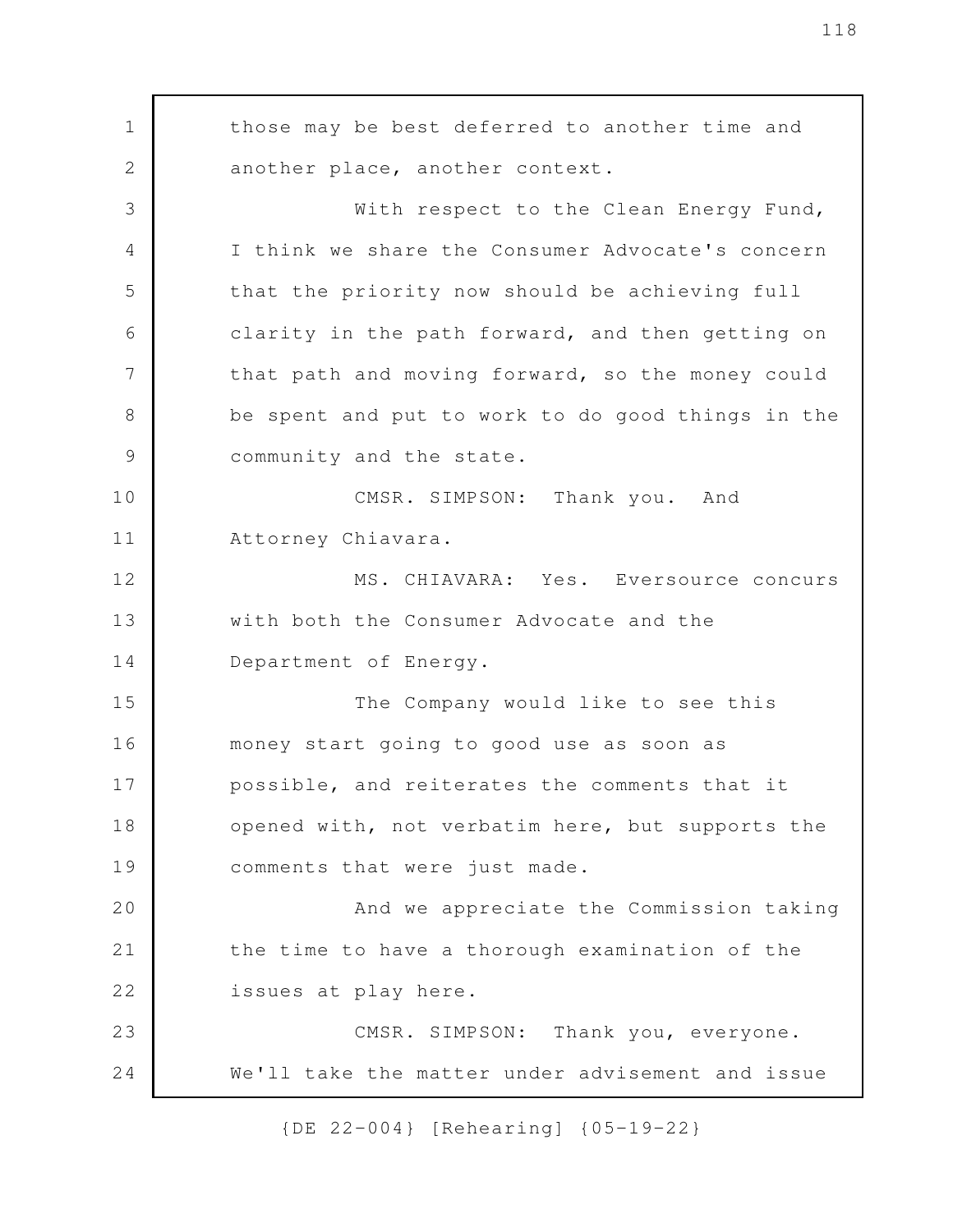those may be best deferred to another time and another place, another context.

With respect to the Clean Energy Fund, I think we share the Consumer Advocate's concern that the priority now should be achieving full clarity in the path forward, and then getting on that path and moving forward, so the money could be spent and put to work to do good things in the community and the state.

CMSR. SIMPSON: Thank you. And Attorney Chiavara.

MS. CHIAVARA: Yes. Eversource concurs with both the Consumer Advocate and the Department of Energy.

The Company would like to see this money start going to good use as soon as possible, and reiterates the comments that it opened with, not verbatim here, but supports the comments that were just made.

And we appreciate the Commission taking the time to have a thorough examination of the issues at play here.

CMSR. SIMPSON: Thank you, everyone. We'll take the matter under advisement and issue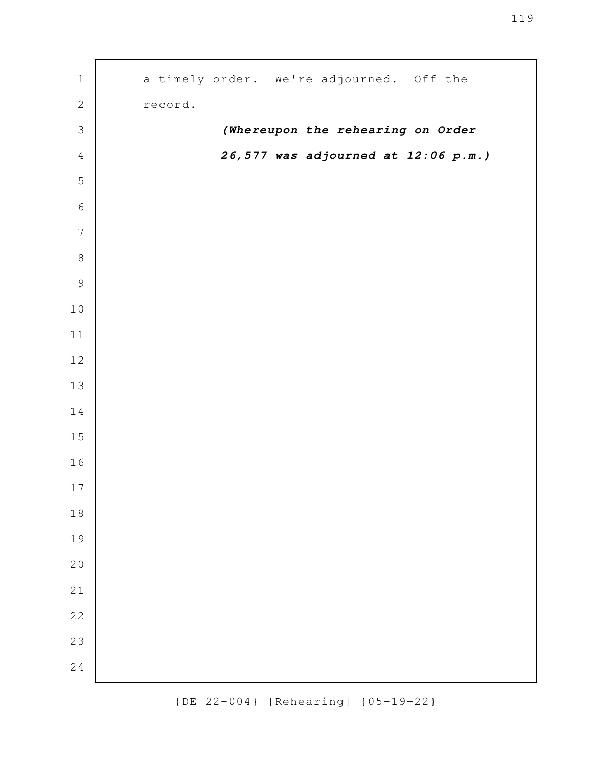a timely order. We're adjourned. Off the record.

***(Whereupon the rehearing on Order 26,577 was adjourned at 12:06 p.m.)***